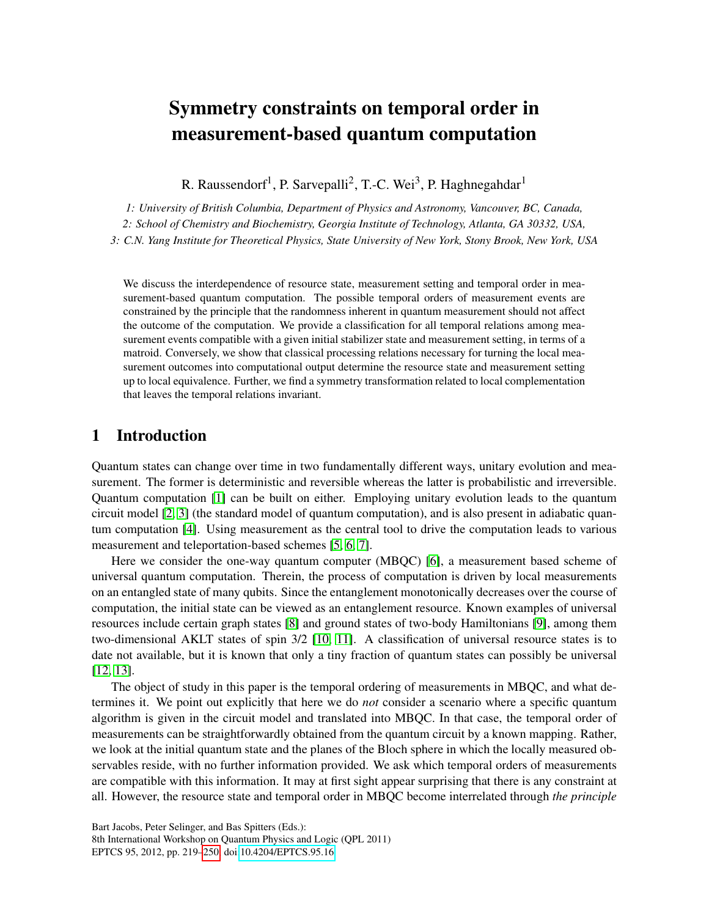# Symmetry constraints on temporal order in measurement-based quantum computation

R. Raussendorf[1], P. Sarvepalli[2], T.-C. Wei[3], P. Haghnegahdar[1]

*1: University of British Columbia, Department of Physics and Astronomy, Vancouver, BC, Canada,*

*2: School of Chemistry and Biochemistry, Georgia Institute of Technology, Atlanta, GA 30332, USA,*

*3: C.N. Yang Institute for Theoretical Physics, State University of New York, Stony Brook, New York, USA*

We discuss the interdependence of resource state, measurement setting and temporal order in measurement-based quantum computation. The possible temporal orders of measurement events are constrained by the principle that the randomness inherent in quantum measurement should not affect the outcome of the computation. We provide a classification for all temporal relations among measurement events compatible with a given initial stabilizer state and measurement setting, in terms of a matroid. Conversely, we show that classical processing relations necessary for turning the local measurement outcomes into computational output determine the resource state and measurement setting up to local equivalence. Further, we find a symmetry transformation related to local complementation that leaves the temporal relations invariant.

## 1 Introduction

Quantum states can change over time in two fundamentally different ways, unitary evolution and measurement. The former is deterministic and reversible whereas the latter is probabilistic and irreversible. Quantum computation [1] can be built on either. Employing unitary evolution leads to the quantum circuit model [2, 3] (the standard model of quantum computation), and is also present in adiabatic quantum computation [4]. Using measurement as the central tool to drive the computation leads to various measurement and teleportation-based schemes [5, 6, 7].

Here we consider the one-way quantum computer (MBQC) [6], a measurement based scheme of universal quantum computation. Therein, the process of computation is driven by local measurements on an entangled state of many qubits. Since the entanglement monotonically decreases over the course of computation, the initial state can be viewed as an entanglement resource. Known examples of universal resources include certain graph states [8] and ground states of two-body Hamiltonians [9], among them two-dimensional AKLT states of spin 3/2 [10, 11]. A classification of universal resource states is to date not available, but it is known that only a tiny fraction of quantum states can possibly be universal [12, 13].

The object of study in this paper is the temporal ordering of measurements in MBQC, and what determines it. We point out explicitly that here we do *not* consider a scenario where a specific quantum algorithm is given in the circuit model and translated into MBQC. In that case, the temporal order of measurements can be straightforwardly obtained from the quantum circuit by a known mapping. Rather, we look at the initial quantum state and the planes of the Bloch sphere in which the locally measured observables reside, with no further information provided. We ask which temporal orders of measurements are compatible with this information. It may at first sight appear surprising that there is any constraint at all. However, the resource state and temporal order in MBQC become interrelated through *the principle*

Bart Jacobs, Peter Selinger, and Bas Spitters (Eds.):
8th International Workshop on Quantum Physics and Logic (QPL 2011)
EPTCS 95, 2012, pp. 219–250, doi:10.4204/EPTCS.95.16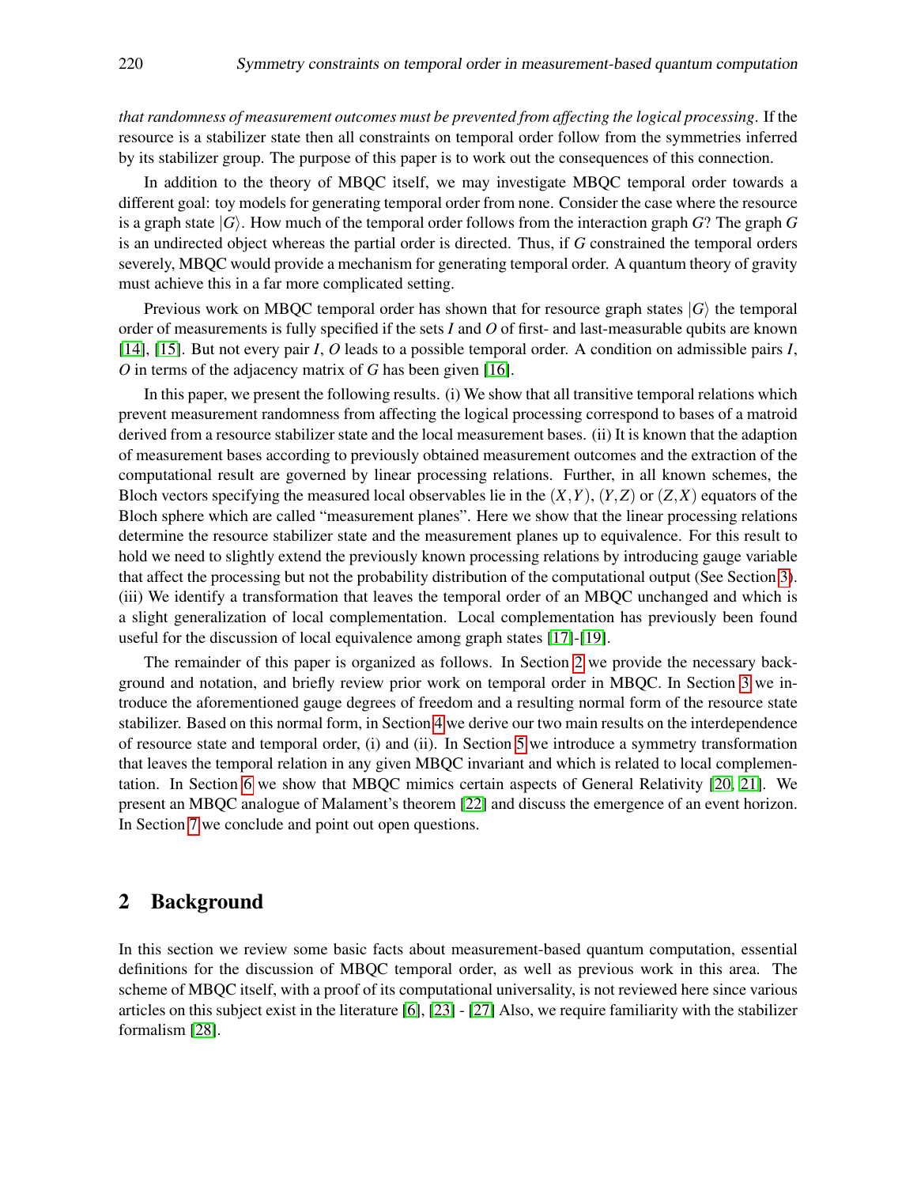*that randomness of measurement outcomes must be prevented from affecting the logical processing*. If the resource is a stabilizer state then all constraints on temporal order follow from the symmetries inferred by its stabilizer group. The purpose of this paper is to work out the consequences of this connection.

In addition to the theory of MBQC itself, we may investigate MBQC temporal order towards a different goal: toy models for generating temporal order from none. Consider the case where the resource is a graph state $|G\rangle$. How much of the temporal order follows from the interaction graph $G$? The graph $G$ is an undirected object whereas the partial order is directed. Thus, if $G$ constrained the temporal orders severely, MBQC would provide a mechanism for generating temporal order. A quantum theory of gravity must achieve this in a far more complicated setting.

Previous work on MBQC temporal order has shown that for resource graph states $|G\rangle$ the temporal order of measurements is fully specified if the sets $I$ and $O$ of first- and last-measurable qubits are known [14], [15]. But not every pair $I$, $O$ leads to a possible temporal order. A condition on admissible pairs $I$, $O$ in terms of the adjacency matrix of $G$ has been given [16].

In this paper, we present the following results. (i) We show that all transitive temporal relations which prevent measurement randomness from affecting the logical processing correspond to bases of a matroid derived from a resource stabilizer state and the local measurement bases. (ii) It is known that the adaption of measurement bases according to previously obtained measurement outcomes and the extraction of the computational result are governed by linear processing relations. Further, in all known schemes, the Bloch vectors specifying the measured local observables lie in the $(X,Y)$, $(Y,Z)$ or $(Z,X)$ equators of the Bloch sphere which are called "measurement planes". Here we show that the linear processing relations determine the resource stabilizer state and the measurement planes up to equivalence. For this result to hold we need to slightly extend the previously known processing relations by introducing gauge variable that affect the processing but not the probability distribution of the computational output (See Section 3). (iii) We identify a transformation that leaves the temporal order of an MBQC unchanged and which is a slight generalization of local complementation. Local complementation has previously been found useful for the discussion of local equivalence among graph states [17]-[19].

The remainder of this paper is organized as follows. In Section 2 we provide the necessary background and notation, and briefly review prior work on temporal order in MBQC. In Section 3 we introduce the aforementioned gauge degrees of freedom and a resulting normal form of the resource state stabilizer. Based on this normal form, in Section 4 we derive our two main results on the interdependence of resource state and temporal order, (i) and (ii). In Section 5 we introduce a symmetry transformation that leaves the temporal relation in any given MBQC invariant and which is related to local complementation. In Section 6 we show that MBQC mimics certain aspects of General Relativity [20, 21]. We present an MBQC analogue of Malament's theorem [22] and discuss the emergence of an event horizon. In Section 7 we conclude and point out open questions.

## 2 Background

In this section we review some basic facts about measurement-based quantum computation, essential definitions for the discussion of MBQC temporal order, as well as previous work in this area. The scheme of MBQC itself, with a proof of its computational universality, is not reviewed here since various articles on this subject exist in the literature [6], [23] - [27] Also, we require familiarity with the stabilizer formalism [28].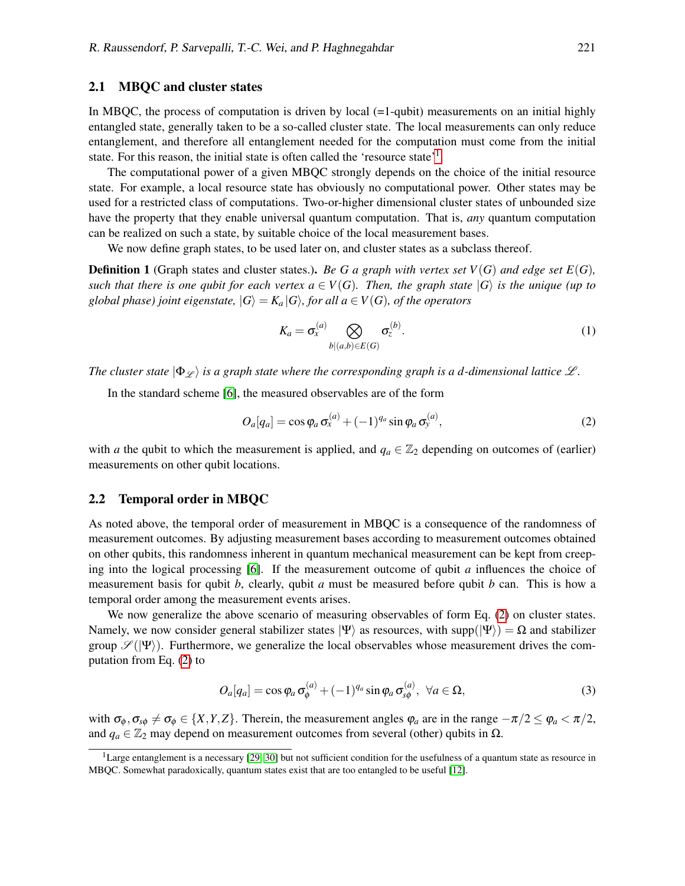### 2.1 MBQC and cluster states

In MBQC, the process of computation is driven by local (=1-qubit) measurements on an initial highly entangled state, generally taken to be a so-called cluster state. The local measurements can only reduce entanglement, and therefore all entanglement needed for the computation must come from the initial state. For this reason, the initial state is often called the 'resource state'[1].

The computational power of a given MBQC strongly depends on the choice of the initial resource state. For example, a local resource state has obviously no computational power. Other states may be used for a restricted class of computations. Two-or-higher dimensional cluster states of unbounded size have the property that they enable universal quantum computation. That is, *any* quantum computation can be realized on such a state, by suitable choice of the local measurement bases.

We now define graph states, to be used later on, and cluster states as a subclass thereof.

**Definition 1** (Graph states and cluster states.). *Be $G$ a graph with vertex set $V(G)$ and edge set $E(G)$, such that there is one qubit for each vertex $a \in V(G)$. Then, the graph state $|G\rangle$ is the unique (up to global phase) joint eigenstate, $|G\rangle = K_a|G\rangle$, for all $a \in V(G)$, of the operators*

$$K_a = \sigma_x^{(a)} \bigotimes_{b|(a,b)\in E(G)} \sigma_z^{(b)}. \tag{1}$$

*The cluster state $|\Phi_{\mathscr{L}}\rangle$ is a graph state where the corresponding graph is a $d$-dimensional lattice $\mathscr{L}$.*

In the standard scheme [6], the measured observables are of the form

$$O_a[q_a] = \cos\varphi_a\, \sigma_x^{(a)} + (-1)^{q_a} \sin\varphi_a\, \sigma_y^{(a)}, \tag{2}$$

with $a$ the qubit to which the measurement is applied, and $q_a \in \mathbb{Z}_2$ depending on outcomes of (earlier) measurements on other qubit locations.

### 2.2 Temporal order in MBQC

As noted above, the temporal order of measurement in MBQC is a consequence of the randomness of measurement outcomes. By adjusting measurement bases according to measurement outcomes obtained on other qubits, this randomness inherent in quantum mechanical measurement can be kept from creeping into the logical processing [6]. If the measurement outcome of qubit $a$ influences the choice of measurement basis for qubit $b$, clearly, qubit $a$ must be measured before qubit $b$ can. This is how a temporal order among the measurement events arises.

We now generalize the above scenario of measuring observables of form Eq. (2) on cluster states. Namely, we now consider general stabilizer states $|\Psi\rangle$ as resources, with $\text{supp}(|\Psi\rangle) = \Omega$ and stabilizer group $\mathscr{S}(|\Psi\rangle)$. Furthermore, we generalize the local observables whose measurement drives the computation from Eq. (2) to

$$O_a[q_a] = \cos\varphi_a\, \sigma_\phi^{(a)} + (-1)^{q_a} \sin\varphi_a\, \sigma_{s\phi}^{(a)},\ \ \forall a \in \Omega, \tag{3}$$

with $\sigma_\phi, \sigma_{s\phi} \neq \sigma_\phi \in \{X,Y,Z\}$. Therein, the measurement angles $\varphi_a$ are in the range $-\pi/2 \leq \varphi_a < \pi/2$, and $q_a \in \mathbb{Z}_2$ may depend on measurement outcomes from several (other) qubits in $\Omega$.

[1] Large entanglement is a necessary [29, 30] but not sufficient condition for the usefulness of a quantum state as resource in MBQC. Somewhat paradoxically, quantum states exist that are too entangled to be useful [12].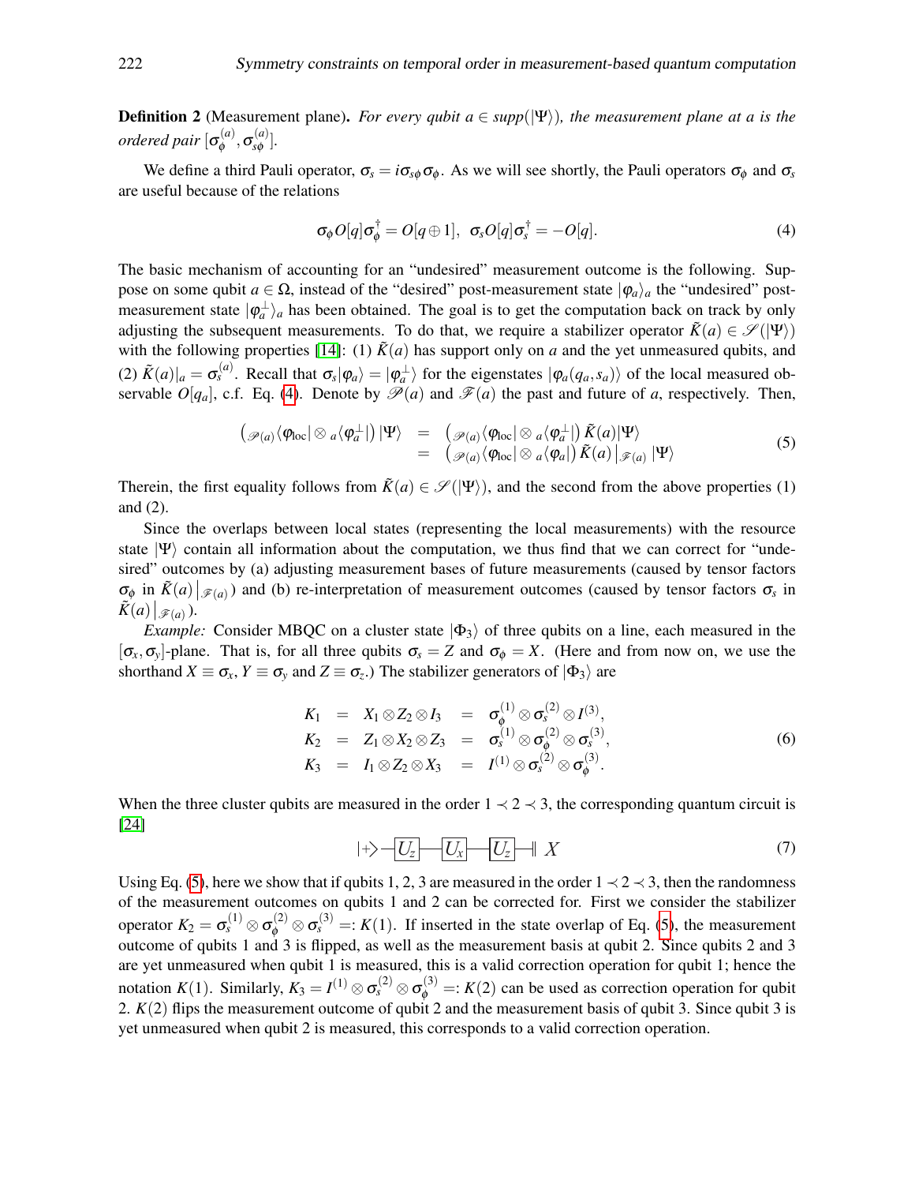**Definition 2** (Measurement plane). *For every qubit $a \in supp(|\Psi\rangle)$, the measurement plane at $a$ is the ordered pair $[\sigma_\phi^{(a)}, \sigma_{s\phi}^{(a)}]$.*

We define a third Pauli operator, $\sigma_s = i\sigma_{s\phi}\sigma_\phi$. As we will see shortly, the Pauli operators $\sigma_\phi$ and $\sigma_s$ are useful because of the relations

$$\sigma_\phi O[q]\sigma_\phi^\dagger = O[q \oplus 1],\;\; \sigma_s O[q]\sigma_s^\dagger = -O[q]. \tag{4}$$

The basic mechanism of accounting for an "undesired" measurement outcome is the following. Suppose on some qubit $a \in \Omega$, instead of the "desired" post-measurement state $|\varphi_a\rangle_a$ the "undesired" post-measurement state $|\varphi_a^\perp\rangle_a$ has been obtained. The goal is to get the computation back on track by only adjusting the subsequent measurements. To do that, we require a stabilizer operator $\tilde{K}(a) \in \mathscr{S}(|\Psi\rangle)$ with the following properties [14]: (1) $\tilde{K}(a)$ has support only on $a$ and the yet unmeasured qubits, and (2) $\tilde{K}(a)|_a = \sigma_s^{(a)}$. Recall that $\sigma_s|\varphi_a\rangle = |\varphi_a^\perp\rangle$ for the eigenstates $|\varphi_a(q_a, s_a)\rangle$ of the local measured observable $O[q_a]$, c.f. Eq. (4). Denote by $\mathscr{P}(a)$ and $\mathscr{F}(a)$ the past and future of $a$, respectively. Then,

$$\begin{array}{rcl} \left({}_{\mathscr{P}(a)}\langle\varphi_{\text{loc}}| \otimes {}_a\langle\varphi_a^\perp|\right)|\Psi\rangle &=& \left({}_{\mathscr{P}(a)}\langle\varphi_{\text{loc}}| \otimes {}_a\langle\varphi_a^\perp|\right)\tilde{K}(a)|\Psi\rangle \\ &=& \left({}_{\mathscr{P}(a)}\langle\varphi_{\text{loc}}| \otimes {}_a\langle\varphi_a|\right)\tilde{K}(a)\big|_{\mathscr{F}(a)}|\Psi\rangle \end{array} \tag{5}$$

Therein, the first equality follows from $\tilde{K}(a) \in \mathscr{S}(|\Psi\rangle)$, and the second from the above properties (1) and (2).

Since the overlaps between local states (representing the local measurements) with the resource state $|\Psi\rangle$ contain all information about the computation, we thus find that we can correct for "undesired" outcomes by (a) adjusting measurement bases of future measurements (caused by tensor factors $\sigma_\phi$ in $\tilde{K}(a)\big|_{\mathscr{F}(a)}$) and (b) re-interpretation of measurement outcomes (caused by tensor factors $\sigma_s$ in $\tilde{K}(a)\big|_{\mathscr{F}(a)}$).

*Example:* Consider MBQC on a cluster state $|\Phi_3\rangle$ of three qubits on a line, each measured in the $[\sigma_x, \sigma_y]$-plane. That is, for all three qubits $\sigma_s = Z$ and $\sigma_\phi = X$. (Here and from now on, we use the shorthand $X \equiv \sigma_x$, $Y \equiv \sigma_y$ and $Z \equiv \sigma_z$.) The stabilizer generators of $|\Phi_3\rangle$ are

$$\begin{array}{rcccl} K_1 &=& X_1 \otimes Z_2 \otimes I_3 &=& \sigma_\phi^{(1)} \otimes \sigma_s^{(2)} \otimes I^{(3)}, \\ K_2 &=& Z_1 \otimes X_2 \otimes Z_3 &=& \sigma_s^{(1)} \otimes \sigma_\phi^{(2)} \otimes \sigma_s^{(3)}, \\ K_3 &=& I_1 \otimes Z_2 \otimes X_3 &=& I^{(1)} \otimes \sigma_s^{(2)} \otimes \sigma_\phi^{(3)}. \end{array} \tag{6}$$

When the three cluster qubits are measured in the order $1 \prec 2 \prec 3$, the corresponding quantum circuit is [24]

$$|+\rangle - \boxed{U_z} - \boxed{U_x} - \boxed{U_z} -\!\!\| \; X \tag{7}$$

Using Eq. (5), here we show that if qubits 1, 2, 3 are measured in the order $1 \prec 2 \prec 3$, then the randomness of the measurement outcomes on qubits 1 and 2 can be corrected for. First we consider the stabilizer operator $K_2 = \sigma_s^{(1)} \otimes \sigma_\phi^{(2)} \otimes \sigma_s^{(3)} =: K(1)$. If inserted in the state overlap of Eq. (5), the measurement outcome of qubits 1 and 3 is flipped, as well as the measurement basis at qubit 2. Since qubits 2 and 3 are yet unmeasured when qubit 1 is measured, this is a valid correction operation for qubit 1; hence the notation $K(1)$. Similarly, $K_3 = I^{(1)} \otimes \sigma_s^{(2)} \otimes \sigma_\phi^{(3)} =: K(2)$ can be used as correction operation for qubit 2. $K(2)$ flips the measurement outcome of qubit 2 and the measurement basis of qubit 3. Since qubit 3 is yet unmeasured when qubit 2 is measured, this corresponds to a valid correction operation.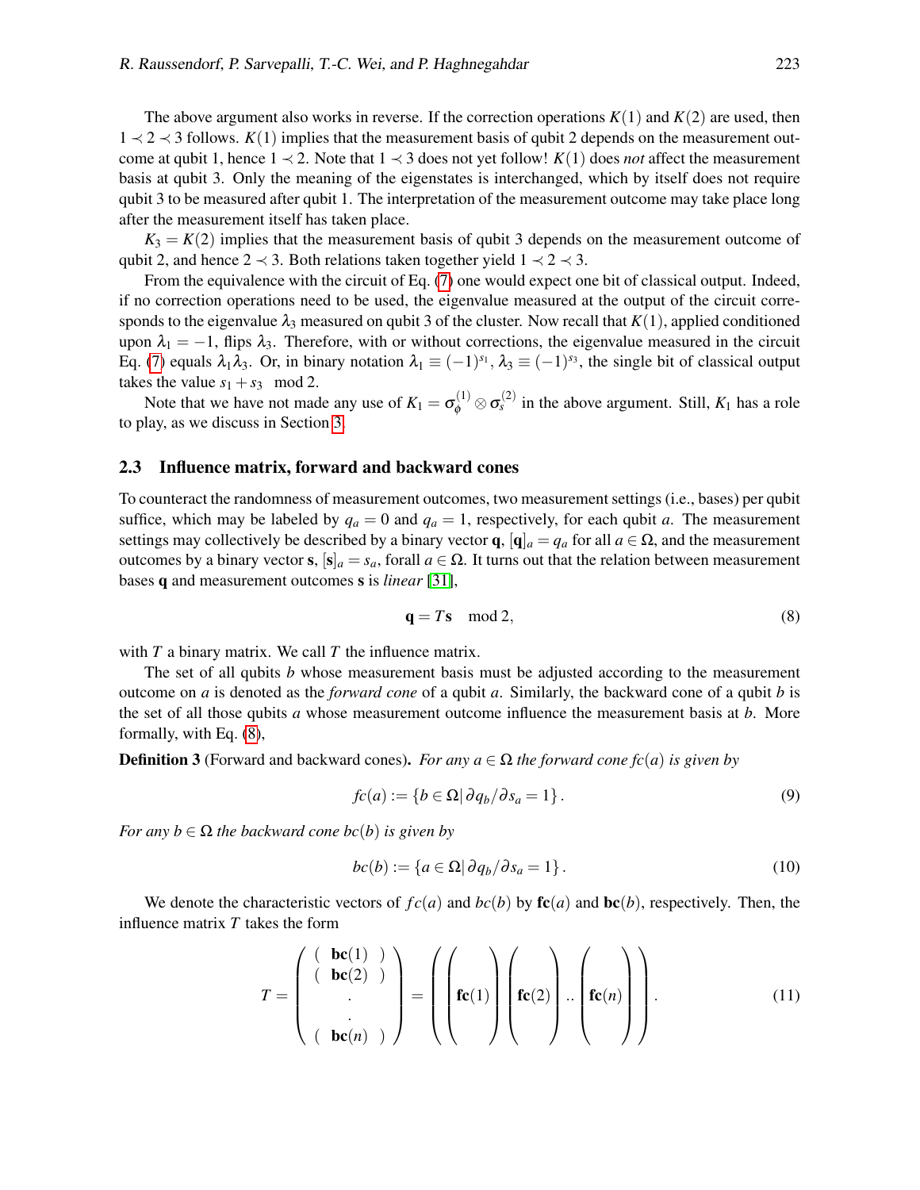The above argument also works in reverse. If the correction operations $K(1)$ and $K(2)$ are used, then $1 \prec 2 \prec 3$ follows. $K(1)$ implies that the measurement basis of qubit 2 depends on the measurement outcome at qubit 1, hence $1 \prec 2$. Note that $1 \prec 3$ does not yet follow! $K(1)$ does *not* affect the measurement basis at qubit 3. Only the meaning of the eigenstates is interchanged, which by itself does not require qubit 3 to be measured after qubit 1. The interpretation of the measurement outcome may take place long after the measurement itself has taken place.

$K_3 = K(2)$ implies that the measurement basis of qubit 3 depends on the measurement outcome of qubit 2, and hence $2 \prec 3$. Both relations taken together yield $1 \prec 2 \prec 3$.

From the equivalence with the circuit of Eq. (7) one would expect one bit of classical output. Indeed, if no correction operations need to be used, the eigenvalue measured at the output of the circuit corresponds to the eigenvalue $\lambda_3$ measured on qubit 3 of the cluster. Now recall that $K(1)$, applied conditioned upon $\lambda_1 = -1$, flips $\lambda_3$. Therefore, with or without corrections, the eigenvalue measured in the circuit Eq. (7) equals $\lambda_1\lambda_3$. Or, in binary notation $\lambda_1 \equiv (-1)^{s_1}$, $\lambda_3 \equiv (-1)^{s_3}$, the single bit of classical output takes the value $s_1 + s_3 \mod 2$.

Note that we have not made any use of $K_1 = \sigma_\phi^{(1)} \otimes \sigma_s^{(2)}$ in the above argument. Still, $K_1$ has a role to play, as we discuss in Section 3.

### 2.3 Influence matrix, forward and backward cones

To counteract the randomness of measurement outcomes, two measurement settings (i.e., bases) per qubit suffice, which may be labeled by $q_a = 0$ and $q_a = 1$, respectively, for each qubit $a$. The measurement settings may collectively be described by a binary vector $\mathbf{q}$, $[\mathbf{q}]_a = q_a$ for all $a \in \Omega$, and the measurement outcomes by a binary vector $\mathbf{s}$, $[\mathbf{s}]_a = s_a$, forall $a \in \Omega$. It turns out that the relation between measurement bases $\mathbf{q}$ and measurement outcomes $\mathbf{s}$ is *linear* [31],

$$\mathbf{q} = T\mathbf{s} \mod 2, \tag{8}$$

with $T$ a binary matrix. We call $T$ the influence matrix.

The set of all qubits $b$ whose measurement basis must be adjusted according to the measurement outcome on $a$ is denoted as the *forward cone* of a qubit $a$. Similarly, the backward cone of a qubit $b$ is the set of all those qubits $a$ whose measurement outcome influence the measurement basis at $b$. More formally, with Eq. (8),

**Definition 3** (Forward and backward cones). *For any $a \in \Omega$ the forward cone $fc(a)$ is given by*

$$fc(a) := \{b \in \Omega |\, \partial q_b / \partial s_a = 1\}. \tag{9}$$

*For any $b \in \Omega$ the backward cone $bc(b)$ is given by*

$$bc(b) := \{a \in \Omega |\, \partial q_b / \partial s_a = 1\}. \tag{10}$$

We denote the characteristic vectors of $fc(a)$ and $bc(b)$ by $\mathbf{fc}(a)$ and $\mathbf{bc}(b)$, respectively. Then, the influence matrix $T$ takes the form

$$T = \begin{pmatrix} (\ \mathbf{bc}(1)\ ) \\ (\ \mathbf{bc}(2)\ ) \\ . \\ . \\ (\ \mathbf{bc}(n)\ ) \end{pmatrix} = \left( \begin{pmatrix} \\ \mathbf{fc}(1) \\ \\ \end{pmatrix} \begin{pmatrix} \\ \mathbf{fc}(2) \\ \\ \end{pmatrix} .. \begin{pmatrix} \\ \mathbf{fc}(n) \\ \\ \end{pmatrix} \right). \tag{11}$$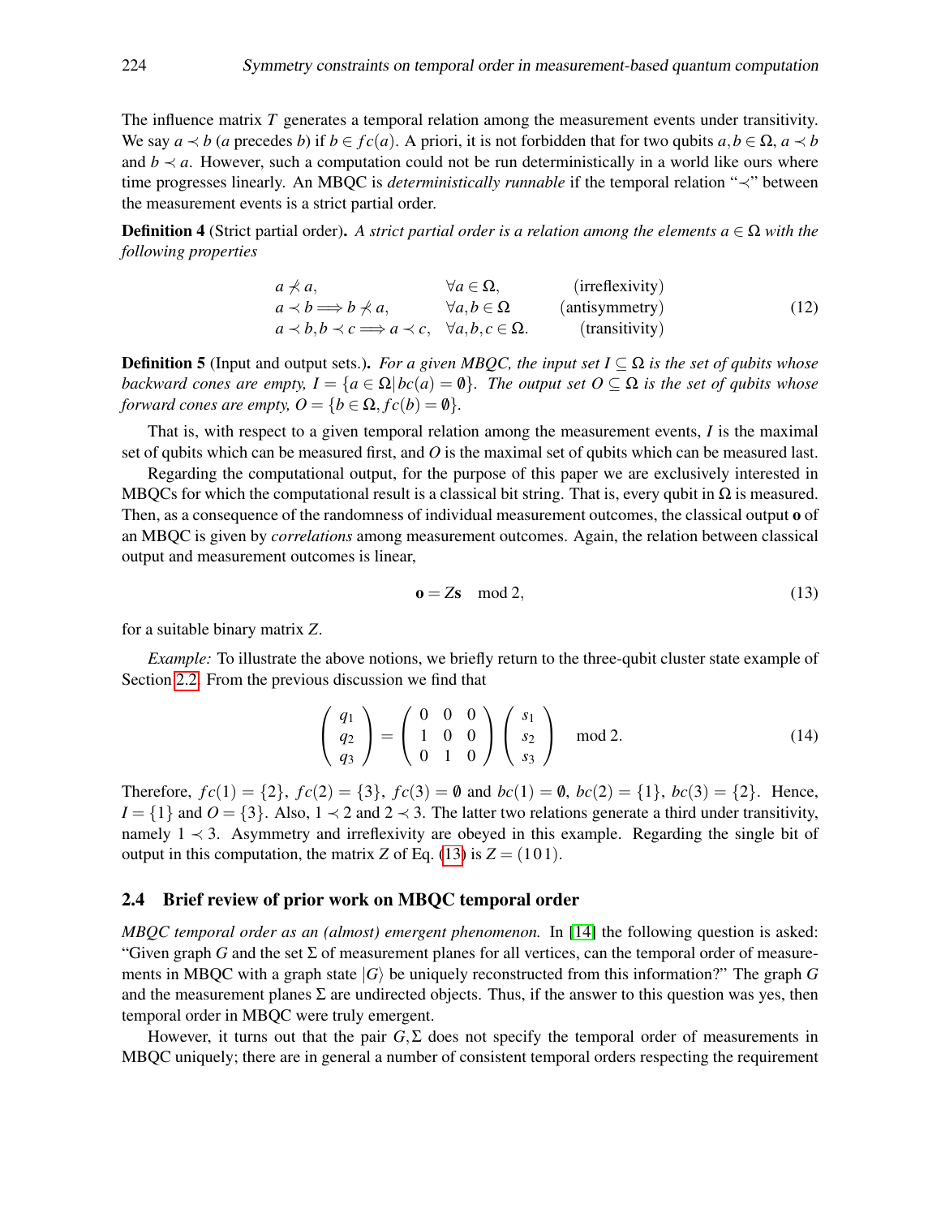The influence matrix $T$ generates a temporal relation among the measurement events under transitivity. We say $a \prec b$ ($a$ precedes $b$) if $b \in fc(a)$. A priori, it is not forbidden that for two qubits $a, b \in \Omega$, $a \prec b$ and $b \prec a$. However, such a computation could not be run deterministically in a world like ours where time progresses linearly. An MBQC is *deterministically runnable* if the temporal relation "$\prec$" between the measurement events is a strict partial order.

**Definition 4** (Strict partial order). *A strict partial order is a relation among the elements $a \in \Omega$ with the following properties*

$$
\begin{array}{lll}
a \not\prec a, & \forall a \in \Omega, & \text{(irreflexivity)} \\
a \prec b \Longrightarrow b \not\prec a, & \forall a, b \in \Omega & \text{(antisymmetry)} \\
a \prec b, b \prec c \Longrightarrow a \prec c, & \forall a, b, c \in \Omega. & \text{(transitivity)}
\end{array}
\tag{12}
$$

**Definition 5** (Input and output sets.). *For a given MBQC, the input set $I \subseteq \Omega$ is the set of qubits whose backward cones are empty, $I = \{a \in \Omega | bc(a) = \emptyset\}$. The output set $O \subseteq \Omega$ is the set of qubits whose forward cones are empty, $O = \{b \in \Omega, fc(b) = \emptyset\}$.*

That is, with respect to a given temporal relation among the measurement events, $I$ is the maximal set of qubits which can be measured first, and $O$ is the maximal set of qubits which can be measured last.

Regarding the computational output, for the purpose of this paper we are exclusively interested in MBQCs for which the computational result is a classical bit string. That is, every qubit in $\Omega$ is measured. Then, as a consequence of the randomness of individual measurement outcomes, the classical output $\mathbf{o}$ of an MBQC is given by *correlations* among measurement outcomes. Again, the relation between classical output and measurement outcomes is linear,

$$
\mathbf{o} = Z\mathbf{s} \mod 2, \tag{13}
$$

for a suitable binary matrix $Z$.

*Example:* To illustrate the above notions, we briefly return to the three-qubit cluster state example of Section 2.2. From the previous discussion we find that

$$
\begin{pmatrix} q_1 \\ q_2 \\ q_3 \end{pmatrix} = \begin{pmatrix} 0 & 0 & 0 \\ 1 & 0 & 0 \\ 0 & 1 & 0 \end{pmatrix} \begin{pmatrix} s_1 \\ s_2 \\ s_3 \end{pmatrix} \mod 2. \tag{14}
$$

Therefore, $fc(1) = \{2\}$, $fc(2) = \{3\}$, $fc(3) = \emptyset$ and $bc(1) = \emptyset$, $bc(2) = \{1\}$, $bc(3) = \{2\}$. Hence, $I = \{1\}$ and $O = \{3\}$. Also, $1 \prec 2$ and $2 \prec 3$. The latter two relations generate a third under transitivity, namely $1 \prec 3$. Asymmetry and irreflexivity are obeyed in this example. Regarding the single bit of output in this computation, the matrix $Z$ of Eq. (13) is $Z = (1\,0\,1)$.

## 2.4 Brief review of prior work on MBQC temporal order

*MBQC temporal order as an (almost) emergent phenomenon.* In [14] the following question is asked: "Given graph $G$ and the set $\Sigma$ of measurement planes for all vertices, can the temporal order of measurements in MBQC with a graph state $|G\rangle$ be uniquely reconstructed from this information?" The graph $G$ and the measurement planes $\Sigma$ are undirected objects. Thus, if the answer to this question was yes, then temporal order in MBQC were truly emergent.

However, it turns out that the pair $G, \Sigma$ does not specify the temporal order of measurements in MBQC uniquely; there are in general a number of consistent temporal orders respecting the requirement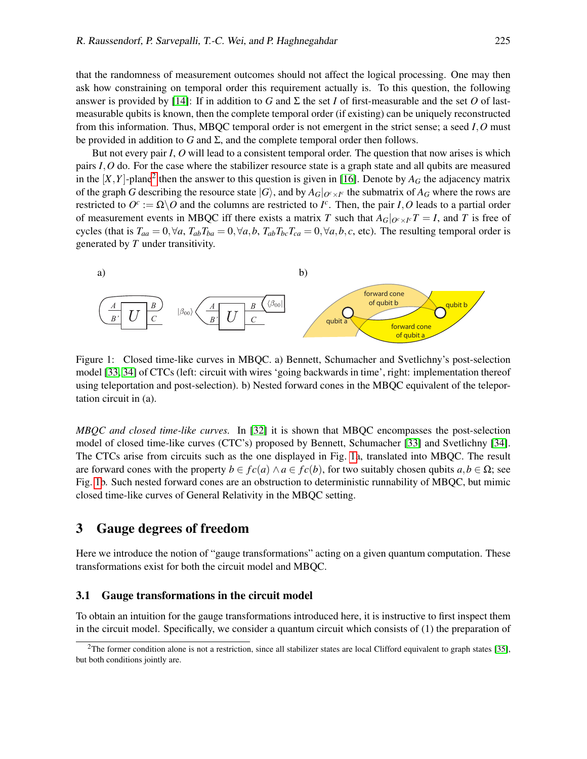that the randomness of measurement outcomes should not affect the logical processing. One may then ask how constraining on temporal order this requirement actually is. To this question, the following answer is provided by [14]: If in addition to $G$ and $\Sigma$ the set $I$ of first-measurable and the set $O$ of last-measurable qubits is known, then the complete temporal order (if existing) can be uniquely reconstructed from this information. Thus, MBQC temporal order is not emergent in the strict sense; a seed $I,O$ must be provided in addition to $G$ and $\Sigma$, and the complete temporal order then follows.

But not every pair $I$, $O$ will lead to a consistent temporal order. The question that now arises is which pairs $I,O$ do. For the case where the stabilizer resource state is a graph state and all qubits are measured in the $[X,Y]$-plane[2] then the answer to this question is given in [16]. Denote by $A_G$ the adjacency matrix of the graph $G$ describing the resource state $|G\rangle$, and by $A_G|_{O^c \times I^c}$ the submatrix of $A_G$ where the rows are restricted to $O^c := \Omega \backslash O$ and the columns are restricted to $I^c$. Then, the pair $I,O$ leads to a partial order of measurement events in MBQC iff there exists a matrix $T$ such that $A_G|_{O^c \times I^c} T = I$, and $T$ is free of cycles (that is $T_{aa} = 0, \forall a$, $T_{ab}T_{ba} = 0, \forall a,b$, $T_{ab}T_{bc}T_{ca} = 0, \forall a,b,c$, etc). The resulting temporal order is generated by $T$ under transitivity.

Figure 1: Closed time-like curves in MBQC. a) Bennett, Schumacher and Svetlichny's post-selection model [33, 34] of CTCs (left: circuit with wires 'going backwards in time', right: implementation thereof using teleportation and post-selection). b) Nested forward cones in the MBQC equivalent of the teleportation circuit in (a).

*MBQC and closed time-like curves.* In [32] it is shown that MBQC encompasses the post-selection model of closed time-like curves (CTC's) proposed by Bennett, Schumacher [33] and Svetlichny [34]. The CTCs arise from circuits such as the one displayed in Fig. 1a, translated into MBQC. The result are forward cones with the property $b \in fc(a) \wedge a \in fc(b)$, for two suitably chosen qubits $a,b \in \Omega$; see Fig. 1b. Such nested forward cones are an obstruction to deterministic runnability of MBQC, but mimic closed time-like curves of General Relativity in the MBQC setting.

# 3 Gauge degrees of freedom

Here we introduce the notion of "gauge transformations" acting on a given quantum computation. These transformations exist for both the circuit model and MBQC.

## 3.1 Gauge transformations in the circuit model

To obtain an intuition for the gauge transformations introduced here, it is instructive to first inspect them in the circuit model. Specifically, we consider a quantum circuit which consists of (1) the preparation of

[2] The former condition alone is not a restriction, since all stabilizer states are local Clifford equivalent to graph states [35], but both conditions jointly are.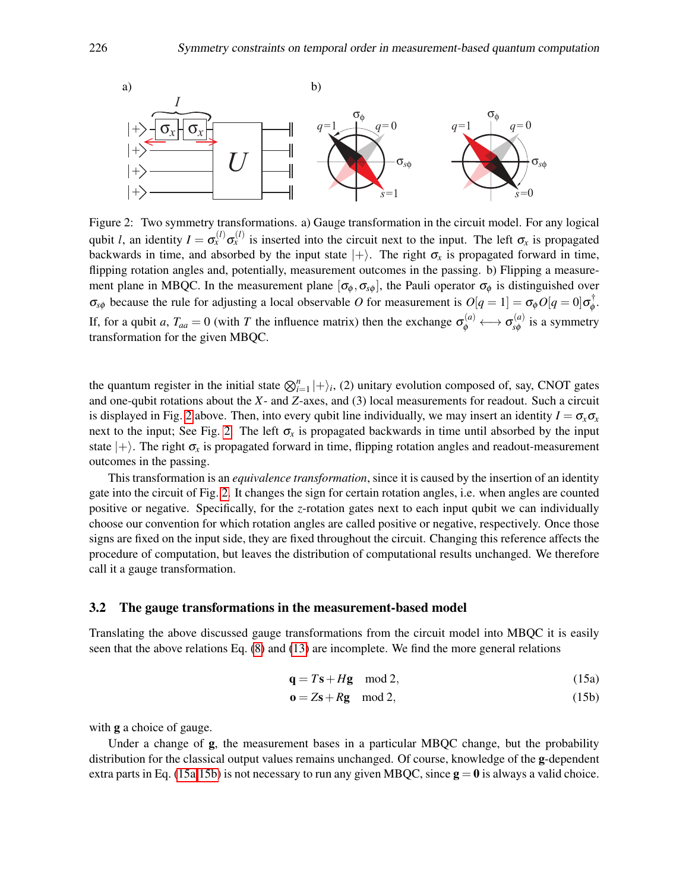a) b)

Figure 2: Two symmetry transformations. a) Gauge transformation in the circuit model. For any logical qubit $l$, an identity $I = \sigma_x^{(l)}\sigma_x^{(l)}$ is inserted into the circuit next to the input. The left $\sigma_x$ is propagated backwards in time, and absorbed by the input state $|+\rangle$. The right $\sigma_x$ is propagated forward in time, flipping rotation angles and, potentially, measurement outcomes in the passing. b) Flipping a measurement plane in MBQC. In the measurement plane $[\sigma_\phi, \sigma_{s\phi}]$, the Pauli operator $\sigma_\phi$ is distinguished over $\sigma_{s\phi}$ because the rule for adjusting a local observable $O$ for measurement is $O[q=1] = \sigma_\phi O[q=0]\sigma_\phi^\dagger$. If, for a qubit $a$, $T_{aa} = 0$ (with $T$ the influence matrix) then the exchange $\sigma_\phi^{(a)} \longleftrightarrow \sigma_{s\phi}^{(a)}$ is a symmetry transformation for the given MBQC.

the quantum register in the initial state $\bigotimes_{i=1}^n |+\rangle_i$, (2) unitary evolution composed of, say, CNOT gates and one-qubit rotations about the $X$- and $Z$-axes, and (3) local measurements for readout. Such a circuit is displayed in Fig. 2 above. Then, into every qubit line individually, we may insert an identity $I = \sigma_x\sigma_x$ next to the input; See Fig. 2. The left $\sigma_x$ is propagated backwards in time until absorbed by the input state $|+\rangle$. The right $\sigma_x$ is propagated forward in time, flipping rotation angles and readout-measurement outcomes in the passing.

This transformation is an *equivalence transformation*, since it is caused by the insertion of an identity gate into the circuit of Fig. 2. It changes the sign for certain rotation angles, i.e. when angles are counted positive or negative. Specifically, for the $z$-rotation gates next to each input qubit we can individually choose our convention for which rotation angles are called positive or negative, respectively. Once those signs are fixed on the input side, they are fixed throughout the circuit. Changing this reference affects the procedure of computation, but leaves the distribution of computational results unchanged. We therefore call it a gauge transformation.

### 3.2 The gauge transformations in the measurement-based model

Translating the above discussed gauge transformations from the circuit model into MBQC it is easily seen that the above relations Eq. (8) and (13) are incomplete. We find the more general relations

$$\mathbf{q} = T\mathbf{s} + H\mathbf{g} \mod 2, \tag{15a}$$

$$\mathbf{o} = Z\mathbf{s} + R\mathbf{g} \mod 2, \tag{15b}$$

with $\mathbf{g}$ a choice of gauge.

Under a change of $\mathbf{g}$, the measurement bases in a particular MBQC change, but the probability distribution for the classical output values remains unchanged. Of course, knowledge of the $\mathbf{g}$-dependent extra parts in Eq. (15a,15b) is not necessary to run any given MBQC, since $\mathbf{g} = \mathbf{0}$ is always a valid choice.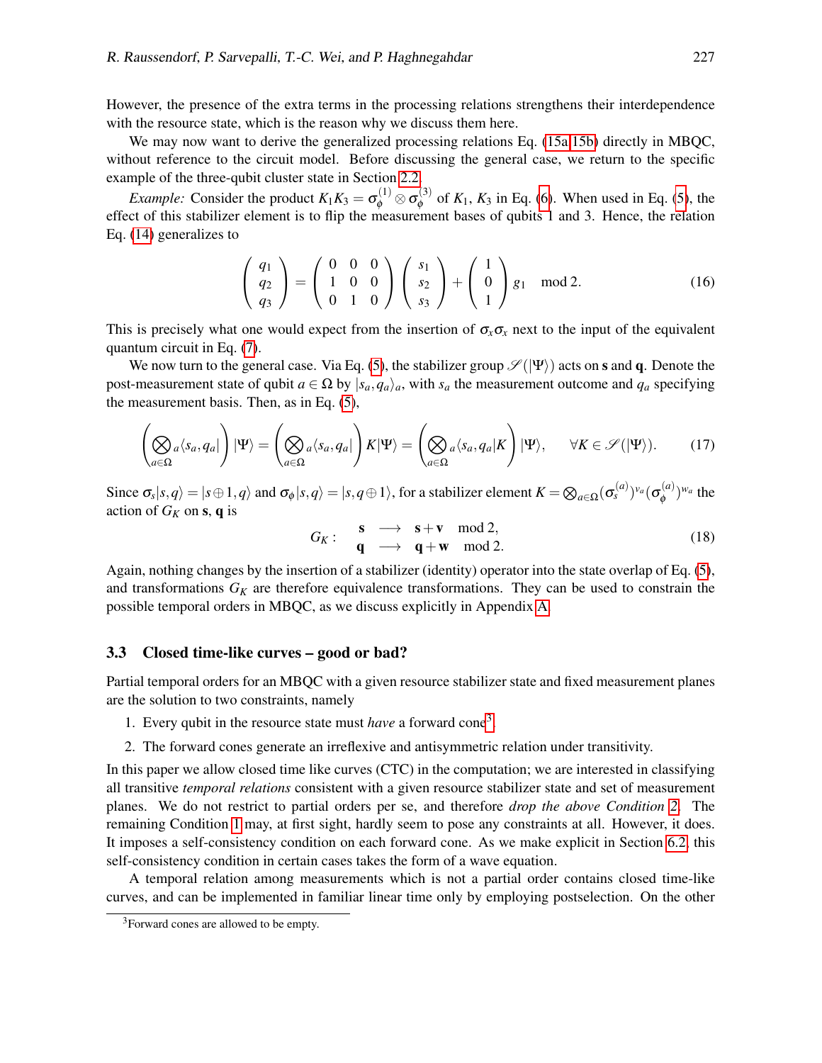However, the presence of the extra terms in the processing relations strengthens their interdependence with the resource state, which is the reason why we discuss them here.

We may now want to derive the generalized processing relations Eq. (15a,15b) directly in MBQC, without reference to the circuit model. Before discussing the general case, we return to the specific example of the three-qubit cluster state in Section 2.2.

*Example:* Consider the product $K_1 K_3 = \sigma_\phi^{(1)} \otimes \sigma_\phi^{(3)}$ of $K_1$, $K_3$ in Eq. (6). When used in Eq. (5), the effect of this stabilizer element is to flip the measurement bases of qubits 1 and 3. Hence, the relation Eq. (14) generalizes to

$$\left(\begin{array}{c} q_1 \\ q_2 \\ q_3 \end{array}\right) = \left(\begin{array}{ccc} 0 & 0 & 0 \\ 1 & 0 & 0 \\ 0 & 1 & 0 \end{array}\right) \left(\begin{array}{c} s_1 \\ s_2 \\ s_3 \end{array}\right) + \left(\begin{array}{c} 1 \\ 0 \\ 1 \end{array}\right) g_1 \mod 2. \tag{16}$$

This is precisely what one would expect from the insertion of $\sigma_x \sigma_x$ next to the input of the equivalent quantum circuit in Eq. (7).

We now turn to the general case. Via Eq. (5), the stabilizer group $\mathscr{S}(|\Psi\rangle)$ acts on $\mathbf{s}$ and $\mathbf{q}$. Denote the post-measurement state of qubit $a \in \Omega$ by $|s_a, q_a\rangle_a$, with $s_a$ the measurement outcome and $q_a$ specifying the measurement basis. Then, as in Eq. (5),

$$\left(\bigotimes_{a \in \Omega} {}_a\langle s_a, q_a|\right) |\Psi\rangle = \left(\bigotimes_{a \in \Omega} {}_a\langle s_a, q_a|\right) K |\Psi\rangle = \left(\bigotimes_{a \in \Omega} {}_a\langle s_a, q_a| K\right) |\Psi\rangle, \quad \forall K \in \mathscr{S}(|\Psi\rangle). \tag{17}$$

Since $\sigma_s |s,q\rangle = |s \oplus 1, q\rangle$ and $\sigma_\phi |s,q\rangle = |s, q \oplus 1\rangle$, for a stabilizer element $K = \bigotimes_{a \in \Omega} (\sigma_s^{(a)})^{v_a} (\sigma_\phi^{(a)})^{w_a}$ the action of $G_K$ on $\mathbf{s}$, $\mathbf{q}$ is

$$G_K: \quad \begin{array}{lcll} \mathbf{s} & \longrightarrow & \mathbf{s} + \mathbf{v} & \mod 2, \\ \mathbf{q} & \longrightarrow & \mathbf{q} + \mathbf{w} & \mod 2. \end{array} \tag{18}$$

Again, nothing changes by the insertion of a stabilizer (identity) operator into the state overlap of Eq. (5), and transformations $G_K$ are therefore equivalence transformations. They can be used to constrain the possible temporal orders in MBQC, as we discuss explicitly in Appendix A.

### 3.3 Closed time-like curves – good or bad?

Partial temporal orders for an MBQC with a given resource stabilizer state and fixed measurement planes are the solution to two constraints, namely

1. Every qubit in the resource state must *have* a forward cone[3].
2. The forward cones generate an irreflexive and antisymmetric relation under transitivity.

In this paper we allow closed time like curves (CTC) in the computation; we are interested in classifying all transitive *temporal relations* consistent with a given resource stabilizer state and set of measurement planes. We do not restrict to partial orders per se, and therefore *drop the above Condition 2*. The remaining Condition 1 may, at first sight, hardly seem to pose any constraints at all. However, it does. It imposes a self-consistency condition on each forward cone. As we make explicit in Section 6.2, this self-consistency condition in certain cases takes the form of a wave equation.

A temporal relation among measurements which is not a partial order contains closed time-like curves, and can be implemented in familiar linear time only by employing postselection. On the other

[3] Forward cones are allowed to be empty.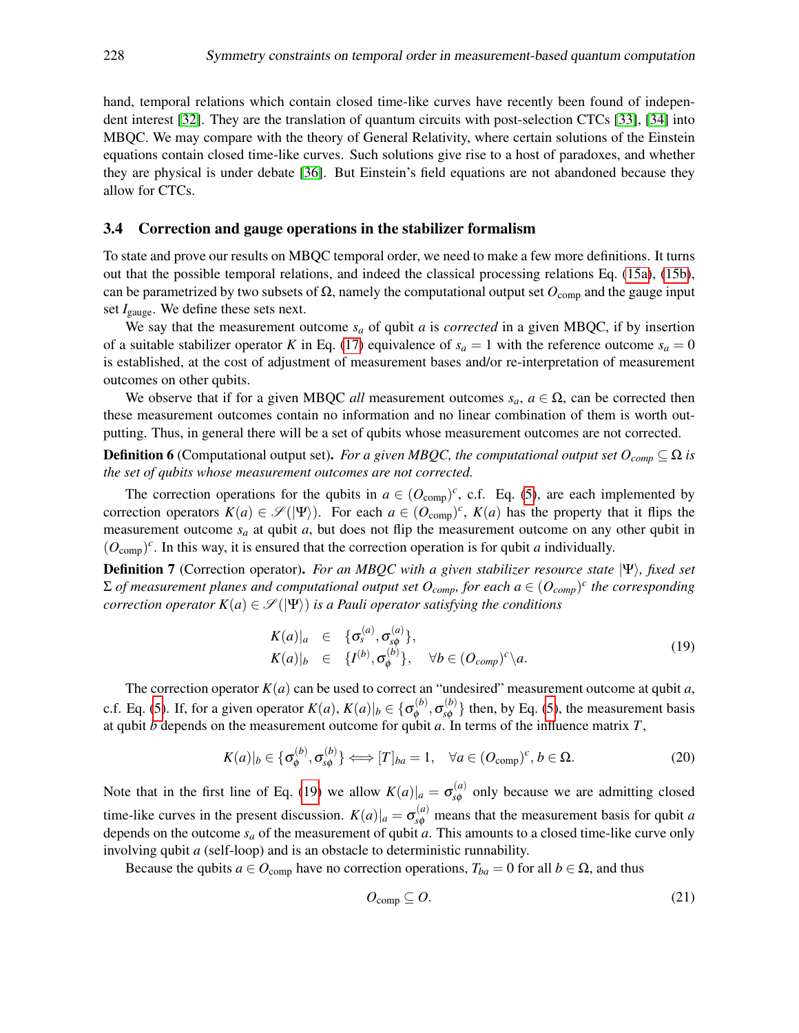hand, temporal relations which contain closed time-like curves have recently been found of independent interest [32]. They are the translation of quantum circuits with post-selection CTCs [33], [34] into MBQC. We may compare with the theory of General Relativity, where certain solutions of the Einstein equations contain closed time-like curves. Such solutions give rise to a host of paradoxes, and whether they are physical is under debate [36]. But Einstein's field equations are not abandoned because they allow for CTCs.

### 3.4 Correction and gauge operations in the stabilizer formalism

To state and prove our results on MBQC temporal order, we need to make a few more definitions. It turns out that the possible temporal relations, and indeed the classical processing relations Eq. (15a), (15b), can be parametrized by two subsets of $\Omega$, namely the computational output set $O_{\text{comp}}$ and the gauge input set $I_{\text{gauge}}$. We define these sets next.

We say that the measurement outcome $s_a$ of qubit $a$ is *corrected* in a given MBQC, if by insertion of a suitable stabilizer operator $K$ in Eq. (17) equivalence of $s_a = 1$ with the reference outcome $s_a = 0$ is established, at the cost of adjustment of measurement bases and/or re-interpretation of measurement outcomes on other qubits.

We observe that if for a given MBQC *all* measurement outcomes $s_a$, $a \in \Omega$, can be corrected then these measurement outcomes contain no information and no linear combination of them is worth outputting. Thus, in general there will be a set of qubits whose measurement outcomes are not corrected.

**Definition 6** (Computational output set). *For a given MBQC, the computational output set $O_{comp} \subseteq \Omega$ is the set of qubits whose measurement outcomes are not corrected.*

The correction operations for the qubits in $a \in (O_{\text{comp}})^c$, c.f. Eq. (5), are each implemented by correction operators $K(a) \in \mathscr{S}(|\Psi\rangle)$. For each $a \in (O_{\text{comp}})^c$, $K(a)$ has the property that it flips the measurement outcome $s_a$ at qubit $a$, but does not flip the measurement outcome on any other qubit in $(O_{\text{comp}})^c$. In this way, it is ensured that the correction operation is for qubit $a$ individually.

**Definition 7** (Correction operator). *For an MBQC with a given stabilizer resource state $|\Psi\rangle$, fixed set $\Sigma$ of measurement planes and computational output set $O_{comp}$, for each $a \in (O_{comp})^c$ the corresponding correction operator $K(a) \in \mathscr{S}(|\Psi\rangle)$ is a Pauli operator satisfying the conditions*

$$
\begin{array}{rcl}
K(a)|_a & \in & \{\sigma_s^{(a)}, \sigma_{s\phi}^{(a)}\}, \\
K(a)|_b & \in & \{I^{(b)}, \sigma_\phi^{(b)}\}, \quad \forall b \in (O_{comp})^c \backslash a.
\end{array}
\tag{19}
$$

The correction operator $K(a)$ can be used to correct an "undesired" measurement outcome at qubit $a$, c.f. Eq. (5). If, for a given operator $K(a)$, $K(a)|_b \in \{\sigma_\phi^{(b)}, \sigma_{s\phi}^{(b)}\}$ then, by Eq. (5), the measurement basis at qubit $b$ depends on the measurement outcome for qubit $a$. In terms of the influence matrix $T$,

$$
K(a)|_b \in \{\sigma_\phi^{(b)}, \sigma_{s\phi}^{(b)}\} \Longleftrightarrow [T]_{ba} = 1, \quad \forall a \in (O_{\text{comp}})^c, b \in \Omega. \tag{20}
$$

Note that in the first line of Eq. (19) we allow $K(a)|_a = \sigma_{s\phi}^{(a)}$ only because we are admitting closed time-like curves in the present discussion. $K(a)|_a = \sigma_{s\phi}^{(a)}$ means that the measurement basis for qubit $a$ depends on the outcome $s_a$ of the measurement of qubit $a$. This amounts to a closed time-like curve only involving qubit $a$ (self-loop) and is an obstacle to deterministic runnability.

Because the qubits $a \in O_{\text{comp}}$ have no correction operations, $T_{ba} = 0$ for all $b \in \Omega$, and thus

$$
O_{\text{comp}} \subseteq O. \tag{21}
$$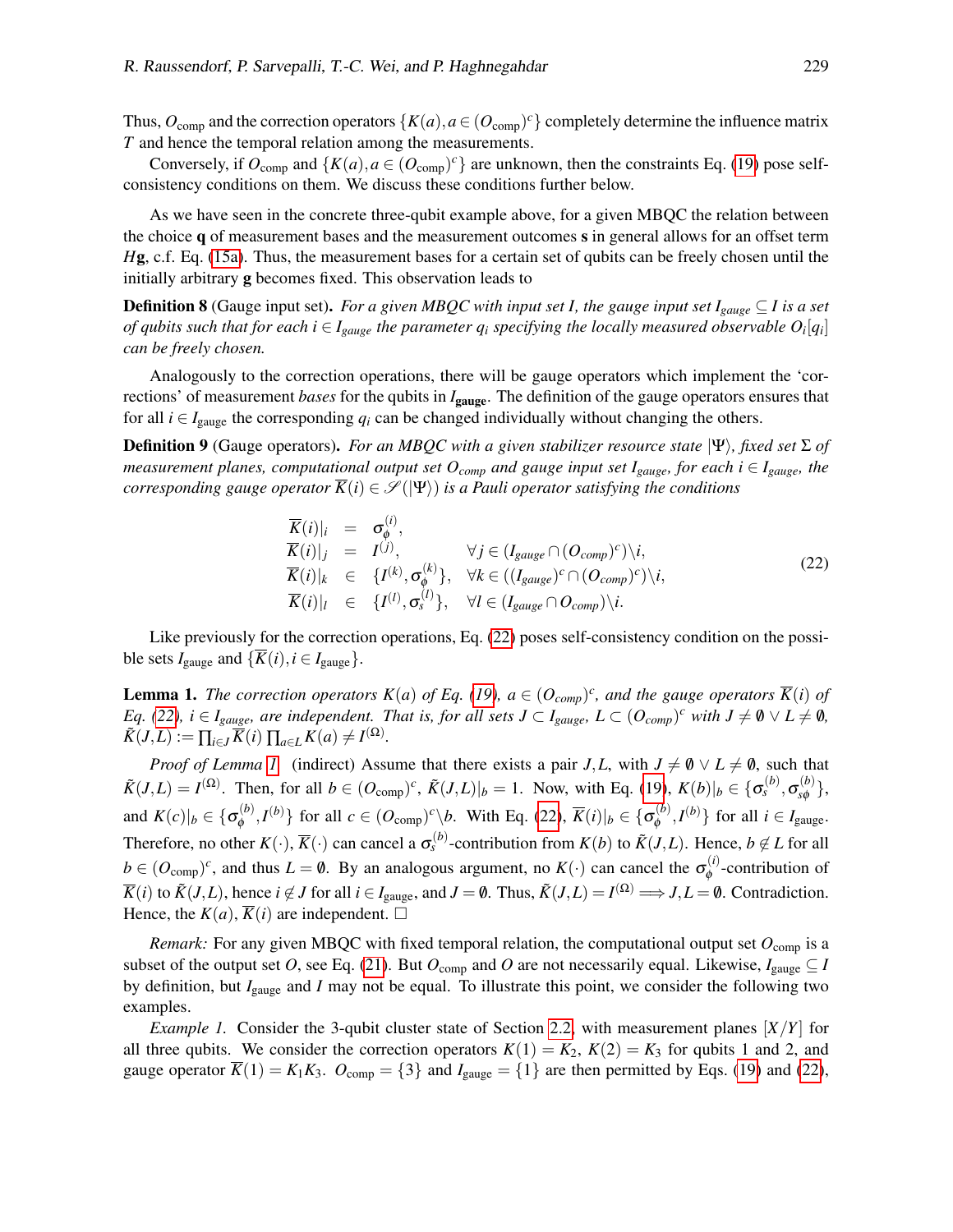Thus, $O_{\text{comp}}$ and the correction operators $\{K(a), a \in (O_{\text{comp}})^c\}$ completely determine the influence matrix $T$ and hence the temporal relation among the measurements.

Conversely, if $O_{\text{comp}}$ and $\{K(a), a \in (O_{\text{comp}})^c\}$ are unknown, then the constraints Eq. (19) pose self-consistency conditions on them. We discuss these conditions further below.

As we have seen in the concrete three-qubit example above, for a given MBQC the relation between the choice $\mathbf{q}$ of measurement bases and the measurement outcomes $\mathbf{s}$ in general allows for an offset term $H\mathbf{g}$, c.f. Eq. (15a). Thus, the measurement bases for a certain set of qubits can be freely chosen until the initially arbitrary $\mathbf{g}$ becomes fixed. This observation leads to

**Definition 8** (Gauge input set)**.** *For a given MBQC with input set $I$, the gauge input set $I_{gauge} \subseteq I$ is a set of qubits such that for each $i \in I_{gauge}$ the parameter $q_i$ specifying the locally measured observable $O_i[q_i]$ can be freely chosen.*

Analogously to the correction operations, there will be gauge operators which implement the 'corrections' of measurement *bases* for the qubits in $I_{\mathbf{gauge}}$. The definition of the gauge operators ensures that for all $i \in I_{\text{gauge}}$ the corresponding $q_i$ can be changed individually without changing the others.

**Definition 9** (Gauge operators)**.** *For an MBQC with a given stabilizer resource state $|\Psi\rangle$, fixed set $\Sigma$ of measurement planes, computational output set $O_{comp}$ and gauge input set $I_{gauge}$, for each $i \in I_{gauge}$, the corresponding gauge operator $\overline{K}(i) \in \mathscr{S}(|\Psi\rangle)$ is a Pauli operator satisfying the conditions*

$$
\begin{array}{rcll}
\overline{K}(i)|_i & = & \sigma_\phi^{(i)}, & \\
\overline{K}(i)|_j & = & I^{(j)}, & \forall j \in (I_{gauge} \cap (O_{comp})^c) \backslash i, \\
\overline{K}(i)|_k & \in & \{I^{(k)}, \sigma_\phi^{(k)}\}, & \forall k \in ((I_{gauge})^c \cap (O_{comp})^c) \backslash i, \\
\overline{K}(i)|_l & \in & \{I^{(l)}, \sigma_s^{(l)}\}, & \forall l \in (I_{gauge} \cap O_{comp}) \backslash i.
\end{array}
\tag{22}
$$

Like previously for the correction operations, Eq. (22) poses self-consistency condition on the possible sets $I_{\text{gauge}}$ and $\{\overline{K}(i), i \in I_{\text{gauge}}\}$.

**Lemma 1.** *The correction operators $K(a)$ of Eq. (19), $a \in (O_{comp})^c$, and the gauge operators $\overline{K}(i)$ of Eq. (22), $i \in I_{gauge}$, are independent. That is, for all sets $J \subset I_{gauge}$, $L \subset (O_{comp})^c$ with $J \neq \emptyset \vee L \neq \emptyset$, $\tilde{K}(J,L) := \prod_{i\in J} \overline{K}(i) \prod_{a \in L} K(a) \neq I^{(\Omega)}$.*

*Proof of Lemma 1.* (indirect) Assume that there exists a pair $J, L$, with $J \neq \emptyset \vee L \neq \emptyset$, such that $\tilde{K}(J,L) = I^{(\Omega)}$. Then, for all $b \in (O_{\text{comp}})^c$, $\tilde{K}(J,L)|_b = 1$. Now, with Eq. (19), $K(b)|_b \in \{\sigma_s^{(b)}, \sigma_{s\phi}^{(b)}\}$, and $K(c)|_b \in \{\sigma_\phi^{(b)}, I^{(b)}\}$ for all $c \in (O_{\text{comp}})^c \backslash b$. With Eq. (22), $\overline{K}(i)|_b \in \{\sigma_\phi^{(b)}, I^{(b)}\}$ for all $i \in I_{\text{gauge}}$. Therefore, no other $K(\cdot), \overline{K}(\cdot)$ can cancel a $\sigma_s^{(b)}$-contribution from $K(b)$ to $\tilde{K}(J,L)$. Hence, $b \notin L$ for all $b \in (O_{\text{comp}})^c$, and thus $L = \emptyset$. By an analogous argument, no $K(\cdot)$ can cancel the $\sigma_\phi^{(i)}$-contribution of $\overline{K}(i)$ to $\tilde{K}(J,L)$, hence $i \notin J$ for all $i \in I_{\text{gauge}}$, and $J = \emptyset$. Thus, $\tilde{K}(J,L) = I^{(\Omega)} \Longrightarrow J, L = \emptyset$. Contradiction. Hence, the $K(a), \overline{K}(i)$ are independent. $\Box$

*Remark:* For any given MBQC with fixed temporal relation, the computational output set $O_{\text{comp}}$ is a subset of the output set $O$, see Eq. (21). But $O_{\text{comp}}$ and $O$ are not necessarily equal. Likewise, $I_{\text{gauge}} \subseteq I$ by definition, but $I_{\text{gauge}}$ and $I$ may not be equal. To illustrate this point, we consider the following two examples.

*Example 1.* Consider the 3-qubit cluster state of Section 2.2, with measurement planes $[X/Y]$ for all three qubits. We consider the correction operators $K(1) = K_2$, $K(2) = K_3$ for qubits 1 and 2, and gauge operator $\overline{K}(1) = K_1 K_3$. $O_{\text{comp}} = \{3\}$ and $I_{\text{gauge}} = \{1\}$ are then permitted by Eqs. (19) and (22),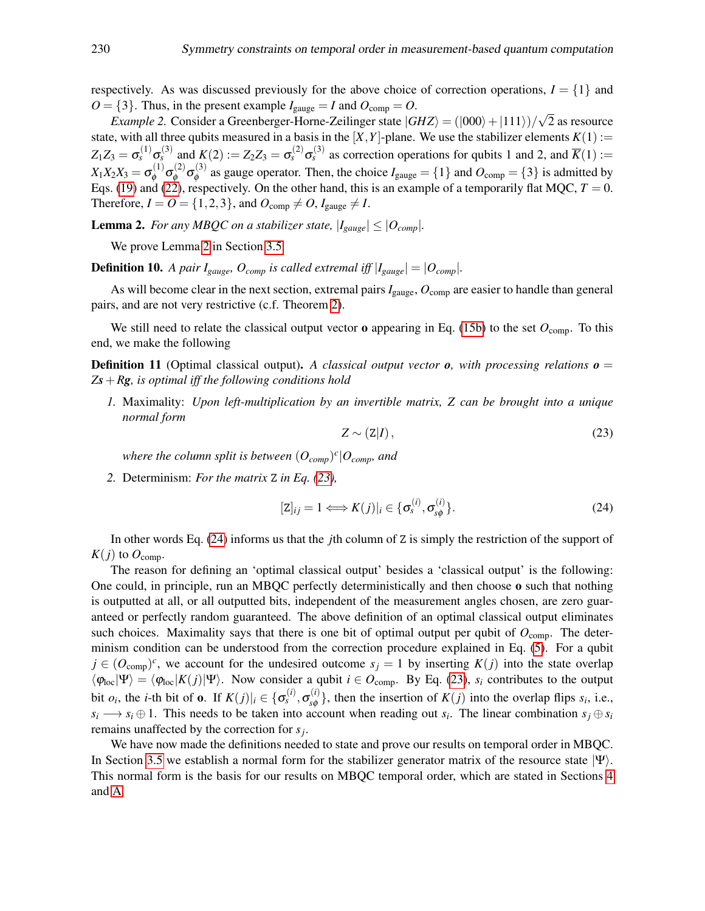respectively. As was discussed previously for the above choice of correction operations, $I = \{1\}$ and $O = \{3\}$. Thus, in the present example $I_{\text{gauge}} = I$ and $O_{\text{comp}} = O$.

*Example 2.* Consider a Greenberger-Horne-Zeilinger state $|GHZ\rangle = (|000\rangle + |111\rangle)/\sqrt{2}$ as resource state, with all three qubits measured in a basis in the $[X,Y]$-plane. We use the stabilizer elements $K(1) := Z_1Z_3 = \sigma_s^{(1)}\sigma_s^{(3)}$ and $K(2) := Z_2Z_3 = \sigma_s^{(2)}\sigma_s^{(3)}$ as correction operations for qubits 1 and 2, and $\overline{K}(1) := X_1X_2X_3 = \sigma_\phi^{(1)}\sigma_\phi^{(2)}\sigma_\phi^{(3)}$ as gauge operator. Then, the choice $I_{\text{gauge}} = \{1\}$ and $O_{\text{comp}} = \{3\}$ is admitted by Eqs. (19) and (22), respectively. On the other hand, this is an example of a temporarily flat MQC, $T = 0$. Therefore, $I = O = \{1,2,3\}$, and $O_{\text{comp}} \neq O$, $I_{\text{gauge}} \neq I$.

**Lemma 2.** *For any MBQC on a stabilizer state, $|I_{gauge}| \leq |O_{comp}|$.*

We prove Lemma 2 in Section 3.5.

**Definition 10.** *A pair $I_{gauge}$, $O_{comp}$ is called extremal iff $|I_{gauge}| = |O_{comp}|$.*

As will become clear in the next section, extremal pairs $I_{\text{gauge}}, O_{\text{comp}}$ are easier to handle than general pairs, and are not very restrictive (c.f. Theorem 2).

We still need to relate the classical output vector $\mathbf{o}$ appearing in Eq. (15b) to the set $O_{\text{comp}}$. To this end, we make the following

**Definition 11** (Optimal classical output)**.** *A classical output vector $\mathbf{o}$, with processing relations $\mathbf{o} = Z\mathbf{s} + R\mathbf{g}$, is optimal iff the following conditions hold*

1. Maximality: *Upon left-multiplication by an invertible matrix, $Z$ can be brought into a unique normal form*
$$Z \sim (\mathtt{Z}|I), \tag{23}$$
*where the column split is between $(O_{comp})^c|O_{comp}$, and*

2. Determinism: *For the matrix $\mathtt{Z}$ in Eq. (23),*
$$[\mathtt{Z}]_{ij} = 1 \Longleftrightarrow K(j)|_i \in \{\sigma_s^{(i)}, \sigma_{s\phi}^{(i)}\}. \tag{24}$$

In other words Eq. (24) informs us that the $j$th column of $\mathtt{Z}$ is simply the restriction of the support of $K(j)$ to $O_{\text{comp}}$.

The reason for defining an 'optimal classical output' besides a 'classical output' is the following: One could, in principle, run an MBQC perfectly deterministically and then choose $\mathbf{o}$ such that nothing is outputted at all, or all outputted bits, independent of the measurement angles chosen, are zero guaranteed or perfectly random guaranteed. The above definition of an optimal classical output eliminates such choices. Maximality says that there is one bit of optimal output per qubit of $O_{\text{comp}}$. The determinism condition can be understood from the correction procedure explained in Eq. (5). For a qubit $j \in (O_{\text{comp}})^c$, we account for the undesired outcome $s_j = 1$ by inserting $K(j)$ into the state overlap $\langle \varphi_{\text{loc}}|\Psi\rangle = \langle \varphi_{\text{loc}}|K(j)|\Psi\rangle$. Now consider a qubit $i \in O_{\text{comp}}$. By Eq. (23), $s_i$ contributes to the output bit $o_i$, the $i$-th bit of $\mathbf{o}$. If $K(j)|_i \in \{\sigma_s^{(i)}, \sigma_{s\phi}^{(i)}\}$, then the insertion of $K(j)$ into the overlap flips $s_i$, i.e., $s_i \longrightarrow s_i \oplus 1$. This needs to be taken into account when reading out $s_i$. The linear combination $s_j \oplus s_i$ remains unaffected by the correction for $s_j$.

We have now made the definitions needed to state and prove our results on temporal order in MBQC. In Section 3.5 we establish a normal form for the stabilizer generator matrix of the resource state $|\Psi\rangle$. This normal form is the basis for our results on MBQC temporal order, which are stated in Sections 4 and A.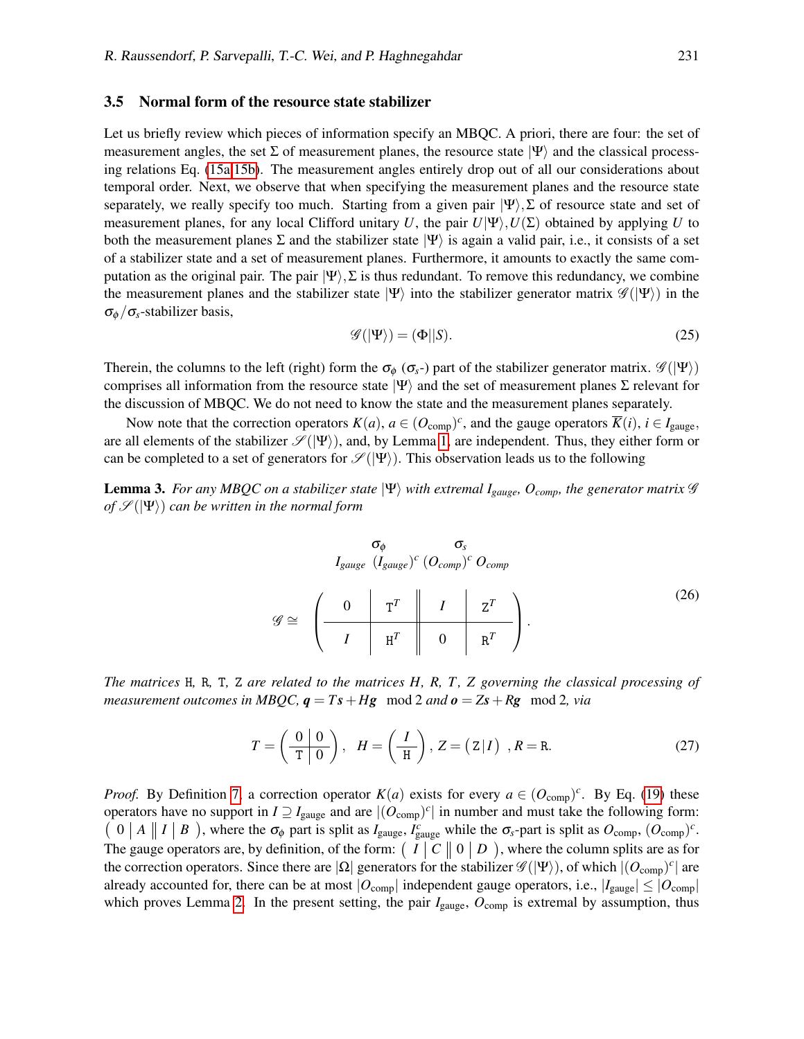### 3.5 Normal form of the resource state stabilizer

Let us briefly review which pieces of information specify an MBQC. A priori, there are four: the set of measurement angles, the set $\Sigma$ of measurement planes, the resource state $|\Psi\rangle$ and the classical processing relations Eq. (15a,15b). The measurement angles entirely drop out of all our considerations about temporal order. Next, we observe that when specifying the measurement planes and the resource state separately, we really specify too much. Starting from a given pair $|\Psi\rangle, \Sigma$ of resource state and set of measurement planes, for any local Clifford unitary $U$, the pair $U|\Psi\rangle, U(\Sigma)$ obtained by applying $U$ to both the measurement planes $\Sigma$ and the stabilizer state $|\Psi\rangle$ is again a valid pair, i.e., it consists of a set of a stabilizer state and a set of measurement planes. Furthermore, it amounts to exactly the same computation as the original pair. The pair $|\Psi\rangle, \Sigma$ is thus redundant. To remove this redundancy, we combine the measurement planes and the stabilizer state $|\Psi\rangle$ into the stabilizer generator matrix $\mathscr{G}(|\Psi\rangle)$ in the $\sigma_\phi/\sigma_s$-stabilizer basis,

$$\mathscr{G}(|\Psi\rangle) = (\Phi||S). \tag{25}$$

Therein, the columns to the left (right) form the $\sigma_\phi$ ($\sigma_s$-) part of the stabilizer generator matrix. $\mathscr{G}(|\Psi\rangle)$ comprises all information from the resource state $|\Psi\rangle$ and the set of measurement planes $\Sigma$ relevant for the discussion of MBQC. We do not need to know the state and the measurement planes separately.

Now note that the correction operators $K(a)$, $a \in (O_{\text{comp}})^c$, and the gauge operators $\overline{K}(i)$, $i \in I_{\text{gauge}}$, are all elements of the stabilizer $\mathscr{S}(|\Psi\rangle)$, and, by Lemma 1, are independent. Thus, they either form or can be completed to a set of generators for $\mathscr{S}(|\Psi\rangle)$. This observation leads us to the following

**Lemma 3.** *For any MBQC on a stabilizer state $|\Psi\rangle$ with extremal $I_{gauge}$, $O_{comp}$, the generator matrix $\mathscr{G}$ of $\mathscr{S}(|\Psi\rangle)$ can be written in the normal form*

$$\mathscr{G} \cong \begin{array}{c} \begin{array}{cccc} \multicolumn{2}{c}{\sigma_\phi} & \multicolumn{2}{c}{\sigma_s} \\ I_{gauge} & (I_{gauge})^c & (O_{comp})^c & O_{comp} \end{array} \\ \left(\begin{array}{c|c||c|c} 0 & \mathtt{T}^T & I & \mathtt{Z}^T \\ \hline I & \mathtt{H}^T & 0 & \mathtt{R}^T \end{array}\right) \end{array}. \tag{26}$$

*The matrices* $\mathtt{H}$, $\mathtt{R}$, $\mathtt{T}$, $\mathtt{Z}$ *are related to the matrices $H$, $R$, $T$, $Z$ governing the classical processing of measurement outcomes in MBQC, $\boldsymbol{q} = T\boldsymbol{s} + H\boldsymbol{g} \mod 2$ and $\boldsymbol{o} = Z\boldsymbol{s} + R\boldsymbol{g} \mod 2$, via*

$$T = \left(\begin{array}{c|c} 0 & 0 \\ \hline \mathtt{T} & 0 \end{array}\right), \quad H = \left(\begin{array}{c} I \\ \hline \mathtt{H} \end{array}\right), \; Z = \left(\mathtt{Z}\,|\,I\right) \;, R = \mathtt{R}. \tag{27}$$

*Proof.* By Definition 7, a correction operator $K(a)$ exists for every $a \in (O_{\text{comp}})^c$. By Eq. (19) these operators have no support in $I \supseteq I_{\text{gauge}}$ and are $|(O_{\text{comp}})^c|$ in number and must take the following form: $\left(\begin{array}{c|c||c|c} 0 & A & I & B \end{array}\right)$, where the $\sigma_\phi$ part is split as $I_{\text{gauge}}$, $I^c_{\text{gauge}}$ while the $\sigma_s$-part is split as $O_{\text{comp}}$, $(O_{\text{comp}})^c$. The gauge operators are, by definition, of the form: $\left(\begin{array}{c|c||c|c} I & C & 0 & D \end{array}\right)$, where the column splits are as for the correction operators. Since there are $|\Omega|$ generators for the stabilizer $\mathscr{G}(|\Psi\rangle)$, of which $|(O_{\text{comp}})^c|$ are already accounted for, there can be at most $|O_{\text{comp}}|$ independent gauge operators, i.e., $|I_{\text{gauge}}| \leq |O_{\text{comp}}|$ which proves Lemma 2. In the present setting, the pair $I_{\text{gauge}}$, $O_{\text{comp}}$ is extremal by assumption, thus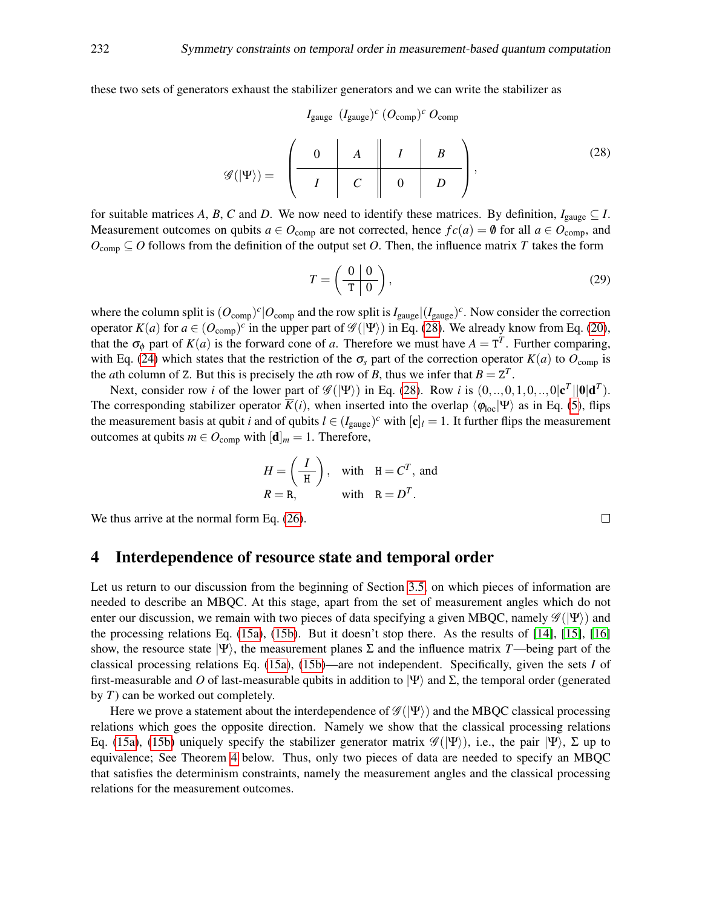these two sets of generators exhaust the stabilizer generators and we can write the stabilizer as

$$\mathscr{G}(|\Psi\rangle) = \begin{array}{c} \quad I_{\text{gauge}} \;\; (I_{\text{gauge}})^c \;\; (O_{\text{comp}})^c \;\; O_{\text{comp}} \\ \left(\begin{array}{c|c||c|c} 0 & A & I & B \\ \hline I & C & 0 & D \end{array}\right) \end{array}, \tag{28}$$

for suitable matrices $A$, $B$, $C$ and $D$. We now need to identify these matrices. By definition, $I_{\text{gauge}} \subseteq I$. Measurement outcomes on qubits $a \in O_{\text{comp}}$ are not corrected, hence $fc(a) = \emptyset$ for all $a \in O_{\text{comp}}$, and $O_{\text{comp}} \subseteq O$ follows from the definition of the output set $O$. Then, the influence matrix $T$ takes the form

$$T = \left(\begin{array}{c|c} 0 & 0 \\ \hline \mathtt{T} & 0 \end{array}\right), \tag{29}$$

where the column split is $(O_{\text{comp}})^c | O_{\text{comp}}$ and the row split is $I_{\text{gauge}} | (I_{\text{gauge}})^c$. Now consider the correction operator $K(a)$ for $a \in (O_{\text{comp}})^c$ in the upper part of $\mathscr{G}(|\Psi\rangle)$ in Eq. (28). We already know from Eq. (20), that the $\sigma_\phi$ part of $K(a)$ is the forward cone of $a$. Therefore we must have $A = \mathtt{T}^T$. Further comparing, with Eq. (24) which states that the restriction of the $\sigma_s$ part of the correction operator $K(a)$ to $O_{\text{comp}}$ is the $a$th column of $\mathtt{Z}$. But this is precisely the $a$th row of $B$, thus we infer that $B = \mathtt{Z}^T$.

Next, consider row $i$ of the lower part of $\mathscr{G}(|\Psi\rangle)$ in Eq. (28). Row $i$ is $(0,..,0,1,0,..,0|\mathbf{c}^T||\mathbf{0}|\mathbf{d}^T)$. The corresponding stabilizer operator $\overline{K}(i)$, when inserted into the overlap $\langle\varphi_{\text{loc}}|\Psi\rangle$ as in Eq. (5), flips the measurement basis at qubit $i$ and of qubits $l \in (I_{\text{gauge}})^c$ with $[\mathbf{c}]_l = 1$. It further flips the measurement outcomes at qubits $m \in O_{\text{comp}}$ with $[\mathbf{d}]_m = 1$. Therefore,

$$\begin{aligned} H &= \left(\frac{I}{\mathtt{H}}\right), \quad \text{with} \quad \mathtt{H} = C^T, \text{ and} \\ R &= \mathtt{R}, \qquad\quad \text{with} \quad \mathtt{R} = D^T. \end{aligned}$$

We thus arrive at the normal form Eq. (26). □

# 4 Interdependence of resource state and temporal order

Let us return to our discussion from the beginning of Section 3.5, on which pieces of information are needed to describe an MBQC. At this stage, apart from the set of measurement angles which do not enter our discussion, we remain with two pieces of data specifying a given MBQC, namely $\mathscr{G}(|\Psi\rangle)$ and the processing relations Eq. (15a), (15b). But it doesn't stop there. As the results of [14], [15], [16] show, the resource state $|\Psi\rangle$, the measurement planes $\Sigma$ and the influence matrix $T$—being part of the classical processing relations Eq. (15a), (15b)—are not independent. Specifically, given the sets $I$ of first-measurable and $O$ of last-measurable qubits in addition to $|\Psi\rangle$ and $\Sigma$, the temporal order (generated by $T$) can be worked out completely.

Here we prove a statement about the interdependence of $\mathscr{G}(|\Psi\rangle)$ and the MBQC classical processing relations which goes the opposite direction. Namely we show that the classical processing relations Eq. (15a), (15b) uniquely specify the stabilizer generator matrix $\mathscr{G}(|\Psi\rangle)$, i.e., the pair $|\Psi\rangle$, $\Sigma$ up to equivalence; See Theorem 4 below. Thus, only two pieces of data are needed to specify an MBQC that satisfies the determinism constraints, namely the measurement angles and the classical processing relations for the measurement outcomes.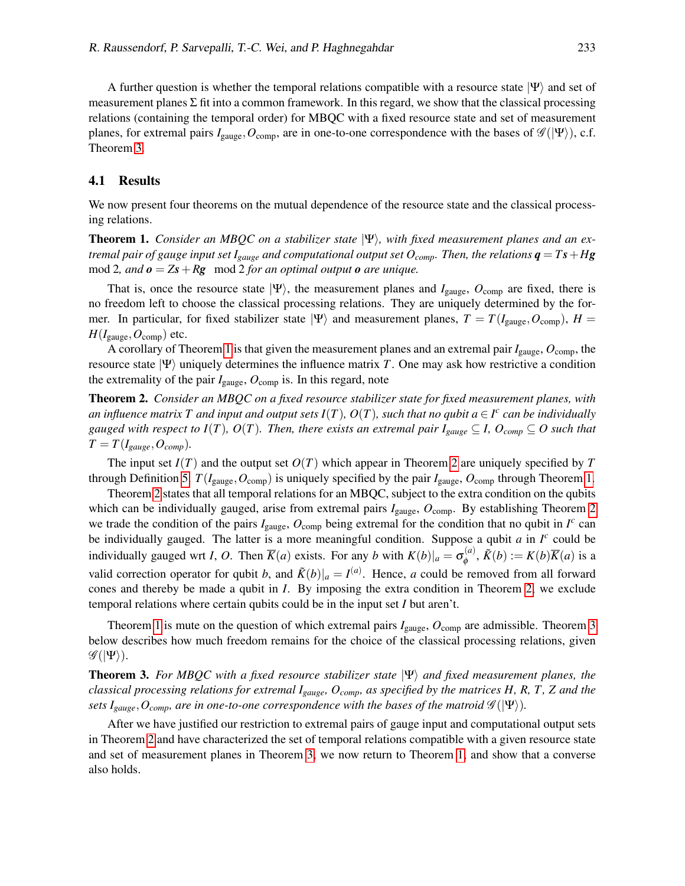A further question is whether the temporal relations compatible with a resource state $|\Psi\rangle$ and set of measurement planes $\Sigma$ fit into a common framework. In this regard, we show that the classical processing relations (containing the temporal order) for MBQC with a fixed resource state and set of measurement planes, for extremal pairs $I_{\text{gauge}}, O_{\text{comp}}$, are in one-to-one correspondence with the bases of $\mathscr{G}(|\Psi\rangle)$, c.f. Theorem 3.

### 4.1 Results

We now present four theorems on the mutual dependence of the resource state and the classical processing relations.

**Theorem 1.** *Consider an MBQC on a stabilizer state $|\Psi\rangle$, with fixed measurement planes and an extremal pair of gauge input set $I_{gauge}$ and computational output set $O_{comp}$. Then, the relations $\boldsymbol{q} = T\boldsymbol{s} + H\boldsymbol{g} \mod 2$, and $\boldsymbol{o} = Z\boldsymbol{s} + R\boldsymbol{g} \mod 2$ for an optimal output $\boldsymbol{o}$ are unique.*

That is, once the resource state $|\Psi\rangle$, the measurement planes and $I_{\text{gauge}}$, $O_{\text{comp}}$ are fixed, there is no freedom left to choose the classical processing relations. They are uniquely determined by the former. In particular, for fixed stabilizer state $|\Psi\rangle$ and measurement planes, $T = T(I_{\text{gauge}}, O_{\text{comp}})$, $H = H(I_{\text{gauge}}, O_{\text{comp}})$ etc.

A corollary of Theorem 1 is that given the measurement planes and an extremal pair $I_{\text{gauge}}$, $O_{\text{comp}}$, the resource state $|\Psi\rangle$ uniquely determines the influence matrix $T$. One may ask how restrictive a condition the extremality of the pair $I_{\text{gauge}}$, $O_{\text{comp}}$ is. In this regard, note

**Theorem 2.** *Consider an MBQC on a fixed resource stabilizer state for fixed measurement planes, with an influence matrix $T$ and input and output sets $I(T)$, $O(T)$, such that no qubit $a \in I^c$ can be individually gauged with respect to $I(T)$, $O(T)$. Then, there exists an extremal pair $I_{gauge} \subseteq I$, $O_{comp} \subseteq O$ such that $T = T(I_{gauge}, O_{comp})$.*

The input set $I(T)$ and the output set $O(T)$ which appear in Theorem 2 are uniquely specified by $T$ through Definition 5. $T(I_{\text{gauge}}, O_{\text{comp}})$ is uniquely specified by the pair $I_{\text{gauge}}$, $O_{\text{comp}}$ through Theorem 1.

Theorem 2 states that all temporal relations for an MBQC, subject to the extra condition on the qubits which can be individually gauged, arise from extremal pairs $I_{\text{gauge}}$, $O_{\text{comp}}$. By establishing Theorem 2 we trade the condition of the pairs $I_{\text{gauge}}$, $O_{\text{comp}}$ being extremal for the condition that no qubit in $I^c$ can be individually gauged. The latter is a more meaningful condition. Suppose a qubit $a$ in $I^c$ could be individually gauged wrt $I$, $O$. Then $\overline{K}(a)$ exists. For any $b$ with $K(b)|_a = \sigma_\phi^{(a)}$, $\tilde{K}(b) := K(b)\overline{K}(a)$ is a valid correction operator for qubit $b$, and $\tilde{K}(b)|_a = I^{(a)}$. Hence, $a$ could be removed from all forward cones and thereby be made a qubit in $I$. By imposing the extra condition in Theorem 2, we exclude temporal relations where certain qubits could be in the input set $I$ but aren't.

Theorem 1 is mute on the question of which extremal pairs $I_{\text{gauge}}$, $O_{\text{comp}}$ are admissible. Theorem 3 below describes how much freedom remains for the choice of the classical processing relations, given $\mathscr{G}(|\Psi\rangle)$.

**Theorem 3.** *For MBQC with a fixed resource stabilizer state $|\Psi\rangle$ and fixed measurement planes, the classical processing relations for extremal $I_{gauge}$, $O_{comp}$, as specified by the matrices $H$, $R$, $T$, $Z$ and the sets $I_{gauge}, O_{comp}$, are in one-to-one correspondence with the bases of the matroid $\mathscr{G}(|\Psi\rangle)$.*

After we have justified our restriction to extremal pairs of gauge input and computational output sets in Theorem 2 and have characterized the set of temporal relations compatible with a given resource state and set of measurement planes in Theorem 3, we now return to Theorem 1, and show that a converse also holds.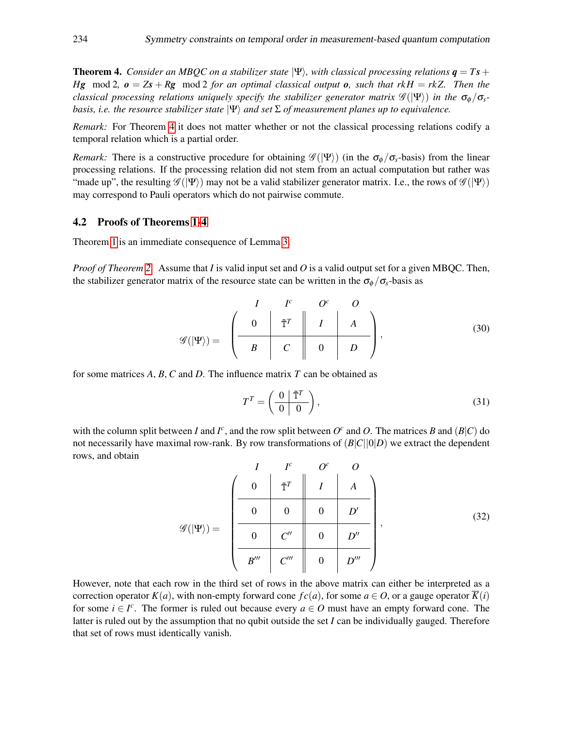**Theorem 4.** *Consider an MBQC on a stabilizer state $|\Psi\rangle$, with classical processing relations $\mathbf{q} = T\mathbf{s} + H\mathbf{g} \mod 2$, $\mathbf{o} = Z\mathbf{s} + R\mathbf{g} \mod 2$ for an optimal classical output $\mathbf{o}$, such that $rkH = rkZ$. Then the classical processing relations uniquely specify the stabilizer generator matrix $\mathscr{G}(|\Psi\rangle)$ in the $\sigma_\phi/\sigma_s$-basis, i.e. the resource stabilizer state $|\Psi\rangle$ and set $\Sigma$ of measurement planes up to equivalence.*

*Remark:* For Theorem 4 it does not matter whether or not the classical processing relations codify a temporal relation which is a partial order.

*Remark:* There is a constructive procedure for obtaining $\mathscr{G}(|\Psi\rangle)$ (in the $\sigma_\phi/\sigma_s$-basis) from the linear processing relations. If the processing relation did not stem from an actual computation but rather was "made up", the resulting $\mathscr{G}(|\Psi\rangle)$ may not be a valid stabilizer generator matrix. I.e., the rows of $\mathscr{G}(|\Psi\rangle)$ may correspond to Pauli operators which do not pairwise commute.

### 4.2 Proofs of Theorems 1-4

Theorem 1 is an immediate consequence of Lemma 3.

*Proof of Theorem 2.* Assume that $I$ is valid input set and $O$ is a valid output set for a given MBQC. Then, the stabilizer generator matrix of the resource state can be written in the $\sigma_\phi/\sigma_s$-basis as

$$\mathscr{G}(|\Psi\rangle) = \begin{array}{c} \begin{array}{cccc} I & I^c & O^c & O \end{array} \\ \left(\begin{array}{c|c||c|c} 0 & \tilde{T}^T & I & A \\ \hline B & C & 0 & D \end{array}\right) \end{array}, \tag{30}$$

for some matrices $A$, $B$, $C$ and $D$. The influence matrix $T$ can be obtained as

$$T^T = \left(\begin{array}{c|c} 0 & \tilde{T}^T \\ \hline 0 & 0 \end{array}\right), \tag{31}$$

with the column split between $I$ and $I^c$, and the row split between $O^c$ and $O$. The matrices $B$ and $(B|C)$ do not necessarily have maximal row-rank. By row transformations of $(B|C||0|D)$ we extract the dependent rows, and obtain

$$\mathscr{G}(|\Psi\rangle) = \begin{array}{c} \begin{array}{cccc} I & I^c & O^c & O \end{array} \\ \left(\begin{array}{c|c||c|c} 0 & \tilde{T}^T & I & A \\ \hline 0 & 0 & 0 & D' \\ \hline 0 & C'' & 0 & D'' \\ \hline B''' & C''' & 0 & D''' \end{array}\right) \end{array}, \tag{32}$$

However, note that each row in the third set of rows in the above matrix can either be interpreted as a correction operator $K(a)$, with non-empty forward cone $fc(a)$, for some $a \in O$, or a gauge operator $\overline{K}(i)$ for some $i \in I^c$. The former is ruled out because every $a \in O$ must have an empty forward cone. The latter is ruled out by the assumption that no qubit outside the set $I$ can be individually gauged. Therefore that set of rows must identically vanish.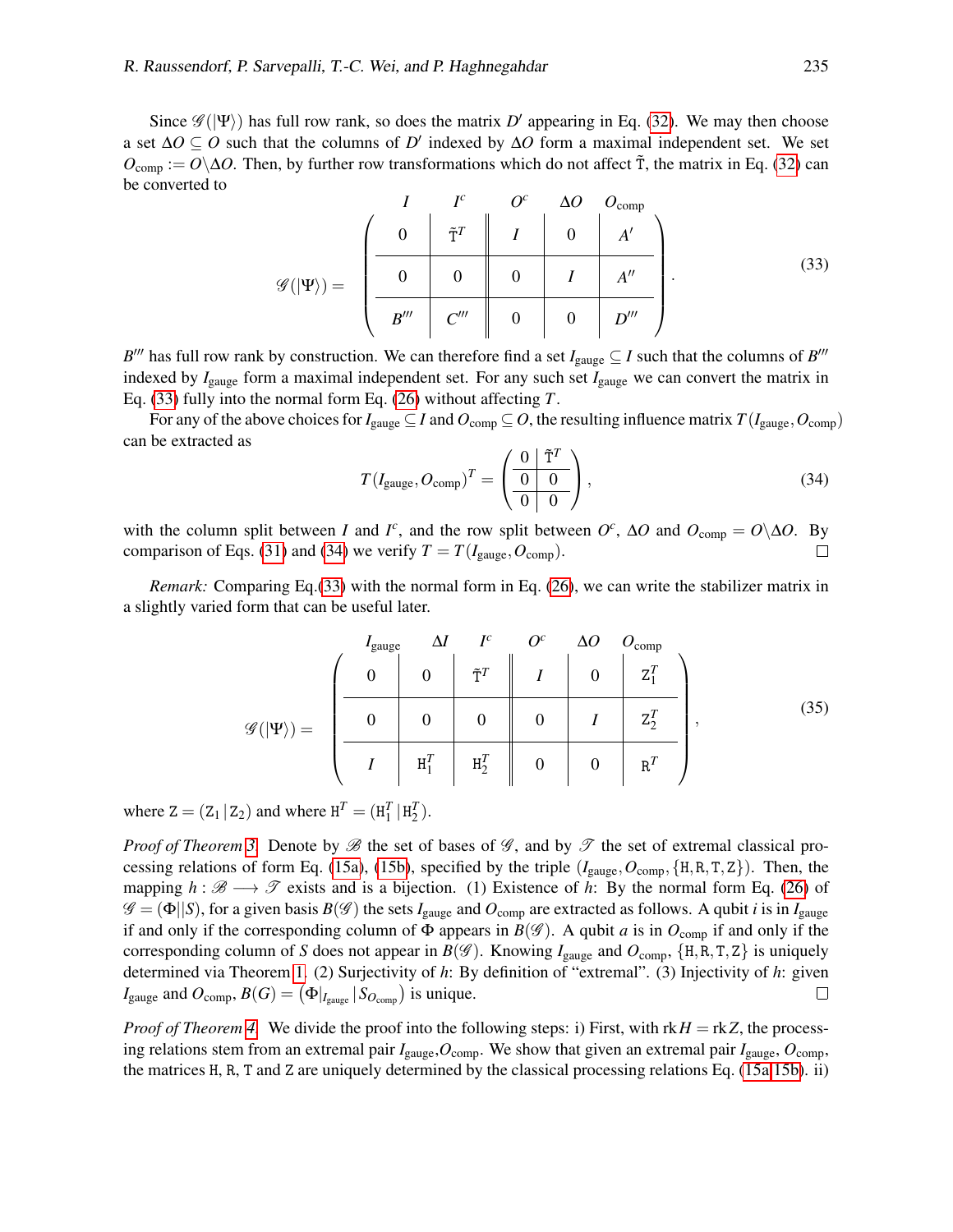Since $\mathscr{G}(|\Psi\rangle)$ has full row rank, so does the matrix $D'$ appearing in Eq. (32). We may then choose a set $\Delta O \subseteq O$ such that the columns of $D'$ indexed by $\Delta O$ form a maximal independent set. We set $O_{\text{comp}} := O \backslash \Delta O$. Then, by further row transformations which do not affect $\tilde{\mathtt{T}}$, the matrix in Eq. (32) can be converted to

$$
\mathscr{G}(|\Psi\rangle) = \begin{array}{c} \\ \end{array}\left(\begin{array}{cc||ccc}
\overset{I}{0} & \overset{I^c}{\tilde{\mathtt{T}}^T} & \overset{O^c}{I} & \overset{\Delta O}{0} & \overset{O_{\text{comp}}}{A'} \\ \hline
0 & 0 & 0 & I & A'' \\ \hline
B''' & C''' & 0 & 0 & D'''
\end{array}\right). \tag{33}
$$

$B'''$ has full row rank by construction. We can therefore find a set $I_{\text{gauge}} \subseteq I$ such that the columns of $B'''$ indexed by $I_{\text{gauge}}$ form a maximal independent set. For any such set $I_{\text{gauge}}$ we can convert the matrix in Eq. (33) fully into the normal form Eq. (26) without affecting $T$.

For any of the above choices for $I_{\text{gauge}} \subseteq I$ and $O_{\text{comp}} \subseteq O$, the resulting influence matrix $T(I_{\text{gauge}}, O_{\text{comp}})$ can be extracted as

$$
T(I_{\text{gauge}}, O_{\text{comp}})^T = \left(\begin{array}{c|c} 0 & \tilde{\mathtt{T}}^T \\ \hline 0 & 0 \\ \hline 0 & 0 \end{array}\right), \tag{34}
$$

with the column split between $I$ and $I^c$, and the row split between $O^c$, $\Delta O$ and $O_{\text{comp}} = O \backslash \Delta O$. By comparison of Eqs. (31) and (34) we verify $T = T(I_{\text{gauge}}, O_{\text{comp}})$. $\square$

*Remark:* Comparing Eq.(33) with the normal form in Eq. (26), we can write the stabilizer matrix in a slightly varied form that can be useful later.

$$
\mathscr{G}(|\Psi\rangle) = \left(\begin{array}{ccc||ccc}
\overset{I_{\text{gauge}}}{0} & \overset{\Delta I}{0} & \overset{I^c}{\tilde{\mathtt{T}}^T} & \overset{O^c}{I} & \overset{\Delta O}{0} & \overset{O_{\text{comp}}}{\mathtt{Z}_1^T} \\ \hline
0 & 0 & 0 & 0 & I & \mathtt{Z}_2^T \\ \hline
I & \mathtt{H}_1^T & \mathtt{H}_2^T & 0 & 0 & \mathtt{R}^T
\end{array}\right), \tag{35}
$$

where $\mathtt{Z} = (\mathtt{Z}_1 \,|\, \mathtt{Z}_2)$ and where $\mathtt{H}^T = (\mathtt{H}_1^T \,|\, \mathtt{H}_2^T)$.

*Proof of Theorem 3.* Denote by $\mathscr{B}$ the set of bases of $\mathscr{G}$, and by $\mathscr{T}$ the set of extremal classical processing relations of form Eq. (15a), (15b), specified by the triple $(I_{\text{gauge}}, O_{\text{comp}}, \{\mathtt{H}, \mathtt{R}, \mathtt{T}, \mathtt{Z}\})$. Then, the mapping $h: \mathscr{B} \longrightarrow \mathscr{T}$ exists and is a bijection. (1) Existence of $h$: By the normal form Eq. (26) of $\mathscr{G} = (\Phi||S)$, for a given basis $B(\mathscr{G})$ the sets $I_{\text{gauge}}$ and $O_{\text{comp}}$ are extracted as follows. A qubit $i$ is in $I_{\text{gauge}}$ if and only if the corresponding column of $\Phi$ appears in $B(\mathscr{G})$. A qubit $a$ is in $O_{\text{comp}}$ if and only if the corresponding column of $S$ does not appear in $B(\mathscr{G})$. Knowing $I_{\text{gauge}}$ and $O_{\text{comp}}$, $\{\mathtt{H}, \mathtt{R}, \mathtt{T}, \mathtt{Z}\}$ is uniquely determined via Theorem 1. (2) Surjectivity of $h$: By definition of "extremal". (3) Injectivity of $h$: given $I_{\text{gauge}}$ and $O_{\text{comp}}$, $B(G) = (\Phi|_{I_{\text{gauge}}} \,|\, S_{O_{\text{comp}}})$ is unique. $\square$

*Proof of Theorem 4.* We divide the proof into the following steps: i) First, with $\text{rk}\, H = \text{rk}\, Z$, the processing relations stem from an extremal pair $I_{\text{gauge}}$,$O_{\text{comp}}$. We show that given an extremal pair $I_{\text{gauge}}$, $O_{\text{comp}}$, the matrices $\mathtt{H}$, $\mathtt{R}$, $\mathtt{T}$ and $\mathtt{Z}$ are uniquely determined by the classical processing relations Eq. (15a,15b). ii)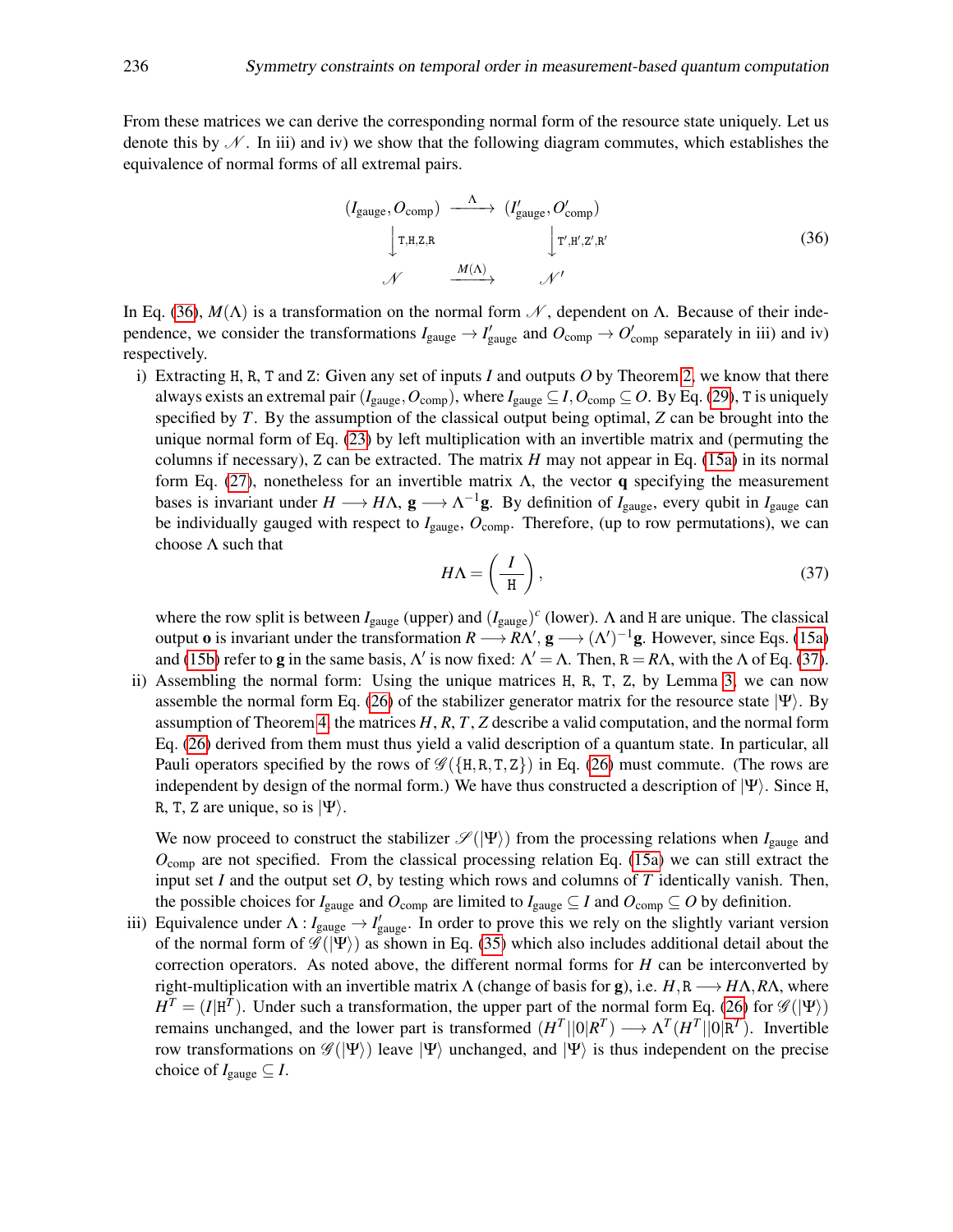From these matrices we can derive the corresponding normal form of the resource state uniquely. Let us denote this by $\mathscr{N}$. In iii) and iv) we show that the following diagram commutes, which establishes the equivalence of normal forms of all extremal pairs.

$$
\begin{array}{ccc}
(I_{\text{gauge}}, O_{\text{comp}}) & \xrightarrow{\Lambda} & (I'_{\text{gauge}}, O'_{\text{comp}}) \\
\Big\downarrow {\scriptstyle \mathtt{T},\mathtt{H},\mathtt{Z},\mathtt{R}} & & \Big\downarrow {\scriptstyle \mathtt{T}',\mathtt{H}',\mathtt{Z}',\mathtt{R}'} \\
\mathscr{N} & \xrightarrow{M(\Lambda)} & \mathscr{N}'
\end{array}
\tag{36}
$$

In Eq. (36), $M(\Lambda)$ is a transformation on the normal form $\mathscr{N}$, dependent on $\Lambda$. Because of their independence, we consider the transformations $I_{\text{gauge}} \to I'_{\text{gauge}}$ and $O_{\text{comp}} \to O'_{\text{comp}}$ separately in iii) and iv) respectively.

i) Extracting $\mathtt{H}$, $\mathtt{R}$, $\mathtt{T}$ and $\mathtt{Z}$: Given any set of inputs $I$ and outputs $O$ by Theorem 2, we know that there always exists an extremal pair $(I_{\text{gauge}}, O_{\text{comp}})$, where $I_{\text{gauge}} \subseteq I, O_{\text{comp}} \subseteq O$. By Eq. (29), $\mathtt{T}$ is uniquely specified by $T$. By the assumption of the classical output being optimal, $Z$ can be brought into the unique normal form of Eq. (23) by left multiplication with an invertible matrix and (permuting the columns if necessary), $\mathtt{Z}$ can be extracted. The matrix $H$ may not appear in Eq. (15a) in its normal form Eq. (27), nonetheless for an invertible matrix $\Lambda$, the vector $\mathbf{q}$ specifying the measurement bases is invariant under $H \longrightarrow H\Lambda$, $\mathbf{g} \longrightarrow \Lambda^{-1}\mathbf{g}$. By definition of $I_{\text{gauge}}$, every qubit in $I_{\text{gauge}}$ can be individually gauged with respect to $I_{\text{gauge}}$, $O_{\text{comp}}$. Therefore, (up to row permutations), we can choose $\Lambda$ such that

$$
H\Lambda = \left(\frac{I}{\mathtt{H}}\right), \tag{37}
$$

where the row split is between $I_{\text{gauge}}$ (upper) and $(I_{\text{gauge}})^c$ (lower). $\Lambda$ and $\mathtt{H}$ are unique. The classical output $\mathbf{o}$ is invariant under the transformation $R \longrightarrow R\Lambda'$, $\mathbf{g} \longrightarrow (\Lambda')^{-1}\mathbf{g}$. However, since Eqs. (15a) and (15b) refer to $\mathbf{g}$ in the same basis, $\Lambda'$ is now fixed: $\Lambda' = \Lambda$. Then, $\mathtt{R} = R\Lambda$, with the $\Lambda$ of Eq. (37).

ii) Assembling the normal form: Using the unique matrices $\mathtt{H}$, $\mathtt{R}$, $\mathtt{T}$, $\mathtt{Z}$, by Lemma 3, we can now assemble the normal form Eq. (26) of the stabilizer generator matrix for the resource state $|\Psi\rangle$. By assumption of Theorem 4, the matrices $H, R, T, Z$ describe a valid computation, and the normal form Eq. (26) derived from them must thus yield a valid description of a quantum state. In particular, all Pauli operators specified by the rows of $\mathscr{G}(\{\mathtt{H},\mathtt{R},\mathtt{T},\mathtt{Z}\})$ in Eq. (26) must commute. (The rows are independent by design of the normal form.) We have thus constructed a description of $|\Psi\rangle$. Since $\mathtt{H}$, $\mathtt{R}$, $\mathtt{T}$, $\mathtt{Z}$ are unique, so is $|\Psi\rangle$.

We now proceed to construct the stabilizer $\mathscr{S}(|\Psi\rangle)$ from the processing relations when $I_{\text{gauge}}$ and $O_{\text{comp}}$ are not specified. From the classical processing relation Eq. (15a) we can still extract the input set $I$ and the output set $O$, by testing which rows and columns of $T$ identically vanish. Then, the possible choices for $I_{\text{gauge}}$ and $O_{\text{comp}}$ are limited to $I_{\text{gauge}} \subseteq I$ and $O_{\text{comp}} \subseteq O$ by definition.

iii) Equivalence under $\Lambda : I_{\text{gauge}} \to I'_{\text{gauge}}$. In order to prove this we rely on the slightly variant version of the normal form of $\mathscr{G}(|\Psi\rangle)$ as shown in Eq. (35) which also includes additional detail about the correction operators. As noted above, the different normal forms for $H$ can be interconverted by right-multiplication with an invertible matrix $\Lambda$ (change of basis for $\mathbf{g}$), i.e. $H, \mathtt{R} \longrightarrow H\Lambda, R\Lambda$, where $H^T = (I|\mathtt{H}^T)$. Under such a transformation, the upper part of the normal form Eq. (26) for $\mathscr{G}(|\Psi\rangle)$ remains unchanged, and the lower part is transformed $(H^T||0|R^T) \longrightarrow \Lambda^T(H^T||0|\mathtt{R}^T)$. Invertible row transformations on $\mathscr{G}(|\Psi\rangle)$ leave $|\Psi\rangle$ unchanged, and $|\Psi\rangle$ is thus independent on the precise choice of $I_{\text{gauge}} \subseteq I$.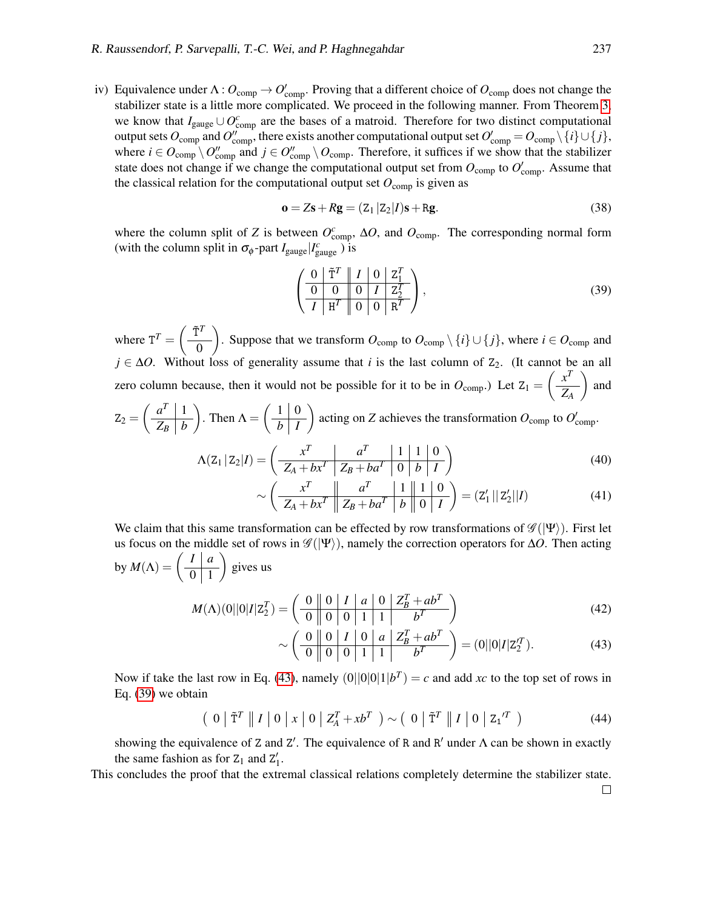iv) Equivalence under $\Lambda : O_{\text{comp}} \to O'_{\text{comp}}$. Proving that a different choice of $O_{\text{comp}}$ does not change the stabilizer state is a little more complicated. We proceed in the following manner. From Theorem 3, we know that $I_{\text{gauge}} \cup O^c_{\text{comp}}$ are the bases of a matroid. Therefore for two distinct computational output sets $O_{\text{comp}}$ and $O''_{\text{comp}}$, there exists another computational output set $O'_{\text{comp}} = O_{\text{comp}} \setminus \{i\} \cup \{j\}$, where $i \in O_{\text{comp}} \setminus O''_{\text{comp}}$ and $j \in O''_{\text{comp}} \setminus O_{\text{comp}}$. Therefore, it suffices if we show that the stabilizer state does not change if we change the computational output set from $O_{\text{comp}}$ to $O'_{\text{comp}}$. Assume that the classical relation for the computational output set $O_{\text{comp}}$ is given as

$$\mathbf{o} = Z\mathbf{s} + R\mathbf{g} = (\mathtt{Z}_1 \,|\, \mathtt{Z}_2 | I)\mathbf{s} + \mathtt{R}\mathbf{g}. \tag{38}$$

where the column split of $Z$ is between $O^c_{\text{comp}}$, $\Delta O$, and $O_{\text{comp}}$. The corresponding normal form (with the column split in $\sigma_\phi$-part $I_{\text{gauge}} | I^c_{\text{gauge}}$ ) is

$$\left(\begin{array}{c|c||c|c|c} 0 & \tilde{\mathtt{T}}^T & I & 0 & \mathtt{Z}_1^T \\ \hline 0 & 0 & 0 & I & \mathtt{Z}_2^T \\ \hline I & \mathtt{H}^T & 0 & 0 & \mathtt{R}^T \end{array}\right), \tag{39}$$

where $\mathtt{T}^T = \left(\begin{array}{c} \tilde{\mathtt{T}}^T \\ \hline 0 \end{array}\right)$. Suppose that we transform $O_{\text{comp}}$ to $O_{\text{comp}} \setminus \{i\} \cup \{j\}$, where $i \in O_{\text{comp}}$ and $j \in \Delta O$. Without loss of generality assume that $i$ is the last column of $\mathtt{Z}_2$. (It cannot be an all zero column because, then it would not be possible for it to be in $O_{\text{comp}}$.) Let $\mathtt{Z}_1 = \left(\begin{array}{c} x^T \\ \hline Z_A \end{array}\right)$ and $\mathtt{Z}_2 = \left(\begin{array}{c|c} a^T & 1 \\ \hline Z_B & b \end{array}\right)$. Then $\Lambda = \left(\begin{array}{c|c} 1 & 0 \\ \hline b & I \end{array}\right)$ acting on $Z$ achieves the transformation $O_{\text{comp}}$ to $O'_{\text{comp}}$.

$$\Lambda(\mathtt{Z}_1 \,|\, \mathtt{Z}_2 | I) = \left(\begin{array}{c|c|c|c|c} x^T & a^T & 1 & 1 & 0 \\ \hline Z_A + bx^T & Z_B + ba^T & 0 & b & I \end{array}\right) \tag{40}$$

$$\sim \left(\begin{array}{c||c|c||c|c} x^T & a^T & 1 & 1 & 0 \\ \hline Z_A + bx^T & Z_B + ba^T & b & 0 & I \end{array}\right) = (\mathtt{Z}'_1 \,||\, \mathtt{Z}'_2 || I) \tag{41}$$

We claim that this same transformation can be effected by row transformations of $\mathscr{G}(|\Psi\rangle)$. First let us focus on the middle set of rows in $\mathscr{G}(|\Psi\rangle)$, namely the correction operators for $\Delta O$. Then acting by $M(\Lambda) = \left(\begin{array}{c|c} I & a \\ \hline 0 & 1 \end{array}\right)$ gives us

$$M(\Lambda)(0||0|I|\mathtt{Z}_2^T) = \left(\begin{array}{c||c|c|c|c|c} 0 & 0 & I & a & 0 & Z_B^T + ab^T \\ \hline 0 & 0 & 0 & 1 & 1 & b^T \end{array}\right) \tag{42}$$

$$\sim \left(\begin{array}{c||c|c|c|c|c} 0 & 0 & I & 0 & a & Z_B^T + ab^T \\ \hline 0 & 0 & 0 & 1 & 1 & b^T \end{array}\right) = (0||0|I|\mathtt{Z}_2'^T). \tag{43}$$

Now if take the last row in Eq. (43), namely $(0||0|0|1|b^T) = c$ and add $xc$ to the top set of rows in Eq. (39) we obtain

$$\left(\begin{array}{c|c||c|c|c|c|c} 0 & \tilde{\mathtt{T}}^T & I & 0 & x & 0 & Z_A^T + xb^T \end{array}\right) \sim \left(\begin{array}{c|c||c|c|c} 0 & \tilde{\mathtt{T}}^T & I & 0 & \mathtt{Z}_1{'}^T \end{array}\right) \tag{44}$$

showing the equivalence of $\mathtt{Z}$ and $\mathtt{Z}'$. The equivalence of $\mathtt{R}$ and $\mathtt{R}'$ under $\Lambda$ can be shown in exactly the same fashion as for $\mathtt{Z}_1$ and $\mathtt{Z}'_1$.

This concludes the proof that the extremal classical relations completely determine the stabilizer state.

□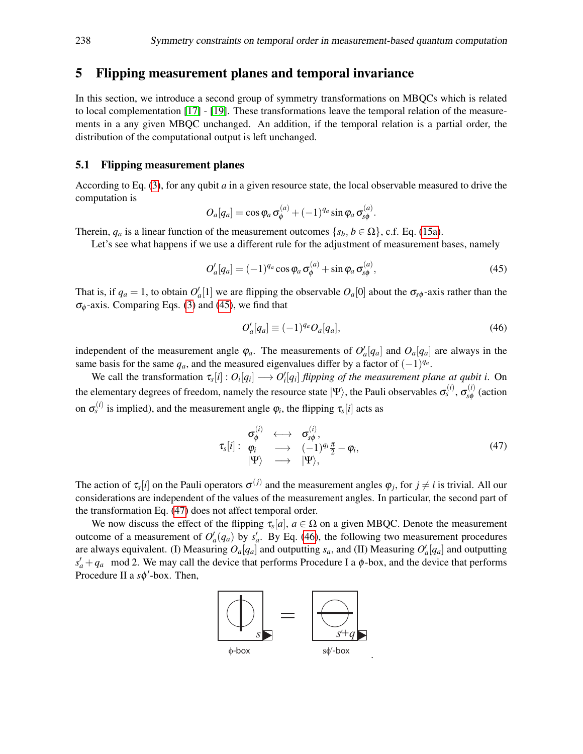## 5 Flipping measurement planes and temporal invariance

In this section, we introduce a second group of symmetry transformations on MBQCs which is related to local complementation [17] - [19]. These transformations leave the temporal relation of the measurements in a any given MBQC unchanged. An addition, if the temporal relation is a partial order, the distribution of the computational output is left unchanged.

### 5.1 Flipping measurement planes

According to Eq. (3), for any qubit $a$ in a given resource state, the local observable measured to drive the computation is

$$O_a[q_a] = \cos\varphi_a\, \sigma_\phi^{(a)} + (-1)^{q_a} \sin\varphi_a\, \sigma_{s\phi}^{(a)}.$$

Therein, $q_a$ is a linear function of the measurement outcomes $\{s_b, b \in \Omega\}$, c.f. Eq. (15a).

Let's see what happens if we use a different rule for the adjustment of measurement bases, namely

$$O'_a[q_a] = (-1)^{q_a} \cos\varphi_a\, \sigma_\phi^{(a)} + \sin\varphi_a\, \sigma_{s\phi}^{(a)}, \tag{45}$$

That is, if $q_a = 1$, to obtain $O'_a[1]$ we are flipping the observable $O_a[0]$ about the $\sigma_{s\phi}$-axis rather than the $\sigma_\phi$-axis. Comparing Eqs. (3) and (45), we find that

$$O'_a[q_a] \equiv (-1)^{q_a} O_a[q_a], \tag{46}$$

independent of the measurement angle $\varphi_a$. The measurements of $O'_a[q_a]$ and $O_a[q_a]$ are always in the same basis for the same $q_a$, and the measured eigenvalues differ by a factor of $(-1)^{q_a}$.

We call the transformation $\tau_s[i] : O_i[q_i] \longrightarrow O'_i[q_i]$ *flipping of the measurement plane at qubit i*. On the elementary degrees of freedom, namely the resource state $|\Psi\rangle$, the Pauli observables $\sigma_s^{(i)}$, $\sigma_{s\phi}^{(i)}$ (action on $\sigma_s^{(i)}$ is implied), and the measurement angle $\varphi_i$, the flipping $\tau_s[i]$ acts as

$$\tau_s[i] : \begin{array}{ccl} \sigma_\phi^{(i)} & \longleftrightarrow & \sigma_{s\phi}^{(i)}, \\ \varphi_i & \longrightarrow & (-1)^{q_i}\frac{\pi}{2} - \varphi_i, \\ |\Psi\rangle & \longrightarrow & |\Psi\rangle, \end{array} \tag{47}$$

The action of $\tau_s[i]$ on the Pauli operators $\sigma^{(j)}$ and the measurement angles $\varphi_j$, for $j \neq i$ is trivial. All our considerations are independent of the values of the measurement angles. In particular, the second part of the transformation Eq. (47) does not affect temporal order.

We now discuss the effect of the flipping $\tau_s[a]$, $a \in \Omega$ on a given MBQC. Denote the measurement outcome of a measurement of $O'_a(q_a)$ by $s'_a$. By Eq. (46), the following two measurement procedures are always equivalent. (I) Measuring $O_a[q_a]$ and outputting $s_a$, and (II) Measuring $O'_a[q_a]$ and outputting $s'_a + q_a \mod 2$. We may call the device that performs Procedure I a $\phi$-box, and the device that performs Procedure II a $s\phi'$-box. Then,

ϕ-box = sϕ'-box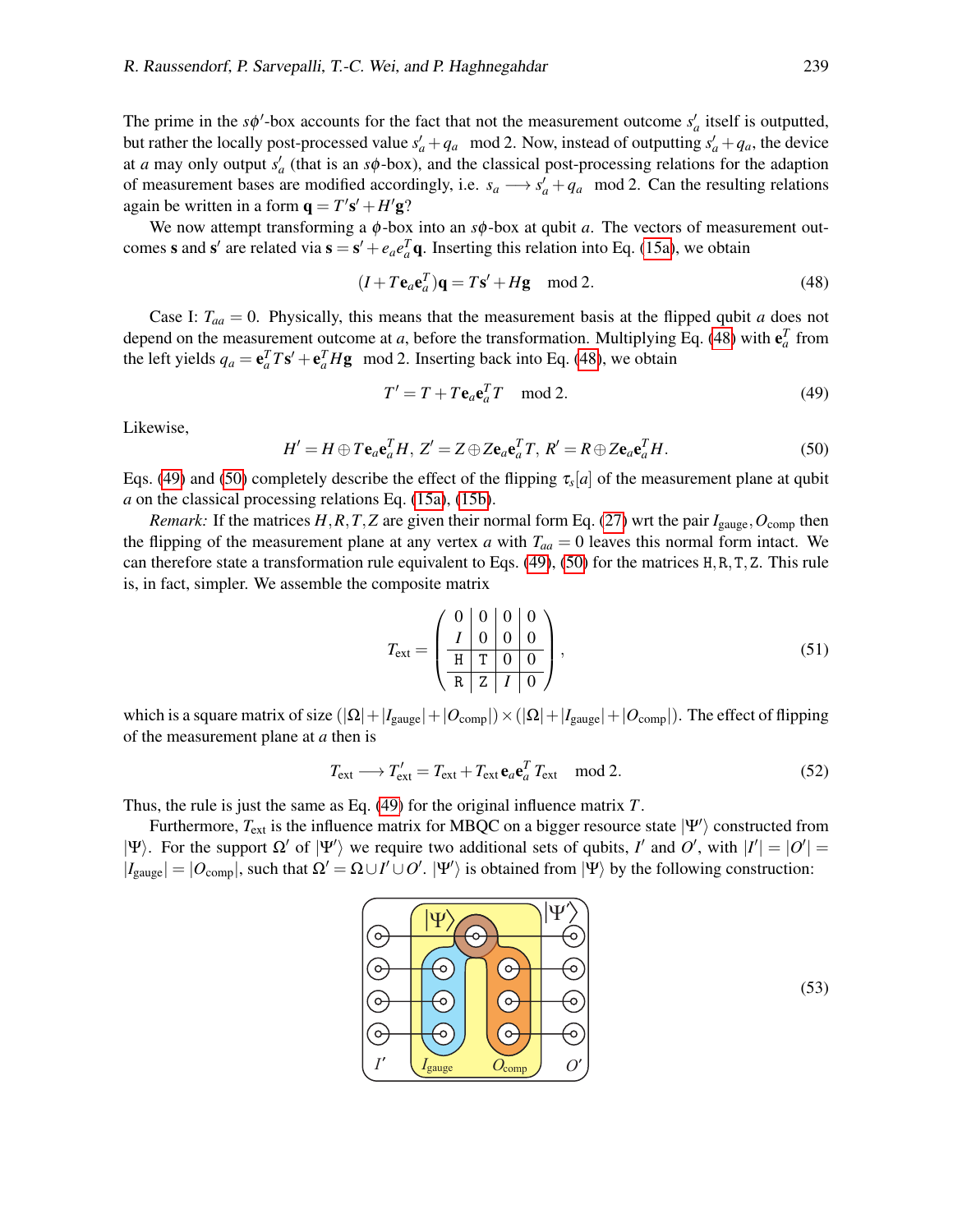The prime in the $s\phi'$-box accounts for the fact that not the measurement outcome $s'_a$ itself is outputted, but rather the locally post-processed value $s'_a + q_a \mod 2$. Now, instead of outputting $s'_a + q_a$, the device at $a$ may only output $s'_a$ (that is an $s\phi$-box), and the classical post-processing relations for the adaption of measurement bases are modified accordingly, i.e. $s_a \longrightarrow s'_a + q_a \mod 2$. Can the resulting relations again be written in a form $\mathbf{q} = T'\mathbf{s}' + H'\mathbf{g}$?

We now attempt transforming a $\phi$-box into an $s\phi$-box at qubit $a$. The vectors of measurement outcomes $\mathbf{s}$ and $\mathbf{s}'$ are related via $\mathbf{s} = \mathbf{s}' + e_a e_a^T \mathbf{q}$. Inserting this relation into Eq. (15a), we obtain

$$(I + T\mathbf{e}_a\mathbf{e}_a^T)\mathbf{q} = T\mathbf{s}' + H\mathbf{g} \mod 2. \tag{48}$$

Case I: $T_{aa} = 0$. Physically, this means that the measurement basis at the flipped qubit $a$ does not depend on the measurement outcome at $a$, before the transformation. Multiplying Eq. (48) with $\mathbf{e}_a^T$ from the left yields $q_a = \mathbf{e}_a^T T\mathbf{s}' + \mathbf{e}_a^T H\mathbf{g} \mod 2$. Inserting back into Eq. (48), we obtain

$$T' = T + T\mathbf{e}_a\mathbf{e}_a^T T \mod 2. \tag{49}$$

Likewise,

$$H' = H \oplus T\mathbf{e}_a\mathbf{e}_a^T H,\; Z' = Z \oplus Z\mathbf{e}_a\mathbf{e}_a^T T,\; R' = R \oplus Z\mathbf{e}_a\mathbf{e}_a^T H. \tag{50}$$

Eqs. (49) and (50) completely describe the effect of the flipping $\tau_s[a]$ of the measurement plane at qubit $a$ on the classical processing relations Eq. (15a), (15b).

*Remark:* If the matrices $H, R, T, Z$ are given their normal form Eq. (27) wrt the pair $I_{\text{gauge}}, O_{\text{comp}}$ then the flipping of the measurement plane at any vertex $a$ with $T_{aa} = 0$ leaves this normal form intact. We can therefore state a transformation rule equivalent to Eqs. (49), (50) for the matrices $\mathtt{H}, \mathtt{R}, \mathtt{T}, \mathtt{Z}$. This rule is, in fact, simpler. We assemble the composite matrix

$$T_{\text{ext}} = \left(\begin{array}{c|c|c|c} 0 & 0 & 0 & 0 \\ I & 0 & 0 & 0 \\ \hline \mathtt{H} & \mathtt{T} & 0 & 0 \\ \hline \mathtt{R} & \mathtt{Z} & I & 0 \end{array}\right), \tag{51}$$

which is a square matrix of size $(|\Omega| + |I_{\text{gauge}}| + |O_{\text{comp}}|) \times (|\Omega| + |I_{\text{gauge}}| + |O_{\text{comp}}|)$. The effect of flipping of the measurement plane at $a$ then is

$$T_{\text{ext}} \longrightarrow T'_{\text{ext}} = T_{\text{ext}} + T_{\text{ext}}\,\mathbf{e}_a\mathbf{e}_a^T\, T_{\text{ext}} \mod 2. \tag{52}$$

Thus, the rule is just the same as Eq. (49) for the original influence matrix $T$.

Furthermore, $T_{\text{ext}}$ is the influence matrix for MBQC on a bigger resource state $|\Psi'\rangle$ constructed from $|\Psi\rangle$. For the support $\Omega'$ of $|\Psi'\rangle$ we require two additional sets of qubits, $I'$ and $O'$, with $|I'| = |O'| = |I_{\text{gauge}}| = |O_{\text{comp}}|$, such that $\Omega' = \Omega \cup I' \cup O'$. $|\Psi'\rangle$ is obtained from $|\Psi\rangle$ by the following construction:

$$\tag{53}$$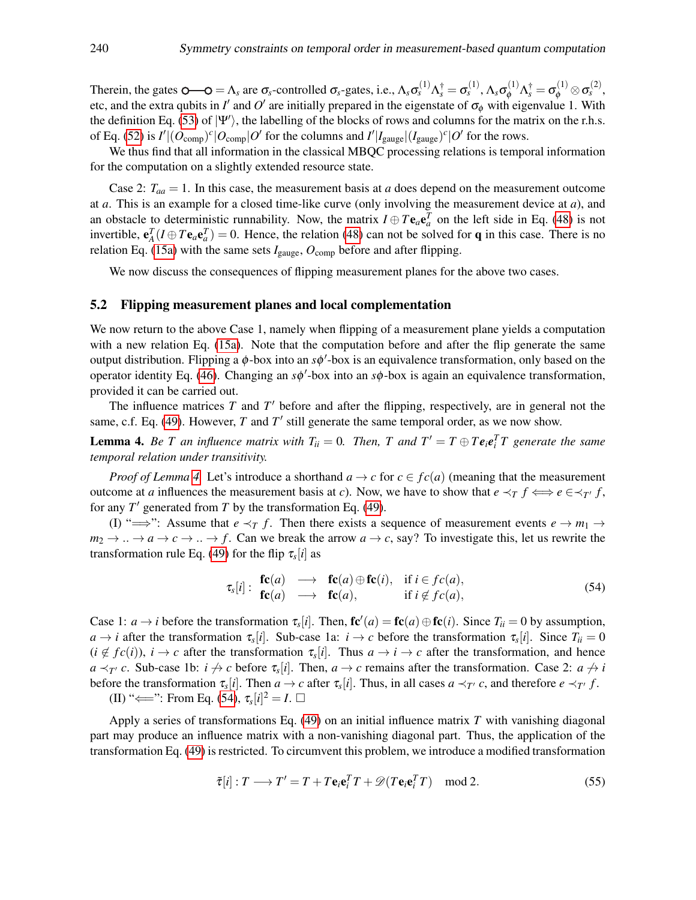Therein, the gates $\circ\!\!-\!\!\circ = \Lambda_s$ are $\sigma_s$-controlled $\sigma_s$-gates, i.e., $\Lambda_s \sigma_s^{(1)} \Lambda_s^\dagger = \sigma_s^{(1)}$, $\Lambda_s \sigma_\phi^{(1)} \Lambda_s^\dagger = \sigma_\phi^{(1)} \otimes \sigma_s^{(2)}$, etc, and the extra qubits in $I'$ and $O'$ are initially prepared in the eigenstate of $\sigma_\phi$ with eigenvalue 1. With the definition Eq. (53) of $|\Psi'\rangle$, the labelling of the blocks of rows and columns for the matrix on the r.h.s. of Eq. (52) is $I'|(O_\text{comp})^c|O_\text{comp}|O'$ for the columns and $I'|I_\text{gauge}|(I_\text{gauge})^c|O'$ for the rows.

We thus find that all information in the classical MBQC processing relations is temporal information for the computation on a slightly extended resource state.

Case 2: $T_{aa} = 1$. In this case, the measurement basis at $a$ does depend on the measurement outcome at $a$. This is an example for a closed time-like curve (only involving the measurement device at $a$), and an obstacle to deterministic runnability. Now, the matrix $I \oplus T\mathbf{e}_a\mathbf{e}_a^T$ on the left side in Eq. (48) is not invertible, $\mathbf{e}_A^T(I \oplus T\mathbf{e}_a\mathbf{e}_a^T) = 0$. Hence, the relation (48) can not be solved for $\mathbf{q}$ in this case. There is no relation Eq. (15a) with the same sets $I_\text{gauge}$, $O_\text{comp}$ before and after flipping.

We now discuss the consequences of flipping measurement planes for the above two cases.

## 5.2 Flipping measurement planes and local complementation

We now return to the above Case 1, namely when flipping of a measurement plane yields a computation with a new relation Eq. (15a). Note that the computation before and after the flip generate the same output distribution. Flipping a $\phi$-box into an $s\phi'$-box is an equivalence transformation, only based on the operator identity Eq. (46). Changing an $s\phi'$-box into an $s\phi$-box is again an equivalence transformation, provided it can be carried out.

The influence matrices $T$ and $T'$ before and after the flipping, respectively, are in general not the same, c.f. Eq. (49). However, $T$ and $T'$ still generate the same temporal order, as we now show.

**Lemma 4.** *Be $T$ an influence matrix with $T_{ii} = 0$. Then, $T$ and $T' = T \oplus T\boldsymbol{e}_i\boldsymbol{e}_i^T T$ generate the same temporal relation under transitivity.*

*Proof of Lemma 4.* Let's introduce a shorthand $a \rightarrow c$ for $c \in fc(a)$ (meaning that the measurement outcome at $a$ influences the measurement basis at $c$). Now, we have to show that $e \prec_T f \Longleftrightarrow e \in\prec_{T'} f$, for any $T'$ generated from $T$ by the transformation Eq. (49).

(I) "$\Longrightarrow$": Assume that $e \prec_T f$. Then there exists a sequence of measurement events $e \rightarrow m_1 \rightarrow m_2 \rightarrow .. \rightarrow a \rightarrow c \rightarrow .. \rightarrow f$. Can we break the arrow $a \rightarrow c$, say? To investigate this, let us rewrite the transformation rule Eq. (49) for the flip $\tau_s[i]$ as

$$\tau_s[i]: \begin{array}{lcll} \mathbf{fc}(a) & \longrightarrow & \mathbf{fc}(a) \oplus \mathbf{fc}(i), & \text{if } i \in fc(a), \\ \mathbf{fc}(a) & \longrightarrow & \mathbf{fc}(a), & \text{if } i \notin fc(a), \end{array} \tag{54}$$

Case 1: $a \rightarrow i$ before the transformation $\tau_s[i]$. Then, $\mathbf{fc}'(a) = \mathbf{fc}(a) \oplus \mathbf{fc}(i)$. Since $T_{ii} = 0$ by assumption, $a \rightarrow i$ after the transformation $\tau_s[i]$. Sub-case 1a: $i \rightarrow c$ before the transformation $\tau_s[i]$. Since $T_{ii} = 0$ ($i \notin fc(i)$), $i \rightarrow c$ after the transformation $\tau_s[i]$. Thus $a \rightarrow i \rightarrow c$ after the transformation, and hence $a \prec_{T'} c$. Sub-case 1b: $i \not\rightarrow c$ before $\tau_s[i]$. Then, $a \rightarrow c$ remains after the transformation. Case 2: $a \not\rightarrow i$ before the transformation $\tau_s[i]$. Then $a \rightarrow c$ after $\tau_s[i]$. Thus, in all cases $a \prec_{T'} c$, and therefore $e \prec_{T'} f$.

(II) "$\Longleftarrow$": From Eq. (54), $\tau_s[i]^2 = I$. $\square$

Apply a series of transformations Eq. (49) on an initial influence matrix $T$ with vanishing diagonal part may produce an influence matrix with a non-vanishing diagonal part. Thus, the application of the transformation Eq. (49) is restricted. To circumvent this problem, we introduce a modified transformation

$$\tilde{\tau}[i]: T \longrightarrow T' = T + T\mathbf{e}_i\mathbf{e}_i^T T + \mathscr{D}(T\mathbf{e}_i\mathbf{e}_i^T T) \mod 2. \tag{55}$$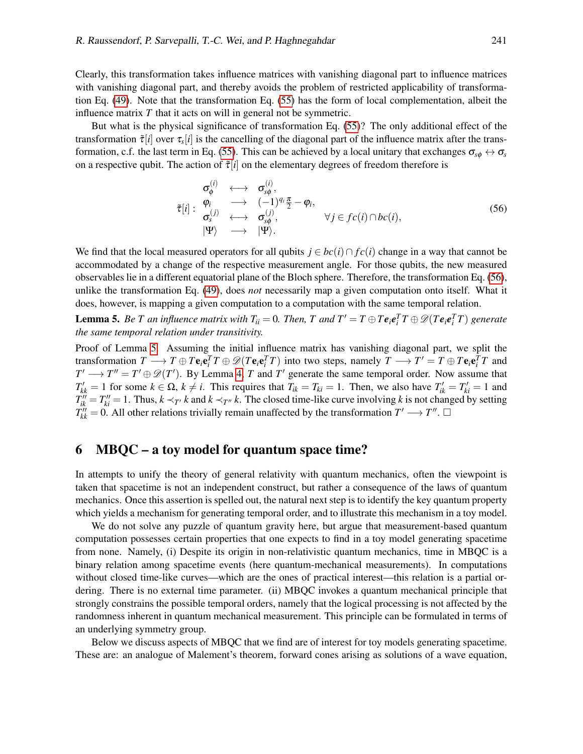Clearly, this transformation takes influence matrices with vanishing diagonal part to influence matrices with vanishing diagonal part, and thereby avoids the problem of restricted applicability of transformation Eq. (49). Note that the transformation Eq. (55) has the form of local complementation, albeit the influence matrix $T$ that it acts on will in general not be symmetric.

But what is the physical significance of transformation Eq. (55)? The only additional effect of the transformation $\tilde{\tau}[i]$ over $\tau_s[i]$ is the cancelling of the diagonal part of the influence matrix after the transformation, c.f. the last term in Eq. (55). This can be achieved by a local unitary that exchanges $\sigma_{s\phi} \leftrightarrow \sigma_s$ on a respective qubit. The action of $\tilde{\tau}[i]$ on the elementary degrees of freedom therefore is

$$
\tilde{\tau}[i]: \begin{array}{lcll} \sigma_\phi^{(i)} & \longleftrightarrow & \sigma_{s\phi}^{(i)}, & \\ \varphi_i & \longrightarrow & (-1)^{q_i}\frac{\pi}{2} - \varphi_i, & \\ \sigma_s^{(j)} & \longleftrightarrow & \sigma_{s\phi}^{(j)}, & \forall j \in fc(i) \cap bc(i), \\ |\Psi\rangle & \longrightarrow & |\Psi\rangle. & \end{array} \tag{56}
$$

We find that the local measured operators for all qubits $j \in bc(i) \cap fc(i)$ change in a way that cannot be accommodated by a change of the respective measurement angle. For those qubits, the new measured observables lie in a different equatorial plane of the Bloch sphere. Therefore, the transformation Eq. (56), unlike the transformation Eq. (49), does *not* necessarily map a given computation onto itself. What it does, however, is mapping a given computation to a computation with the same temporal relation.

**Lemma 5.** *Be $T$ an influence matrix with $T_{ii} = 0$. Then, $T$ and $T' = T \oplus T\boldsymbol{e}_i\boldsymbol{e}_i^T T \oplus \mathscr{D}(T\boldsymbol{e}_i\boldsymbol{e}_i^T T)$ generate the same temporal relation under transitivity.*

Proof of Lemma 5. Assuming the initial influence matrix has vanishing diagonal part, we split the transformation $T \longrightarrow T \oplus T\mathbf{e}_i\mathbf{e}_i^T T \oplus \mathscr{D}(T\mathbf{e}_i\mathbf{e}_i^T T)$ into two steps, namely $T \longrightarrow T' = T \oplus T\mathbf{e}_i\mathbf{e}_i^T T$ and $T' \longrightarrow T'' = T' \oplus \mathscr{D}(T')$. By Lemma 4, $T$ and $T'$ generate the same temporal order. Now assume that $T'_{kk} = 1$ for some $k \in \Omega$, $k \neq i$. This requires that $T_{ik} = T_{ki} = 1$. Then, we also have $T'_{ik} = T'_{ki} = 1$ and $T''_{ik} = T''_{ki} = 1$. Thus, $k \prec_{T'} k$ and $k \prec_{T''} k$. The closed time-like curve involving $k$ is not changed by setting $T''_{kk} = 0$. All other relations trivially remain unaffected by the transformation $T' \longrightarrow T''$. □

## 6 MBQC – a toy model for quantum space time?

In attempts to unify the theory of general relativity with quantum mechanics, often the viewpoint is taken that spacetime is not an independent construct, but rather a consequence of the laws of quantum mechanics. Once this assertion is spelled out, the natural next step is to identify the key quantum property which yields a mechanism for generating temporal order, and to illustrate this mechanism in a toy model.

We do not solve any puzzle of quantum gravity here, but argue that measurement-based quantum computation possesses certain properties that one expects to find in a toy model generating spacetime from none. Namely, (i) Despite its origin in non-relativistic quantum mechanics, time in MBQC is a binary relation among spacetime events (here quantum-mechanical measurements). In computations without closed time-like curves—which are the ones of practical interest—this relation is a partial ordering. There is no external time parameter. (ii) MBQC invokes a quantum mechanical principle that strongly constrains the possible temporal orders, namely that the logical processing is not affected by the randomness inherent in quantum mechanical measurement. This principle can be formulated in terms of an underlying symmetry group.

Below we discuss aspects of MBQC that we find are of interest for toy models generating spacetime. These are: an analogue of Malement's theorem, forward cones arising as solutions of a wave equation,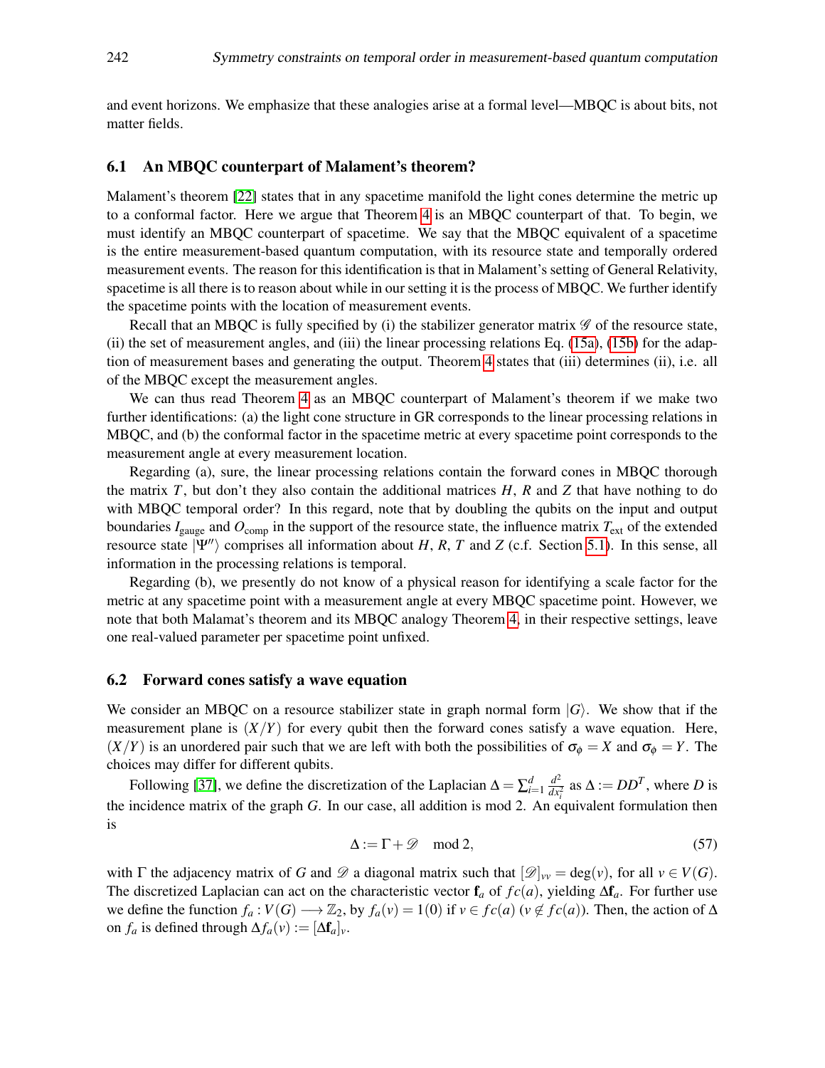and event horizons. We emphasize that these analogies arise at a formal level—MBQC is about bits, not matter fields.

### 6.1 An MBQC counterpart of Malament's theorem?

Malament's theorem [22] states that in any spacetime manifold the light cones determine the metric up to a conformal factor. Here we argue that Theorem 4 is an MBQC counterpart of that. To begin, we must identify an MBQC counterpart of spacetime. We say that the MBQC equivalent of a spacetime is the entire measurement-based quantum computation, with its resource state and temporally ordered measurement events. The reason for this identification is that in Malament's setting of General Relativity, spacetime is all there is to reason about while in our setting it is the process of MBQC. We further identify the spacetime points with the location of measurement events.

Recall that an MBQC is fully specified by (i) the stabilizer generator matrix $\mathscr{G}$ of the resource state, (ii) the set of measurement angles, and (iii) the linear processing relations Eq. (15a), (15b) for the adaption of measurement bases and generating the output. Theorem 4 states that (iii) determines (ii), i.e. all of the MBQC except the measurement angles.

We can thus read Theorem 4 as an MBQC counterpart of Malament's theorem if we make two further identifications: (a) the light cone structure in GR corresponds to the linear processing relations in MBQC, and (b) the conformal factor in the spacetime metric at every spacetime point corresponds to the measurement angle at every measurement location.

Regarding (a), sure, the linear processing relations contain the forward cones in MBQC thorough the matrix $T$, but don't they also contain the additional matrices $H$, $R$ and $Z$ that have nothing to do with MBQC temporal order? In this regard, note that by doubling the qubits on the input and output boundaries $I_{\text{gauge}}$ and $O_{\text{comp}}$ in the support of the resource state, the influence matrix $T_{\text{ext}}$ of the extended resource state $|\Psi''\rangle$ comprises all information about $H$, $R$, $T$ and $Z$ (c.f. Section 5.1). In this sense, all information in the processing relations is temporal.

Regarding (b), we presently do not know of a physical reason for identifying a scale factor for the metric at any spacetime point with a measurement angle at every MBQC spacetime point. However, we note that both Malamat's theorem and its MBQC analogy Theorem 4, in their respective settings, leave one real-valued parameter per spacetime point unfixed.

### 6.2 Forward cones satisfy a wave equation

We consider an MBQC on a resource stabilizer state in graph normal form $|G\rangle$. We show that if the measurement plane is $(X/Y)$ for every qubit then the forward cones satisfy a wave equation. Here, $(X/Y)$ is an unordered pair such that we are left with both the possibilities of $\sigma_\phi = X$ and $\sigma_\phi = Y$. The choices may differ for different qubits.

Following [37], we define the discretization of the Laplacian $\Delta = \sum_{i=1}^{d} \frac{d^2}{dx_i^2}$ as $\Delta := DD^T$, where $D$ is the incidence matrix of the graph $G$. In our case, all addition is mod 2. An equivalent formulation then is

$$\Delta := \Gamma + \mathscr{D} \mod 2, \tag{57}$$

with $\Gamma$ the adjacency matrix of $G$ and $\mathscr{D}$ a diagonal matrix such that $[\mathscr{D}]_{vv} = \deg(v)$, for all $v \in V(G)$. The discretized Laplacian can act on the characteristic vector $\mathbf{f}_a$ of $fc(a)$, yielding $\Delta \mathbf{f}_a$. For further use we define the function $f_a : V(G) \longrightarrow \mathbb{Z}_2$, by $f_a(v) = 1(0)$ if $v \in fc(a)$ ($v \notin fc(a)$). Then, the action of $\Delta$ on $f_a$ is defined through $\Delta f_a(v) := [\Delta \mathbf{f}_a]_v$.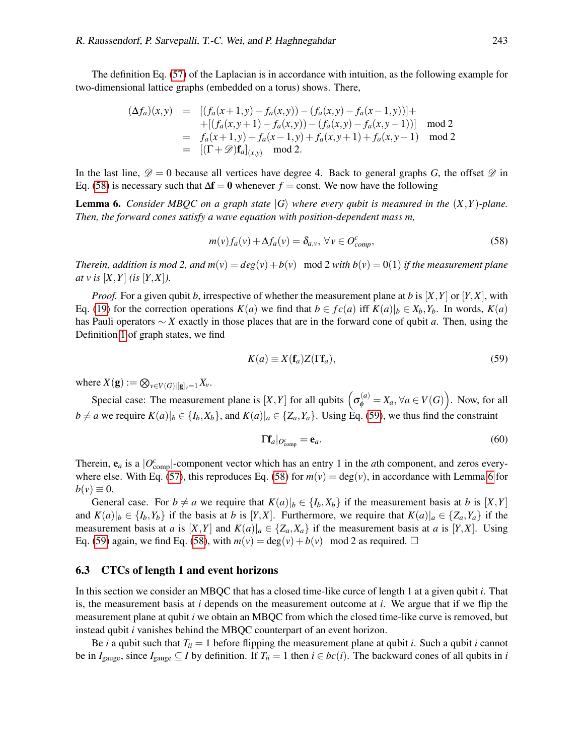The definition Eq. (57) of the Laplacian is in accordance with intuition, as the following example for two-dimensional lattice graphs (embedded on a torus) shows. There,

$$
\begin{aligned}
(\Delta f_a)(x,y) &= [(f_a(x+1,y)-f_a(x,y))-(f_a(x,y)-f_a(x-1,y))]+ \\
&\quad +[(f_a(x,y+1)-f_a(x,y))-(f_a(x,y)-f_a(x,y-1))] \mod 2 \\
&= f_a(x+1,y)+f_a(x-1,y)+f_a(x,y+1)+f_a(x,y-1) \mod 2 \\
&= [(\Gamma+\mathscr{D})\mathbf{f}_a]_{(x,y)} \mod 2.
\end{aligned}
$$

In the last line, $\mathscr{D}=0$ because all vertices have degree 4. Back to general graphs $G$, the offset $\mathscr{D}$ in Eq. (58) is necessary such that $\Delta\mathbf{f}=\mathbf{0}$ whenever $f=$ const. We now have the following

**Lemma 6.** *Consider MBQC on a graph state $|G\rangle$ where every qubit is measured in the $(X,Y)$-plane. Then, the forward cones satisfy a wave equation with position-dependent mass $m$,*

$$
m(v)f_a(v)+\Delta f_a(v)=\delta_{a,v},\ \forall\, v\in O^c_{comp}, \tag{58}
$$

*Therein, addition is mod 2, and $m(v)=deg(v)+b(v) \mod 2$ with $b(v)=0(1)$ if the measurement plane at $v$ is $[X,Y]$ (is $[Y,X]$).*

*Proof.* For a given qubit $b$, irrespective of whether the measurement plane at $b$ is $[X,Y]$ or $[Y,X]$, with Eq. (19) for the correction operations $K(a)$ we find that $b\in fc(a)$ iff $K(a)|_b\in X_b,Y_b$. In words, $K(a)$ has Pauli operators $\sim X$ exactly in those places that are in the forward cone of qubit $a$. Then, using the Definition 1 of graph states, we find

$$
K(a)\equiv X(\mathbf{f}_a)Z(\Gamma\mathbf{f}_a), \tag{59}
$$

where $X(\mathbf{g}):=\bigotimes_{v\in V(G)|[\mathbf{g}]_v=1}X_v$.

Special case: The measurement plane is $[X,Y]$ for all qubits $\left(\sigma_\phi^{(a)}=X_a,\forall a\in V(G)\right)$. Now, for all $b\neq a$ we require $K(a)|_b\in\{I_b,X_b\}$, and $K(a)|_a\in\{Z_a,Y_a\}$. Using Eq. (59), we thus find the constraint

$$
\Gamma\mathbf{f}_a|_{O^c_{\text{comp}}}=\mathbf{e}_a. \tag{60}
$$

Therein, $\mathbf{e}_a$ is a $|O^c_{\text{comp}}|$-component vector which has an entry 1 in the $a$th component, and zeros everywhere else. With Eq. (57), this reproduces Eq. (58) for $m(v)=\deg(v)$, in accordance with Lemma 6 for $b(v)\equiv 0$.

General case. For $b\neq a$ we require that $K(a)|_b\in\{I_b,X_b\}$ if the measurement basis at $b$ is $[X,Y]$ and $K(a)|_b\in\{I_b,Y_b\}$ if the basis at $b$ is $[Y,X]$. Furthermore, we require that $K(a)|_a\in\{Z_a,Y_a\}$ if the measurement basis at $a$ is $[X,Y]$ and $K(a)|_a\in\{Z_a,X_a\}$ if the measurement basis at $a$ is $[Y,X]$. Using Eq. (59) again, we find Eq. (58), with $m(v)=\deg(v)+b(v) \mod 2$ as required. □

### 6.3 CTCs of length 1 and event horizons

In this section we consider an MBQC that has a closed time-like curce of length 1 at a given qubit $i$. That is, the measurement basis at $i$ depends on the measurement outcome at $i$. We argue that if we flip the measurement plane at qubit $i$ we obtain an MBQC from which the closed time-like curve is removed, but instead qubit $i$ vanishes behind the MBQC counterpart of an event horizon.

Be $i$ a qubit such that $T_{ii}=1$ before flipping the measurement plane at qubit $i$. Such a qubit $i$ cannot be in $I_{\text{gauge}}$, since $I_{\text{gauge}}\subseteq I$ by definition. If $T_{ii}=1$ then $i\in bc(i)$. The backward cones of all qubits in $i$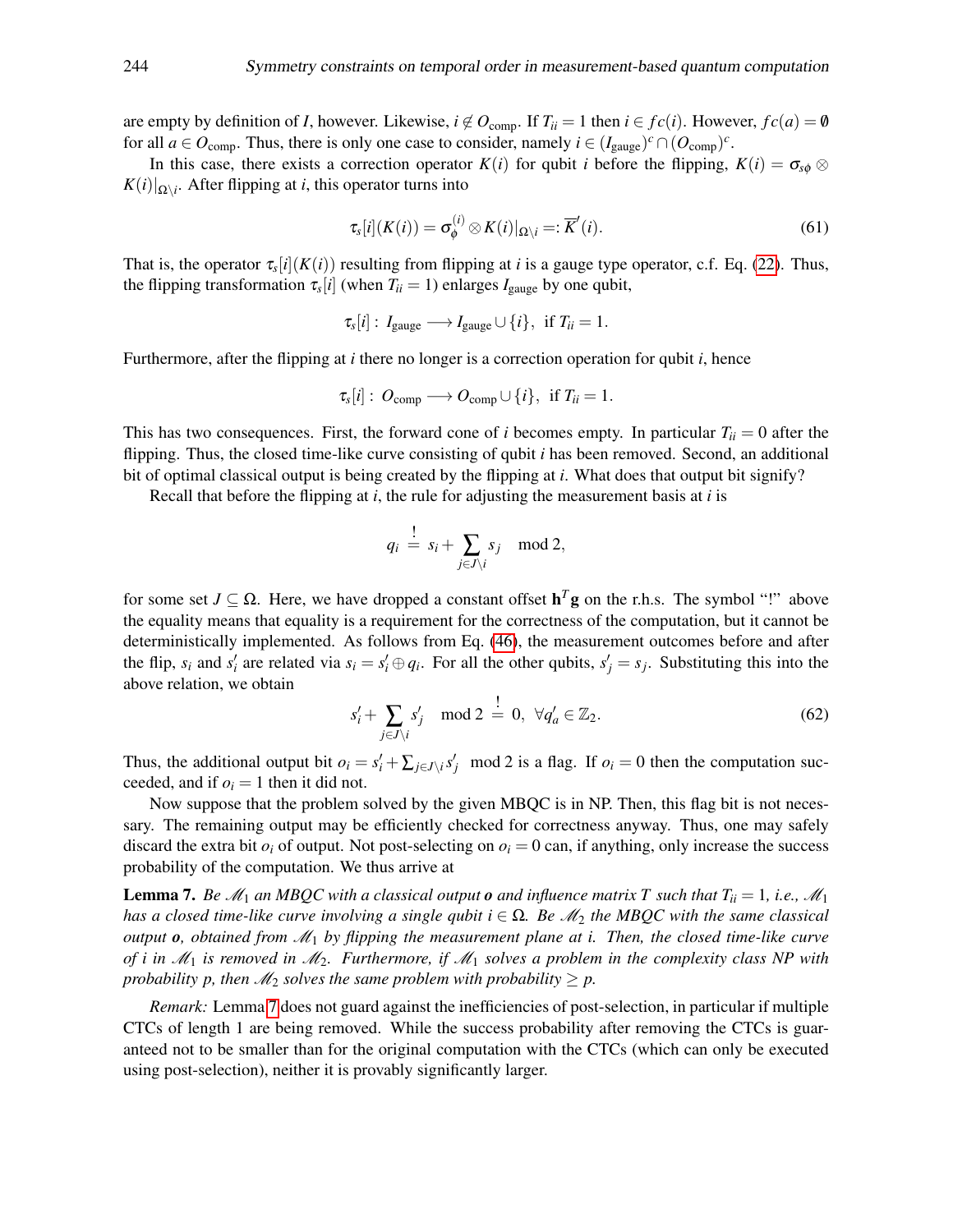are empty by definition of $I$, however. Likewise, $i \notin O_{\text{comp}}$. If $T_{ii} = 1$ then $i \in fc(i)$. However, $fc(a) = \emptyset$ for all $a \in O_{\text{comp}}$. Thus, there is only one case to consider, namely $i \in (I_{\text{gauge}})^c \cap (O_{\text{comp}})^c$.

In this case, there exists a correction operator $K(i)$ for qubit $i$ before the flipping, $K(i) = \sigma_{s\phi} \otimes K(i)|_{\Omega\setminus i}$. After flipping at $i$, this operator turns into

$$\tau_s[i](K(i)) = \sigma_\phi^{(i)} \otimes K(i)|_{\Omega\setminus i} =: \overline{K}'(i). \tag{61}$$

That is, the operator $\tau_s[i](K(i))$ resulting from flipping at $i$ is a gauge type operator, c.f. Eq. (22). Thus, the flipping transformation $\tau_s[i]$ (when $T_{ii} = 1$) enlarges $I_{\text{gauge}}$ by one qubit,

$$\tau_s[i]:\, I_{\text{gauge}} \longrightarrow I_{\text{gauge}} \cup \{i\},\ \text{ if } T_{ii} = 1.$$

Furthermore, after the flipping at $i$ there no longer is a correction operation for qubit $i$, hence

$$\tau_s[i]:\, O_{\text{comp}} \longrightarrow O_{\text{comp}} \cup \{i\},\ \text{ if } T_{ii} = 1.$$

This has two consequences. First, the forward cone of $i$ becomes empty. In particular $T_{ii} = 0$ after the flipping. Thus, the closed time-like curve consisting of qubit $i$ has been removed. Second, an additional bit of optimal classical output is being created by the flipping at $i$. What does that output bit signify?

Recall that before the flipping at $i$, the rule for adjusting the measurement basis at $i$ is

$$q_i \stackrel{!}{=} s_i + \sum_{j \in J\setminus i} s_j \mod 2,$$

for some set $J \subseteq \Omega$. Here, we have dropped a constant offset $\mathbf{h}^T\mathbf{g}$ on the r.h.s. The symbol "!" above the equality means that equality is a requirement for the correctness of the computation, but it cannot be deterministically implemented. As follows from Eq. (46), the measurement outcomes before and after the flip, $s_i$ and $s'_i$ are related via $s_i = s'_i \oplus q_i$. For all the other qubits, $s'_j = s_j$. Substituting this into the above relation, we obtain

$$s'_i + \sum_{j \in J\setminus i} s'_j \mod 2 \stackrel{!}{=} 0,\ \forall q'_a \in \mathbb{Z}_2. \tag{62}$$

Thus, the additional output bit $o_i = s'_i + \sum_{j \in J\setminus i} s'_j \mod 2$ is a flag. If $o_i = 0$ then the computation succeeded, and if $o_i = 1$ then it did not.

Now suppose that the problem solved by the given MBQC is in NP. Then, this flag bit is not necessary. The remaining output may be efficiently checked for correctness anyway. Thus, one may safely discard the extra bit $o_i$ of output. Not post-selecting on $o_i = 0$ can, if anything, only increase the success probability of the computation. We thus arrive at

**Lemma 7.** *Be $\mathscr{M}_1$ an MBQC with a classical output $\boldsymbol{o}$ and influence matrix $T$ such that $T_{ii} = 1$, i.e., $\mathscr{M}_1$ has a closed time-like curve involving a single qubit $i \in \Omega$. Be $\mathscr{M}_2$ the MBQC with the same classical output $\boldsymbol{o}$, obtained from $\mathscr{M}_1$ by flipping the measurement plane at $i$. Then, the closed time-like curve of $i$ in $\mathscr{M}_1$ is removed in $\mathscr{M}_2$. Furthermore, if $\mathscr{M}_1$ solves a problem in the complexity class NP with probability $p$, then $\mathscr{M}_2$ solves the same problem with probability $\geq p$.*

*Remark:* Lemma 7 does not guard against the inefficiencies of post-selection, in particular if multiple CTCs of length 1 are being removed. While the success probability after removing the CTCs is guaranteed not to be smaller than for the original computation with the CTCs (which can only be executed using post-selection), neither it is provably significantly larger.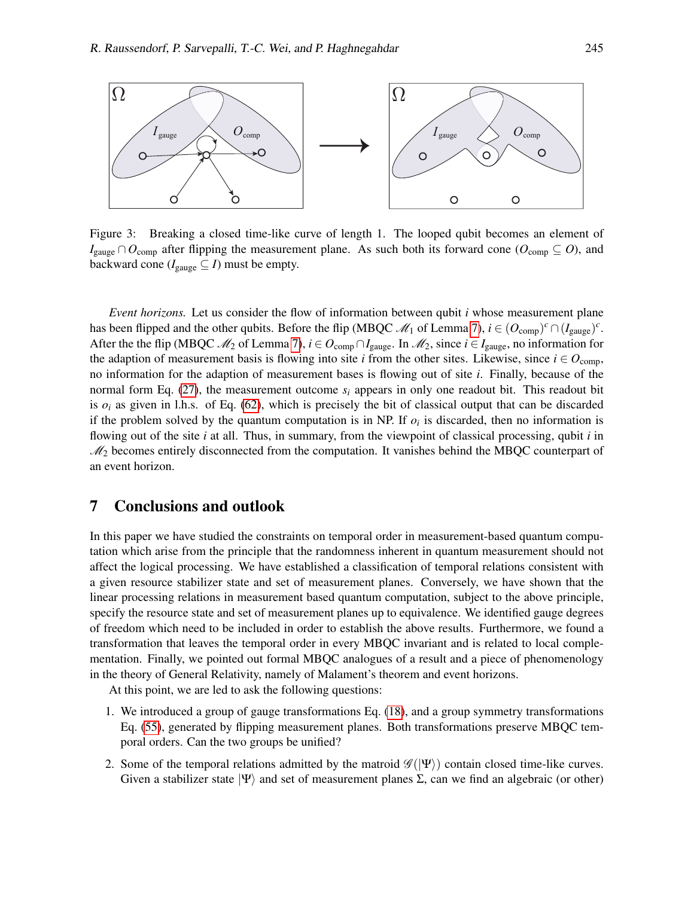Figure 3: Breaking a closed time-like curve of length 1. The looped qubit becomes an element of $I_{\text{gauge}} \cap O_{\text{comp}}$ after flipping the measurement plane. As such both its forward cone ($O_{\text{comp}} \subseteq O$), and backward cone ($I_{\text{gauge}} \subseteq I$) must be empty.

*Event horizons.* Let us consider the flow of information between qubit $i$ whose measurement plane has been flipped and the other qubits. Before the flip (MBQC $\mathcal{M}_1$ of Lemma 7), $i \in (O_{\text{comp}})^c \cap (I_{\text{gauge}})^c$. After the the flip (MBQC $\mathcal{M}_2$ of Lemma 7), $i \in O_{\text{comp}} \cap I_{\text{gauge}}$. In $\mathcal{M}_2$, since $i \in I_{\text{gauge}}$, no information for the adaption of measurement basis is flowing into site $i$ from the other sites. Likewise, since $i \in O_{\text{comp}}$, no information for the adaption of measurement bases is flowing out of site $i$. Finally, because of the normal form Eq. (27), the measurement outcome $s_i$ appears in only one readout bit. This readout bit is $o_i$ as given in l.h.s. of Eq. (62), which is precisely the bit of classical output that can be discarded if the problem solved by the quantum computation is in NP. If $o_i$ is discarded, then no information is flowing out of the site $i$ at all. Thus, in summary, from the viewpoint of classical processing, qubit $i$ in $\mathcal{M}_2$ becomes entirely disconnected from the computation. It vanishes behind the MBQC counterpart of an event horizon.

## 7 Conclusions and outlook

In this paper we have studied the constraints on temporal order in measurement-based quantum computation which arise from the principle that the randomness inherent in quantum measurement should not affect the logical processing. We have established a classification of temporal relations consistent with a given resource stabilizer state and set of measurement planes. Conversely, we have shown that the linear processing relations in measurement based quantum computation, subject to the above principle, specify the resource state and set of measurement planes up to equivalence. We identified gauge degrees of freedom which need to be included in order to establish the above results. Furthermore, we found a transformation that leaves the temporal order in every MBQC invariant and is related to local complementation. Finally, we pointed out formal MBQC analogues of a result and a piece of phenomenology in the theory of General Relativity, namely of Malament's theorem and event horizons.

At this point, we are led to ask the following questions:

1. We introduced a group of gauge transformations Eq. (18), and a group symmetry transformations Eq. (55), generated by flipping measurement planes. Both transformations preserve MBQC temporal orders. Can the two groups be unified?

2. Some of the temporal relations admitted by the matroid $\mathcal{G}(|\Psi\rangle)$ contain closed time-like curves. Given a stabilizer state $|\Psi\rangle$ and set of measurement planes $\Sigma$, can we find an algebraic (or other)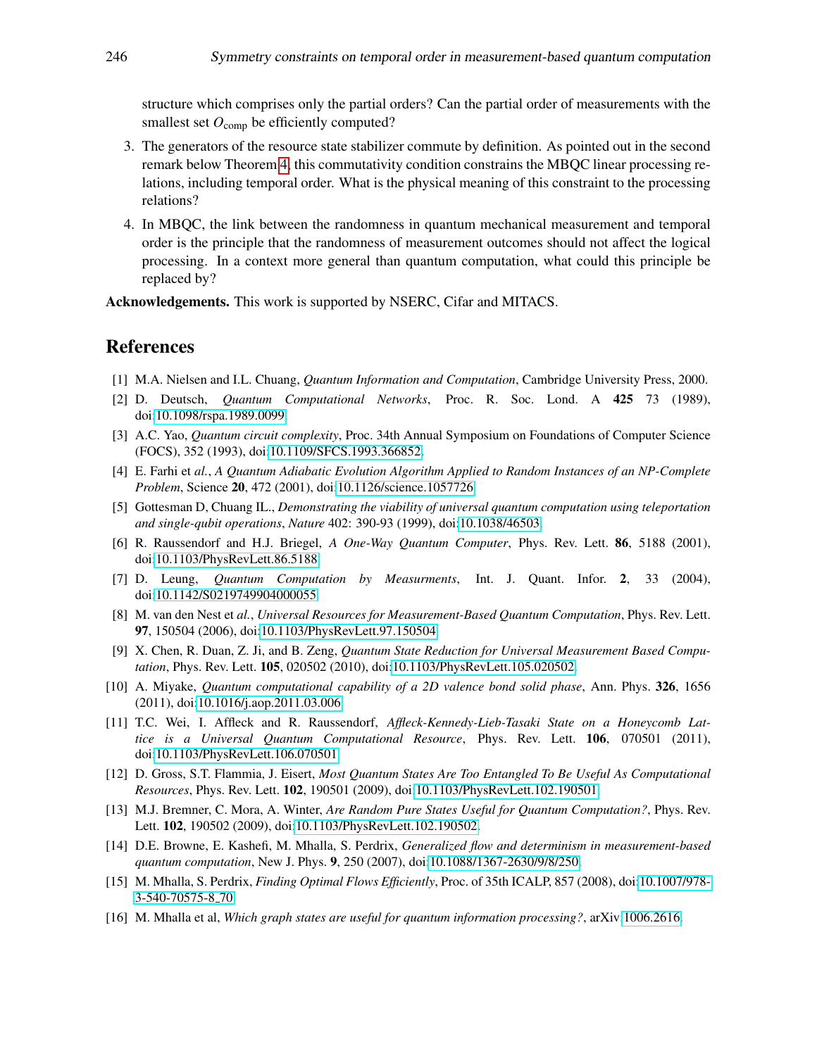structure which comprises only the partial orders? Can the partial order of measurements with the smallest set $O_{\text{comp}}$ be efficiently computed?

3. The generators of the resource state stabilizer commute by definition. As pointed out in the second remark below Theorem 4, this commutativity condition constrains the MBQC linear processing relations, including temporal order. What is the physical meaning of this constraint to the processing relations?

4. In MBQC, the link between the randomness in quantum mechanical measurement and temporal order is the principle that the randomness of measurement outcomes should not affect the logical processing. In a context more general than quantum computation, what could this principle be replaced by?

**Acknowledgements.** This work is supported by NSERC, Cifar and MITACS.

## References

[1] M.A. Nielsen and I.L. Chuang, *Quantum Information and Computation*, Cambridge University Press, 2000.

[2] D. Deutsch, *Quantum Computational Networks*, Proc. R. Soc. Lond. A **425** 73 (1989), doi:10.1098/rspa.1989.0099.

[3] A.C. Yao, *Quantum circuit complexity*, Proc. 34th Annual Symposium on Foundations of Computer Science (FOCS), 352 (1993), doi:10.1109/SFCS.1993.366852.

[4] E. Farhi et *al.*, *A Quantum Adiabatic Evolution Algorithm Applied to Random Instances of an NP-Complete Problem*, Science **20**, 472 (2001), doi:10.1126/science.1057726.

[5] Gottesman D, Chuang IL., *Demonstrating the viability of universal quantum computation using teleportation and single-qubit operations*, *Nature* 402: 390-93 (1999), doi:10.1038/46503.

[6] R. Raussendorf and H.J. Briegel, *A One-Way Quantum Computer*, Phys. Rev. Lett. **86**, 5188 (2001), doi:10.1103/PhysRevLett.86.5188.

[7] D. Leung, *Quantum Computation by Measurments*, Int. J. Quant. Infor. **2**, 33 (2004), doi:10.1142/S0219749904000055.

[8] M. van den Nest et *al.*, *Universal Resources for Measurement-Based Quantum Computation*, Phys. Rev. Lett. **97**, 150504 (2006), doi:10.1103/PhysRevLett.97.150504.

[9] X. Chen, R. Duan, Z. Ji, and B. Zeng, *Quantum State Reduction for Universal Measurement Based Computation*, Phys. Rev. Lett. **105**, 020502 (2010), doi:10.1103/PhysRevLett.105.020502.

[10] A. Miyake, *Quantum computational capability of a 2D valence bond solid phase*, Ann. Phys. **326**, 1656 (2011), doi:10.1016/j.aop.2011.03.006.

[11] T.C. Wei, I. Affleck and R. Raussendorf, *Affleck-Kennedy-Lieb-Tasaki State on a Honeycomb Lattice is a Universal Quantum Computational Resource*, Phys. Rev. Lett. **106**, 070501 (2011), doi:10.1103/PhysRevLett.106.070501.

[12] D. Gross, S.T. Flammia, J. Eisert, *Most Quantum States Are Too Entangled To Be Useful As Computational Resources*, Phys. Rev. Lett. **102**, 190501 (2009), doi:10.1103/PhysRevLett.102.190501.

[13] M.J. Bremner, C. Mora, A. Winter, *Are Random Pure States Useful for Quantum Computation?*, Phys. Rev. Lett. **102**, 190502 (2009), doi:10.1103/PhysRevLett.102.190502.

[14] D.E. Browne, E. Kashefi, M. Mhalla, S. Perdrix, *Generalized flow and determinism in measurement-based quantum computation*, New J. Phys. **9**, 250 (2007), doi:10.1088/1367-2630/9/8/250.

[15] M. Mhalla, S. Perdrix, *Finding Optimal Flows Efficiently*, Proc. of 35th ICALP, 857 (2008), doi:10.1007/978-3-540-70575-8_70.

[16] M. Mhalla et al, *Which graph states are useful for quantum information processing?*, arXiv 1006.2616.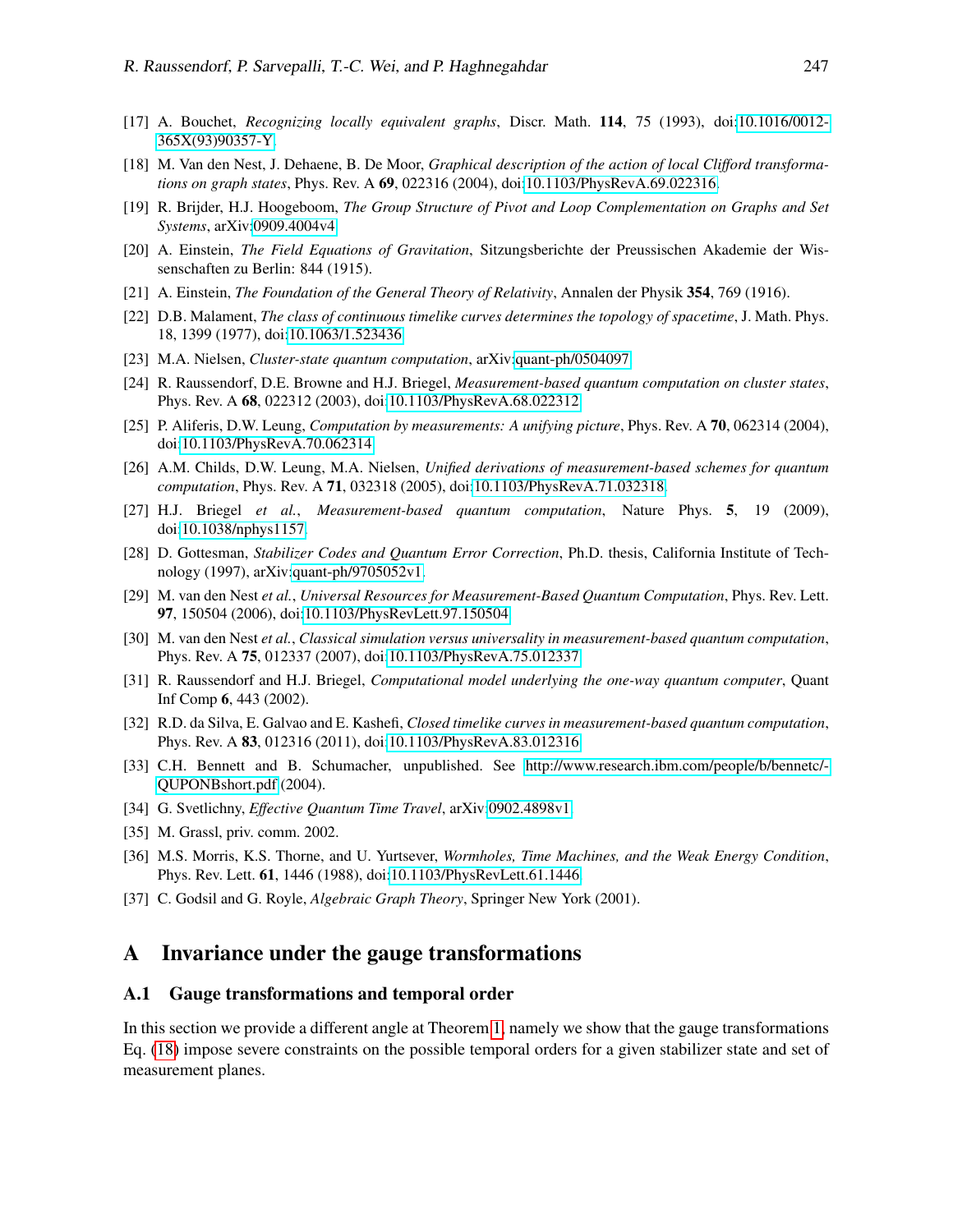[17] A. Bouchet, *Recognizing locally equivalent graphs*, Discr. Math. **114**, 75 (1993), doi:10.1016/0012-365X(93)90357-Y.

[18] M. Van den Nest, J. Dehaene, B. De Moor, *Graphical description of the action of local Clifford transformations on graph states*, Phys. Rev. A **69**, 022316 (2004), doi:10.1103/PhysRevA.69.022316.

[19] R. Brijder, H.J. Hoogeboom, *The Group Structure of Pivot and Loop Complementation on Graphs and Set Systems*, arXiv:0909.4004v4.

[20] A. Einstein, *The Field Equations of Gravitation*, Sitzungsberichte der Preussischen Akademie der Wissenschaften zu Berlin: 844 (1915).

[21] A. Einstein, *The Foundation of the General Theory of Relativity*, Annalen der Physik **354**, 769 (1916).

[22] D.B. Malament, *The class of continuous timelike curves determines the topology of spacetime*, J. Math. Phys. 18, 1399 (1977), doi:10.1063/1.523436.

[23] M.A. Nielsen, *Cluster-state quantum computation*, arXiv:quant-ph/0504097.

[24] R. Raussendorf, D.E. Browne and H.J. Briegel, *Measurement-based quantum computation on cluster states*, Phys. Rev. A **68**, 022312 (2003), doi:10.1103/PhysRevA.68.022312.

[25] P. Aliferis, D.W. Leung, *Computation by measurements: A unifying picture*, Phys. Rev. A **70**, 062314 (2004), doi:10.1103/PhysRevA.70.062314.

[26] A.M. Childs, D.W. Leung, M.A. Nielsen, *Unified derivations of measurement-based schemes for quantum computation*, Phys. Rev. A **71**, 032318 (2005), doi:10.1103/PhysRevA.71.032318.

[27] H.J. Briegel *et al.*, *Measurement-based quantum computation*, Nature Phys. **5**, 19 (2009), doi:10.1038/nphys1157.

[28] D. Gottesman, *Stabilizer Codes and Quantum Error Correction*, Ph.D. thesis, California Institute of Technology (1997), arXiv:quant-ph/9705052v1.

[29] M. van den Nest *et al.*, *Universal Resources for Measurement-Based Quantum Computation*, Phys. Rev. Lett. **97**, 150504 (2006), doi:10.1103/PhysRevLett.97.150504.

[30] M. van den Nest *et al.*, *Classical simulation versus universality in measurement-based quantum computation*, Phys. Rev. A **75**, 012337 (2007), doi:10.1103/PhysRevA.75.012337.

[31] R. Raussendorf and H.J. Briegel, *Computational model underlying the one-way quantum computer*, Quant Inf Comp **6**, 443 (2002).

[32] R.D. da Silva, E. Galvao and E. Kashefi, *Closed timelike curves in measurement-based quantum computation*, Phys. Rev. A **83**, 012316 (2011), doi:10.1103/PhysRevA.83.012316.

[33] C.H. Bennett and B. Schumacher, unpublished. See http://www.research.ibm.com/people/b/bennetc/-QUPONBshort.pdf (2004).

[34] G. Svetlichny, *Effective Quantum Time Travel*, arXiv:0902.4898v1.

[35] M. Grassl, priv. comm. 2002.

[36] M.S. Morris, K.S. Thorne, and U. Yurtsever, *Wormholes, Time Machines, and the Weak Energy Condition*, Phys. Rev. Lett. **61**, 1446 (1988), doi:10.1103/PhysRevLett.61.1446.

[37] C. Godsil and G. Royle, *Algebraic Graph Theory*, Springer New York (2001).

# A Invariance under the gauge transformations

## A.1 Gauge transformations and temporal order

In this section we provide a different angle at Theorem 1, namely we show that the gauge transformations Eq. (18) impose severe constraints on the possible temporal orders for a given stabilizer state and set of measurement planes.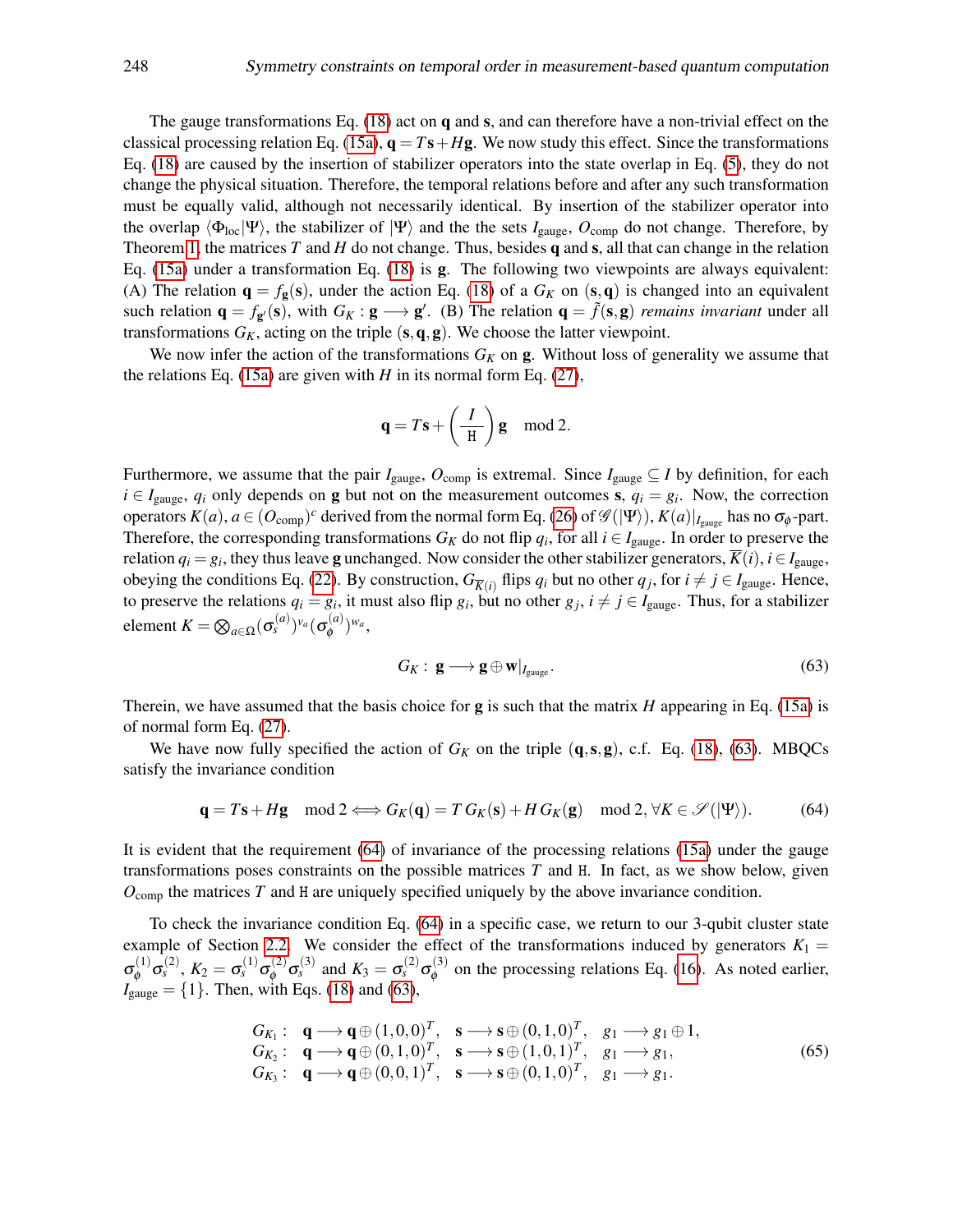The gauge transformations Eq. (18) act on $\mathbf{q}$ and $\mathbf{s}$, and can therefore have a non-trivial effect on the classical processing relation Eq. (15a), $\mathbf{q} = T\mathbf{s} + H\mathbf{g}$. We now study this effect. Since the transformations Eq. (18) are caused by the insertion of stabilizer operators into the state overlap in Eq. (5), they do not change the physical situation. Therefore, the temporal relations before and after any such transformation must be equally valid, although not necessarily identical. By insertion of the stabilizer operator into the overlap $\langle \Phi_{\text{loc}} | \Psi \rangle$, the stabilizer of $|\Psi\rangle$ and the the sets $I_{\text{gauge}}$, $O_{\text{comp}}$ do not change. Therefore, by Theorem 1, the matrices $T$ and $H$ do not change. Thus, besides $\mathbf{q}$ and $\mathbf{s}$, all that can change in the relation Eq. (15a) under a transformation Eq. (18) is $\mathbf{g}$. The following two viewpoints are always equivalent: (A) The relation $\mathbf{q} = f_{\mathbf{g}}(\mathbf{s})$, under the action Eq. (18) of a $G_K$ on $(\mathbf{s}, \mathbf{q})$ is changed into an equivalent such relation $\mathbf{q} = f_{\mathbf{g}'}(\mathbf{s})$, with $G_K : \mathbf{g} \longrightarrow \mathbf{g}'$. (B) The relation $\mathbf{q} = \tilde{f}(\mathbf{s}, \mathbf{g})$ *remains invariant* under all transformations $G_K$, acting on the triple $(\mathbf{s}, \mathbf{q}, \mathbf{g})$. We choose the latter viewpoint.

We now infer the action of the transformations $G_K$ on $\mathbf{g}$. Without loss of generality we assume that the relations Eq. (15a) are given with $H$ in its normal form Eq. (27),

$$\mathbf{q} = T\mathbf{s} + \left( \frac{I}{\mathtt{H}} \right) \mathbf{g} \mod 2.$$

Furthermore, we assume that the pair $I_{\text{gauge}}$, $O_{\text{comp}}$ is extremal. Since $I_{\text{gauge}} \subseteq I$ by definition, for each $i \in I_{\text{gauge}}$, $q_i$ only depends on $\mathbf{g}$ but not on the measurement outcomes $\mathbf{s}$, $q_i = g_i$. Now, the correction operators $K(a)$, $a \in (O_{\text{comp}})^c$ derived from the normal form Eq. (26) of $\mathscr{G}(|\Psi\rangle)$, $K(a)|_{I_{\text{gauge}}}$ has no $\sigma_\phi$-part. Therefore, the corresponding transformations $G_K$ do not flip $q_i$, for all $i \in I_{\text{gauge}}$. In order to preserve the relation $q_i = g_i$, they thus leave $\mathbf{g}$ unchanged. Now consider the other stabilizer generators, $\overline{K}(i)$, $i \in I_{\text{gauge}}$, obeying the conditions Eq. (22). By construction, $G_{\overline{K}(i)}$ flips $q_i$ but no other $q_j$, for $i \neq j \in I_{\text{gauge}}$. Hence, to preserve the relations $q_i = g_i$, it must also flip $g_i$, but no other $g_j$, $i \neq j \in I_{\text{gauge}}$. Thus, for a stabilizer element $K = \bigotimes_{a \in \Omega} (\sigma_s^{(a)})^{v_a} (\sigma_\phi^{(a)})^{w_a}$,

$$G_K: \; \mathbf{g} \longrightarrow \mathbf{g} \oplus \mathbf{w}|_{I_{\text{gauge}}}. \tag{63}$$

Therein, we have assumed that the basis choice for $\mathbf{g}$ is such that the matrix $H$ appearing in Eq. (15a) is of normal form Eq. (27).

We have now fully specified the action of $G_K$ on the triple $(\mathbf{q}, \mathbf{s}, \mathbf{g})$, c.f. Eq. (18), (63). MBQCs satisfy the invariance condition

$$\mathbf{q} = T\mathbf{s} + H\mathbf{g} \mod 2 \Longleftrightarrow G_K(\mathbf{q}) = T\, G_K(\mathbf{s}) + H\, G_K(\mathbf{g}) \mod 2, \forall K \in \mathscr{S}(|\Psi\rangle). \tag{64}$$

It is evident that the requirement (64) of invariance of the processing relations (15a) under the gauge transformations poses constraints on the possible matrices $T$ and $\mathtt{H}$. In fact, as we show below, given $O_{\text{comp}}$ the matrices $T$ and $\mathtt{H}$ are uniquely specified uniquely by the above invariance condition.

To check the invariance condition Eq. (64) in a specific case, we return to our 3-qubit cluster state example of Section 2.2. We consider the effect of the transformations induced by generators $K_1 = \sigma_\phi^{(1)}\sigma_s^{(2)}$, $K_2 = \sigma_s^{(1)}\sigma_\phi^{(2)}\sigma_s^{(3)}$ and $K_3 = \sigma_s^{(2)}\sigma_\phi^{(3)}$ on the processing relations Eq. (16). As noted earlier, $I_{\text{gauge}} = \{1\}$. Then, with Eqs. (18) and (63),

$$\begin{array}{llll}
G_{K_1}: & \mathbf{q} \longrightarrow \mathbf{q} \oplus (1,0,0)^T, & \mathbf{s} \longrightarrow \mathbf{s} \oplus (0,1,0)^T, & g_1 \longrightarrow g_1 \oplus 1, \\
G_{K_2}: & \mathbf{q} \longrightarrow \mathbf{q} \oplus (0,1,0)^T, & \mathbf{s} \longrightarrow \mathbf{s} \oplus (1,0,1)^T, & g_1 \longrightarrow g_1, \\
G_{K_3}: & \mathbf{q} \longrightarrow \mathbf{q} \oplus (0,0,1)^T, & \mathbf{s} \longrightarrow \mathbf{s} \oplus (0,1,0)^T, & g_1 \longrightarrow g_1.
\end{array} \tag{65}$$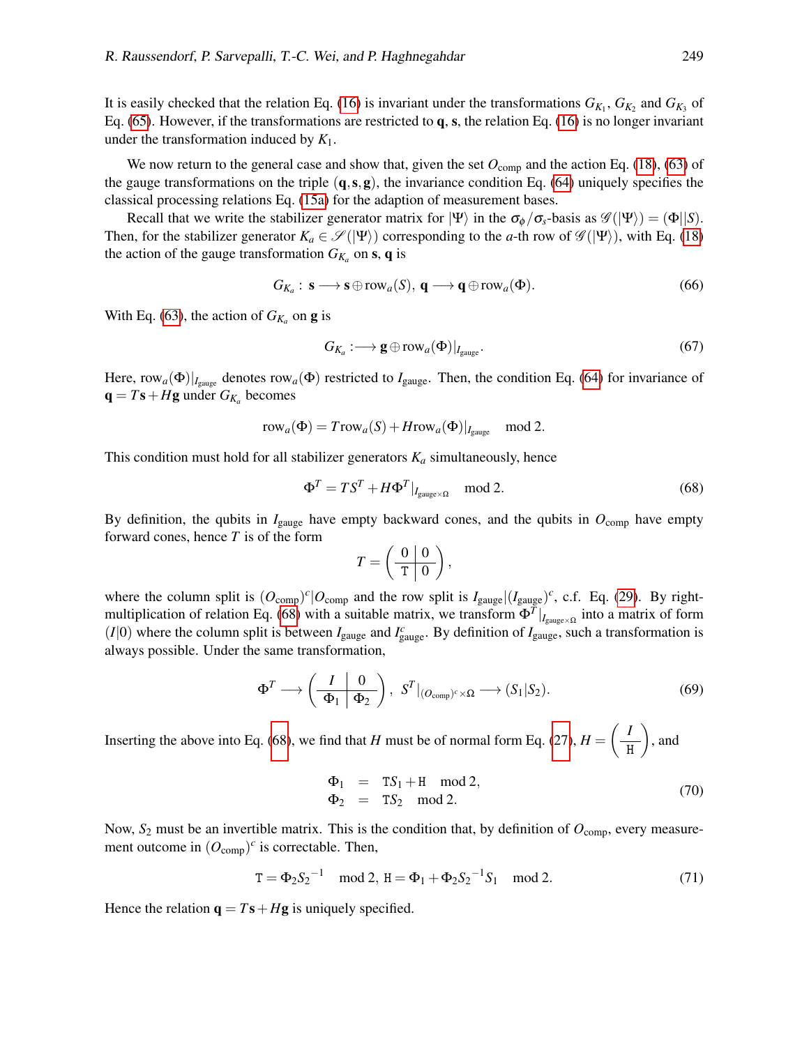It is easily checked that the relation Eq. (16) is invariant under the transformations $G_{K_1}$, $G_{K_2}$ and $G_{K_3}$ of Eq. (65). However, if the transformations are restricted to $\mathbf{q}$, $\mathbf{s}$, the relation Eq. (16) is no longer invariant under the transformation induced by $K_1$.

We now return to the general case and show that, given the set $O_{\text{comp}}$ and the action Eq. (18), (63) of the gauge transformations on the triple $(\mathbf{q}, \mathbf{s}, \mathbf{g})$, the invariance condition Eq. (64) uniquely specifies the classical processing relations Eq. (15a) for the adaption of measurement bases.

Recall that we write the stabilizer generator matrix for $|\Psi\rangle$ in the $\sigma_\phi/\sigma_s$-basis as $\mathscr{G}(|\Psi\rangle) = (\Phi||S)$. Then, for the stabilizer generator $K_a \in \mathscr{S}(|\Psi\rangle)$ corresponding to the $a$-th row of $\mathscr{G}(|\Psi\rangle)$, with Eq. (18) the action of the gauge transformation $G_{K_a}$ on $\mathbf{s}$, $\mathbf{q}$ is

$$G_{K_a}: \; \mathbf{s} \longrightarrow \mathbf{s} \oplus \text{row}_a(S), \; \mathbf{q} \longrightarrow \mathbf{q} \oplus \text{row}_a(\Phi). \tag{66}$$

With Eq. (63), the action of $G_{K_a}$ on $\mathbf{g}$ is

$$G_{K_a}: \longrightarrow \mathbf{g} \oplus \text{row}_a(\Phi)|_{I_{\text{gauge}}}. \tag{67}$$

Here, $\text{row}_a(\Phi)|_{I_{\text{gauge}}}$ denotes $\text{row}_a(\Phi)$ restricted to $I_{\text{gauge}}$. Then, the condition Eq. (64) for invariance of $\mathbf{q} = T\mathbf{s} + H\mathbf{g}$ under $G_{K_a}$ becomes

$$\text{row}_a(\Phi) = T\text{row}_a(S) + H\text{row}_a(\Phi)|_{I_{\text{gauge}}} \mod 2.$$

This condition must hold for all stabilizer generators $K_a$ simultaneously, hence

$$\Phi^T = TS^T + H\Phi^T|_{I_{\text{gauge}} \times \Omega} \mod 2. \tag{68}$$

By definition, the qubits in $I_{\text{gauge}}$ have empty backward cones, and the qubits in $O_{\text{comp}}$ have empty forward cones, hence $T$ is of the form

$$T = \left(\begin{array}{c|c} 0 & 0 \\ \hline \mathtt{T} & 0 \end{array}\right),$$

where the column split is $(O_{\text{comp}})^c | O_{\text{comp}}$ and the row split is $I_{\text{gauge}} | (I_{\text{gauge}})^c$, c.f. Eq. (29). By right-multiplication of relation Eq. (68) with a suitable matrix, we transform $\Phi^T|_{I_{\text{gauge}} \times \Omega}$ into a matrix of form $(I|0)$ where the column split is between $I_{\text{gauge}}$ and $I_{\text{gauge}}^c$. By definition of $I_{\text{gauge}}$, such a transformation is always possible. Under the same transformation,

$$\Phi^T \longrightarrow \left(\begin{array}{c|c} I & 0 \\ \hline \Phi_1 & \Phi_2 \end{array}\right), \;\; S^T|_{(O_{\text{comp}})^c \times \Omega} \longrightarrow (S_1|S_2). \tag{69}$$

Inserting the above into Eq. (68), we find that $H$ must be of normal form Eq. (27), $H = \left(\begin{array}{c} I \\ \hline \mathtt{H} \end{array}\right)$, and

$$\begin{aligned} \Phi_1 &= \mathtt{T}S_1 + \mathtt{H} \mod 2, \\ \Phi_2 &= \mathtt{T}S_2 \mod 2. \end{aligned} \tag{70}$$

Now, $S_2$ must be an invertible matrix. This is the condition that, by definition of $O_{\text{comp}}$, every measurement outcome in $(O_{\text{comp}})^c$ is correctable. Then,

$$\mathtt{T} = \Phi_2 {S_2}^{-1} \mod 2, \; \mathtt{H} = \Phi_1 + \Phi_2 {S_2}^{-1} S_1 \mod 2. \tag{71}$$

Hence the relation $\mathbf{q} = T\mathbf{s} + H\mathbf{g}$ is uniquely specified.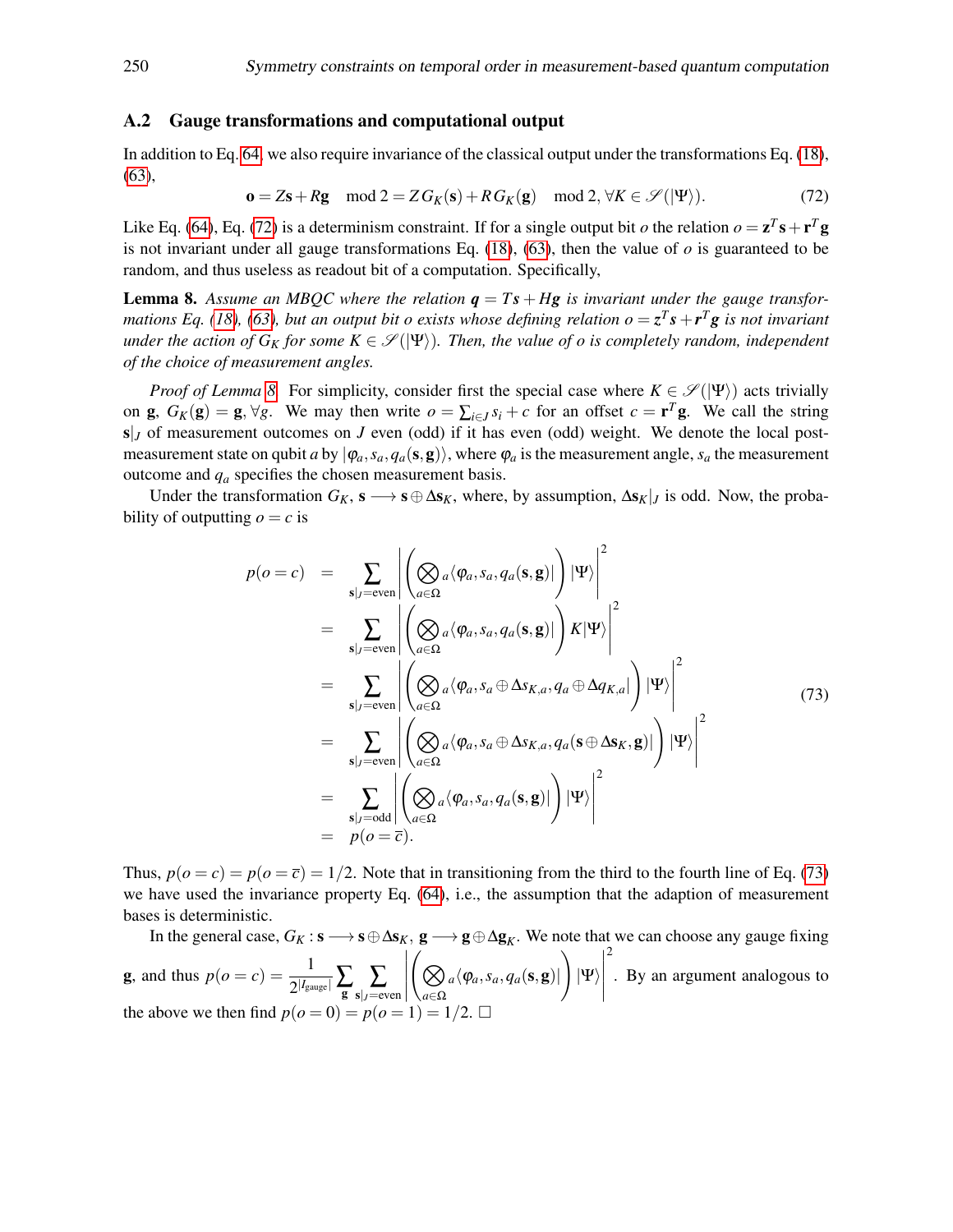### A.2 Gauge transformations and computational output

In addition to Eq. 64, we also require invariance of the classical output under the transformations Eq. (18), (63),

$$\mathbf{o} = Z\mathbf{s} + R\mathbf{g} \mod 2 = Z G_K(\mathbf{s}) + R G_K(\mathbf{g}) \mod 2, \forall K \in \mathscr{S}(|\Psi\rangle). \tag{72}$$

Like Eq. (64), Eq. (72) is a determinism constraint. If for a single output bit $o$ the relation $o = \mathbf{z}^T\mathbf{s} + \mathbf{r}^T\mathbf{g}$ is not invariant under all gauge transformations Eq. (18), (63), then the value of $o$ is guaranteed to be random, and thus useless as readout bit of a computation. Specifically,

**Lemma 8.** *Assume an MBQC where the relation $\boldsymbol{q} = T\boldsymbol{s} + H\boldsymbol{g}$ is invariant under the gauge transformations Eq. (18), (63), but an output bit $o$ exists whose defining relation $o = \boldsymbol{z}^T\boldsymbol{s} + \boldsymbol{r}^T\boldsymbol{g}$ is not invariant under the action of $G_K$ for some $K \in \mathscr{S}(|\Psi\rangle)$. Then, the value of $o$ is completely random, independent of the choice of measurement angles.*

*Proof of Lemma 8.* For simplicity, consider first the special case where $K \in \mathscr{S}(|\Psi\rangle)$ acts trivially on $\mathbf{g}$, $G_K(\mathbf{g}) = \mathbf{g}$, $\forall g$. We may then write $o = \sum_{i \in J} s_i + c$ for an offset $c = \mathbf{r}^T\mathbf{g}$. We call the string $\mathbf{s}|_J$ of measurement outcomes on $J$ even (odd) if it has even (odd) weight. We denote the local post-measurement state on qubit $a$ by $|\varphi_a, s_a, q_a(\mathbf{s},\mathbf{g})\rangle$, where $\varphi_a$ is the measurement angle, $s_a$ the measurement outcome and $q_a$ specifies the chosen measurement basis.

Under the transformation $G_K$, $\mathbf{s} \longrightarrow \mathbf{s} \oplus \Delta\mathbf{s}_K$, where, by assumption, $\Delta\mathbf{s}_K|_J$ is odd. Now, the probability of outputting $o = c$ is

$$\begin{aligned}
p(o=c) &= \sum_{\mathbf{s}|_J=\text{even}} \left| \left( \bigotimes_{a\in\Omega} {}_a\langle \varphi_a, s_a, q_a(\mathbf{s},\mathbf{g})| \right) |\Psi\rangle \right|^2 \\
&= \sum_{\mathbf{s}|_J=\text{even}} \left| \left( \bigotimes_{a\in\Omega} {}_a\langle \varphi_a, s_a, q_a(\mathbf{s},\mathbf{g})| \right) K|\Psi\rangle \right|^2 \\
&= \sum_{\mathbf{s}|_J=\text{even}} \left| \left( \bigotimes_{a\in\Omega} {}_a\langle \varphi_a, s_a \oplus \Delta s_{K,a}, q_a \oplus \Delta q_{K,a}| \right) |\Psi\rangle \right|^2 \\
&= \sum_{\mathbf{s}|_J=\text{even}} \left| \left( \bigotimes_{a\in\Omega} {}_a\langle \varphi_a, s_a \oplus \Delta s_{K,a}, q_a(\mathbf{s} \oplus \Delta\mathbf{s}_K, \mathbf{g})| \right) |\Psi\rangle \right|^2 \\
&= \sum_{\mathbf{s}|_J=\text{odd}} \left| \left( \bigotimes_{a\in\Omega} {}_a\langle \varphi_a, s_a, q_a(\mathbf{s},\mathbf{g})| \right) |\Psi\rangle \right|^2 \\
&= p(o=\overline{c}).
\end{aligned} \tag{73}$$

Thus, $p(o=c) = p(o=\overline{c}) = 1/2$. Note that in transitioning from the third to the fourth line of Eq. (73) we have used the invariance property Eq. (64), i.e., the assumption that the adaption of measurement bases is deterministic.

In the general case, $G_K : \mathbf{s} \longrightarrow \mathbf{s} \oplus \Delta\mathbf{s}_K$, $\mathbf{g} \longrightarrow \mathbf{g} \oplus \Delta\mathbf{g}_K$. We note that we can choose any gauge fixing $\mathbf{g}$, and thus $p(o=c) = \frac{1}{2^{|I_\text{gauge}|}} \sum_{\mathbf{g}} \sum_{\mathbf{s}|_J=\text{even}} \left| \left( \bigotimes_{a\in\Omega} {}_a\langle \varphi_a, s_a, q_a(\mathbf{s},\mathbf{g})| \right) |\Psi\rangle \right|^2$. By an argument analogous to the above we then find $p(o=0) = p(o=1) = 1/2$. $\square$